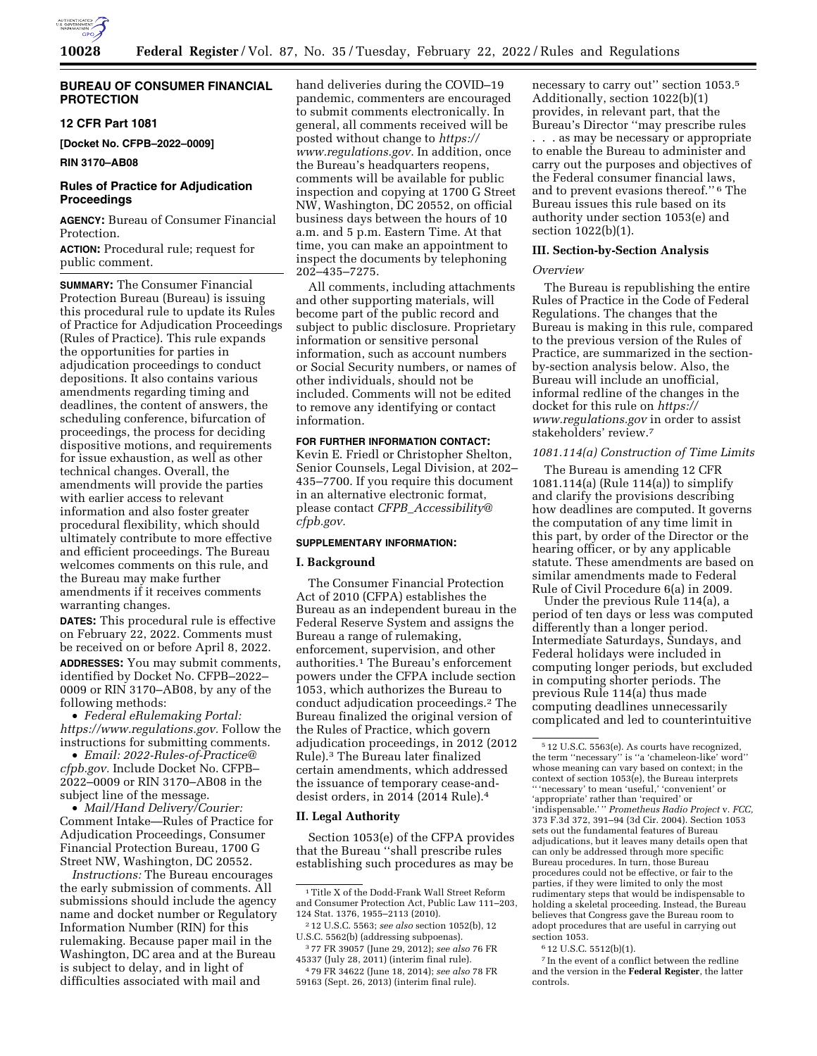## BUREAU OF CONSUMER FINANCIAL PROTECTION

### 12 CFR Part 1081

**[Docket No. CFPB–2022–0009]**

**RIN 3170–AB08**

### Rules of Practice for Adjudication Proceedings

**AGENCY:** Bureau of Consumer Financial Protection.

**ACTION:** Procedural rule; request for public comment.

**SUMMARY:** The Consumer Financial Protection Bureau (Bureau) is issuing this procedural rule to update its Rules of Practice for Adjudication Proceedings (Rules of Practice). This rule expands the opportunities for parties in adjudication proceedings to conduct depositions. It also contains various amendments regarding timing and deadlines, the content of answers, the scheduling conference, bifurcation of proceedings, the process for deciding dispositive motions, and requirements for issue exhaustion, as well as other technical changes. Overall, the amendments will provide the parties with earlier access to relevant information and also foster greater procedural flexibility, which should ultimately contribute to more effective and efficient proceedings. The Bureau welcomes comments on this rule, and the Bureau may make further amendments if it receives comments warranting changes.

**DATES:** This procedural rule is effective on February 22, 2022. Comments must be received on or before April 8, 2022.

**ADDRESSES:** You may submit comments, identified by Docket No. CFPB–2022–0009 or RIN 3170–AB08, by any of the following methods:

- *Federal eRulemaking Portal: https://www.regulations.gov.* Follow the instructions for submitting comments.
- *Email: 2022-Rules-of-Practice@cfpb.gov.* Include Docket No. CFPB–2022–0009 or RIN 3170–AB08 in the subject line of the message.
- *Mail/Hand Delivery/Courier:* Comment Intake—Rules of Practice for Adjudication Proceedings, Consumer Financial Protection Bureau, 1700 G Street NW, Washington, DC 20552.

*Instructions:* The Bureau encourages the early submission of comments. All submissions should include the agency name and docket number or Regulatory Information Number (RIN) for this rulemaking. Because paper mail in the Washington, DC area and at the Bureau is subject to delay, and in light of difficulties associated with mail and hand deliveries during the COVID–19 pandemic, commenters are encouraged to submit comments electronically. In general, all comments received will be posted without change to *https://www.regulations.gov.* In addition, once the Bureau's headquarters reopens, comments will be available for public inspection and copying at 1700 G Street NW, Washington, DC 20552, on official business days between the hours of 10 a.m. and 5 p.m. Eastern Time. At that time, you can make an appointment to inspect the documents by telephoning 202–435–7275.

All comments, including attachments and other supporting materials, will become part of the public record and subject to public disclosure. Proprietary information or sensitive personal information, such as account numbers or Social Security numbers, or names of other individuals, should not be included. Comments will not be edited to remove any identifying or contact information.

**FOR FURTHER INFORMATION CONTACT:** Kevin E. Friedl or Christopher Shelton, Senior Counsels, Legal Division, at 202–435–7700. If you require this document in an alternative electronic format, please contact *CFPB_Accessibility@cfpb.gov.*

**SUPPLEMENTARY INFORMATION:**

## I. Background

The Consumer Financial Protection Act of 2010 (CFPA) establishes the Bureau as an independent bureau in the Federal Reserve System and assigns the Bureau a range of rulemaking, enforcement, supervision, and other authorities.[1] The Bureau's enforcement powers under the CFPA include section 1053, which authorizes the Bureau to conduct adjudication proceedings.[2] The Bureau finalized the original version of the Rules of Practice, which govern adjudication proceedings, in 2012 (2012 Rule).[3] The Bureau later finalized certain amendments, which addressed the issuance of temporary cease-and-desist orders, in 2014 (2014 Rule).[4]

## II. Legal Authority

Section 1053(e) of the CFPA provides that the Bureau "shall prescribe rules establishing such procedures as may be necessary to carry out" section 1053.[5] Additionally, section 1022(b)(1) provides, in relevant part, that the Bureau's Director "may prescribe rules . . . as may be necessary or appropriate to enable the Bureau to administer and carry out the purposes and objectives of the Federal consumer financial laws, and to prevent evasions thereof."[6] The Bureau issues this rule based on its authority under section 1053(e) and section 1022(b)(1).

## III. Section-by-Section Analysis

*Overview*

The Bureau is republishing the entire Rules of Practice in the Code of Federal Regulations. The changes that the Bureau is making in this rule, compared to the previous version of the Rules of Practice, are summarized in the section-by-section analysis below. Also, the Bureau will include an unofficial, informal redline of the changes in the docket for this rule on *https://www.regulations.gov* in order to assist stakeholders' review.[7]

*1081.114(a) Construction of Time Limits*

The Bureau is amending 12 CFR 1081.114(a) (Rule 114(a)) to simplify and clarify the provisions describing how deadlines are computed. It governs the computation of any time limit in this part, by order of the Director or the hearing officer, or by any applicable statute. These amendments are based on similar amendments made to Federal Rule of Civil Procedure 6(a) in 2009.

Under the previous Rule 114(a), a period of ten days or less was computed differently than a longer period. Intermediate Saturdays, Sundays, and Federal holidays were included in computing longer periods, but excluded in computing shorter periods. The previous Rule 114(a) thus made computing deadlines unnecessarily complicated and led to counterintuitive

---

[1] Title X of the Dodd-Frank Wall Street Reform and Consumer Protection Act, Public Law 111–203, 124 Stat. 1376, 1955–2113 (2010).

[2] 12 U.S.C. 5563; *see also* section 1052(b), 12 U.S.C. 5562(b) (addressing subpoenas).

[3] 77 FR 39057 (June 29, 2012); *see also* 76 FR 45337 (July 28, 2011) (interim final rule).

[4] 79 FR 34622 (June 18, 2014); *see also* 78 FR 59163 (Sept. 26, 2013) (interim final rule).

[5] 12 U.S.C. 5563(e). As courts have recognized, the term "necessary" is "a 'chameleon-like' word" whose meaning can vary based on context; in the context of section 1053(e), the Bureau interprets " 'necessary' to mean 'useful,' 'convenient' or 'appropriate' rather than 'required' or 'indispensable.' " *Prometheus Radio Project* v. *FCC,* 373 F.3d 372, 391–94 (3d Cir. 2004). Section 1053 sets out the fundamental features of Bureau adjudications, but it leaves many details open that can only be addressed through more specific Bureau procedures. In turn, those Bureau procedures could not be effective, or fair to the parties, if they were limited to only the most rudimentary steps that would be indispensable to holding a skeletal proceeding. Instead, the Bureau believes that Congress gave the Bureau room to adopt procedures that are useful in carrying out section 1053.

[6] 12 U.S.C. 5512(b)(1).

[7] In the event of a conflict between the redline and the version in the **Federal Register**, the latter controls.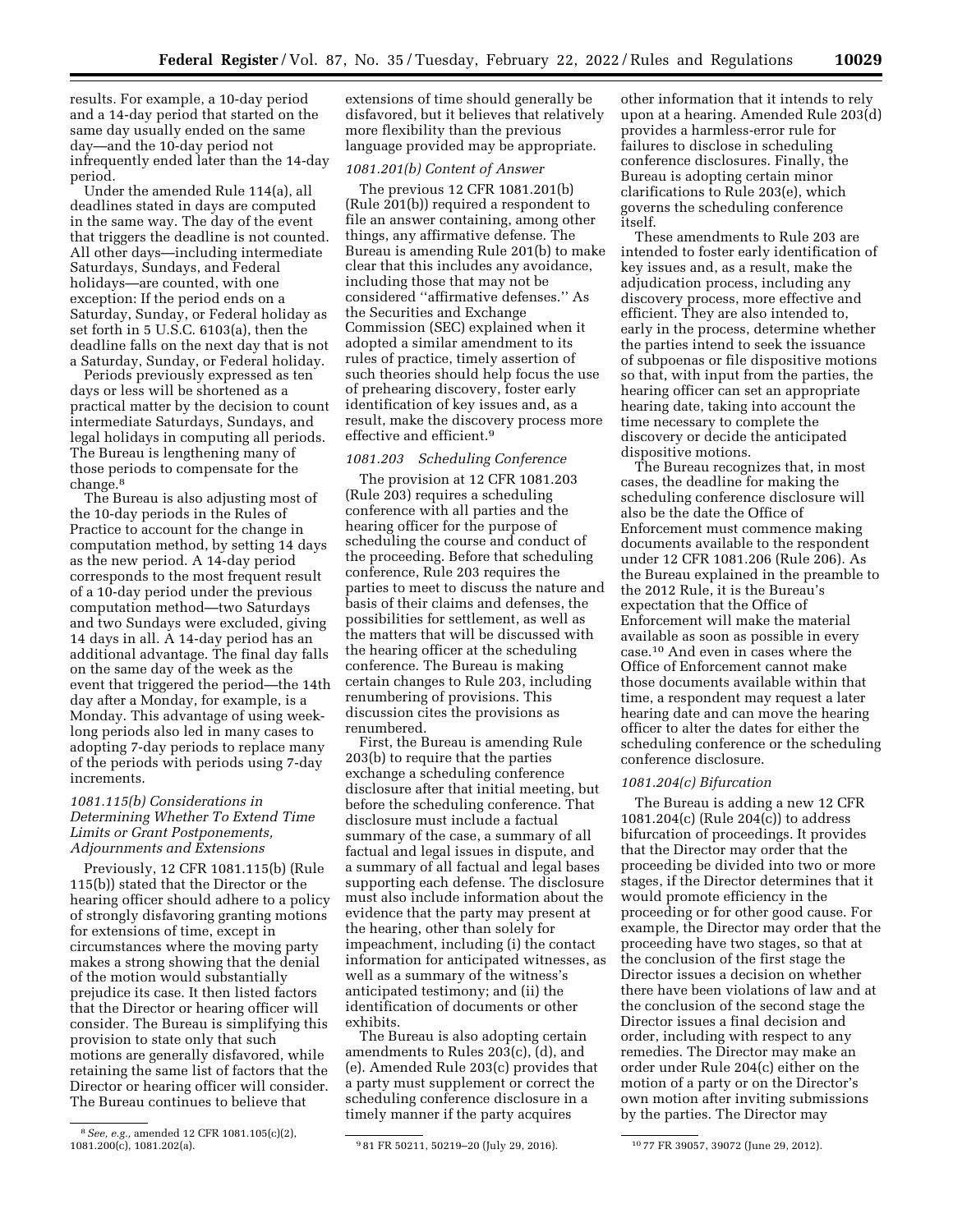results. For example, a 10-day period and a 14-day period that started on the same day usually ended on the same day—and the 10-day period not infrequently ended later than the 14-day period.

Under the amended Rule 114(a), all deadlines stated in days are computed in the same way. The day of the event that triggers the deadline is not counted. All other days—including intermediate Saturdays, Sundays, and Federal holidays—are counted, with one exception: If the period ends on a Saturday, Sunday, or Federal holiday as set forth in 5 U.S.C. 6103(a), then the deadline falls on the next day that is not a Saturday, Sunday, or Federal holiday.

Periods previously expressed as ten days or less will be shortened as a practical matter by the decision to count intermediate Saturdays, Sundays, and legal holidays in computing all periods. The Bureau is lengthening many of those periods to compensate for the change.[8]

The Bureau is also adjusting most of the 10-day periods in the Rules of Practice to account for the change in computation method, by setting 14 days as the new period. A 14-day period corresponds to the most frequent result of a 10-day period under the previous computation method—two Saturdays and two Sundays were excluded, giving 14 days in all. A 14-day period has an additional advantage. The final day falls on the same day of the week as the event that triggered the period—the 14th day after a Monday, for example, is a Monday. This advantage of using week-long periods also led in many cases to adopting 7-day periods to replace many of the periods with periods using 7-day increments.

### *1081.115(b) Considerations in Determining Whether To Extend Time Limits or Grant Postponements, Adjournments and Extensions*

Previously, 12 CFR 1081.115(b) (Rule 115(b)) stated that the Director or the hearing officer should adhere to a policy of strongly disfavoring granting motions for extensions of time, except in circumstances where the moving party makes a strong showing that the denial of the motion would substantially prejudice its case. It then listed factors that the Director or hearing officer will consider. The Bureau is simplifying this provision to state only that such motions are generally disfavored, while retaining the same list of factors that the Director or hearing officer will consider. The Bureau continues to believe that extensions of time should generally be disfavored, but it believes that relatively more flexibility than the previous language provided may be appropriate.

### *1081.201(b) Content of Answer*

The previous 12 CFR 1081.201(b) (Rule 201(b)) required a respondent to file an answer containing, among other things, any affirmative defense. The Bureau is amending Rule 201(b) to make clear that this includes any avoidance, including those that may not be considered ''affirmative defenses.'' As the Securities and Exchange Commission (SEC) explained when it adopted a similar amendment to its rules of practice, timely assertion of such theories should help focus the use of prehearing discovery, foster early identification of key issues and, as a result, make the discovery process more effective and efficient.[9]

### *1081.203 Scheduling Conference*

The provision at 12 CFR 1081.203 (Rule 203) requires a scheduling conference with all parties and the hearing officer for the purpose of scheduling the course and conduct of the proceeding. Before that scheduling conference, Rule 203 requires the parties to meet to discuss the nature and basis of their claims and defenses, the possibilities for settlement, as well as the matters that will be discussed with the hearing officer at the scheduling conference. The Bureau is making certain changes to Rule 203, including renumbering of provisions. This discussion cites the provisions as renumbered.

First, the Bureau is amending Rule 203(b) to require that the parties exchange a scheduling conference disclosure after that initial meeting, but before the scheduling conference. That disclosure must include a factual summary of the case, a summary of all factual and legal issues in dispute, and a summary of all factual and legal bases supporting each defense. The disclosure must also include information about the evidence that the party may present at the hearing, other than solely for impeachment, including (i) the contact information for anticipated witnesses, as well as a summary of the witness's anticipated testimony; and (ii) the identification of documents or other exhibits.

The Bureau is also adopting certain amendments to Rules 203(c), (d), and (e). Amended Rule 203(c) provides that a party must supplement or correct the scheduling conference disclosure in a timely manner if the party acquires other information that it intends to rely upon at a hearing. Amended Rule 203(d) provides a harmless-error rule for failures to disclose in scheduling conference disclosures. Finally, the Bureau is adopting certain minor clarifications to Rule 203(e), which governs the scheduling conference itself.

These amendments to Rule 203 are intended to foster early identification of key issues and, as a result, make the adjudication process, including any discovery process, more effective and efficient. They are also intended to, early in the process, determine whether the parties intend to seek the issuance of subpoenas or file dispositive motions so that, with input from the parties, the hearing officer can set an appropriate hearing date, taking into account the time necessary to complete the discovery or decide the anticipated dispositive motions.

The Bureau recognizes that, in most cases, the deadline for making the scheduling conference disclosure will also be the date the Office of Enforcement must commence making documents available to the respondent under 12 CFR 1081.206 (Rule 206). As the Bureau explained in the preamble to the 2012 Rule, it is the Bureau's expectation that the Office of Enforcement will make the material available as soon as possible in every case.[10] And even in cases where the Office of Enforcement cannot make those documents available within that time, a respondent may request a later hearing date and can move the hearing officer to alter the dates for either the scheduling conference or the scheduling conference disclosure.

### *1081.204(c) Bifurcation*

The Bureau is adding a new 12 CFR 1081.204(c) (Rule 204(c)) to address bifurcation of proceedings. It provides that the Director may order that the proceeding be divided into two or more stages, if the Director determines that it would promote efficiency in the proceeding or for other good cause. For example, the Director may order that the proceeding have two stages, so that at the conclusion of the first stage the Director issues a decision on whether there have been violations of law and at the conclusion of the second stage the Director issues a final decision and order, including with respect to any remedies. The Director may make an order under Rule 204(c) either on the motion of a party or on the Director's own motion after inviting submissions by the parties. The Director may

---

[8] *See, e.g.,* amended 12 CFR 1081.105(c)(2), 1081.200(c), 1081.202(a).

[9] 81 FR 50211, 50219–20 (July 29, 2016).

[10] 77 FR 39057, 39072 (June 29, 2012).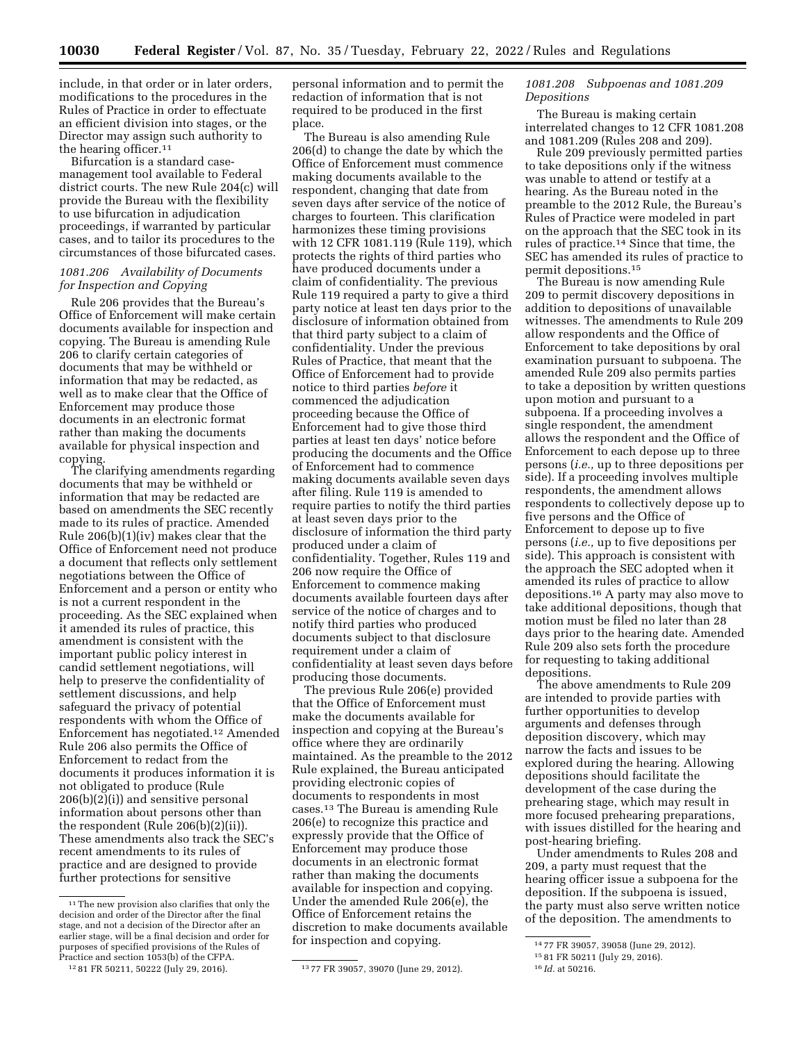include, in that order or in later orders, modifications to the procedures in the Rules of Practice in order to effectuate an efficient division into stages, or the Director may assign such authority to the hearing officer.[11]

Bifurcation is a standard case-management tool available to Federal district courts. The new Rule 204(c) will provide the Bureau with the flexibility to use bifurcation in adjudication proceedings, if warranted by particular cases, and to tailor its procedures to the circumstances of those bifurcated cases.

### *1081.206 Availability of Documents for Inspection and Copying*

Rule 206 provides that the Bureau's Office of Enforcement will make certain documents available for inspection and copying. The Bureau is amending Rule 206 to clarify certain categories of documents that may be withheld or information that may be redacted, as well as to make clear that the Office of Enforcement may produce those documents in an electronic format rather than making the documents available for physical inspection and copying.

The clarifying amendments regarding documents that may be withheld or information that may be redacted are based on amendments the SEC recently made to its rules of practice. Amended Rule 206(b)(1)(iv) makes clear that the Office of Enforcement need not produce a document that reflects only settlement negotiations between the Office of Enforcement and a person or entity who is not a current respondent in the proceeding. As the SEC explained when it amended its rules of practice, this amendment is consistent with the important public policy interest in candid settlement negotiations, will help to preserve the confidentiality of settlement discussions, and help safeguard the privacy of potential respondents with whom the Office of Enforcement has negotiated.[12] Amended Rule 206 also permits the Office of Enforcement to redact from the documents it produces information it is not obligated to produce (Rule 206(b)(2)(i)) and sensitive personal information about persons other than the respondent (Rule 206(b)(2)(ii)). These amendments also track the SEC's recent amendments to its rules of practice and are designed to provide further protections for sensitive personal information and to permit the redaction of information that is not required to be produced in the first place.

The Bureau is also amending Rule 206(d) to change the date by which the Office of Enforcement must commence making documents available to the respondent, changing that date from seven days after service of the notice of charges to fourteen. This clarification harmonizes these timing provisions with 12 CFR 1081.119 (Rule 119), which protects the rights of third parties who have produced documents under a claim of confidentiality. The previous Rule 119 required a party to give a third party notice at least ten days prior to the disclosure of information obtained from that third party subject to a claim of confidentiality. Under the previous Rules of Practice, that meant that the Office of Enforcement had to provide notice to third parties *before* it commenced the adjudication proceeding because the Office of Enforcement had to give those third parties at least ten days' notice before producing the documents and the Office of Enforcement had to commence making documents available seven days after filing. Rule 119 is amended to require parties to notify the third parties at least seven days prior to the disclosure of information the third party produced under a claim of confidentiality. Together, Rules 119 and 206 now require the Office of Enforcement to commence making documents available fourteen days after service of the notice of charges and to notify third parties who produced documents subject to that disclosure requirement under a claim of confidentiality at least seven days before producing those documents.

The previous Rule 206(e) provided that the Office of Enforcement must make the documents available for inspection and copying at the Bureau's office where they are ordinarily maintained. As the preamble to the 2012 Rule explained, the Bureau anticipated providing electronic copies of documents to respondents in most cases.[13] The Bureau is amending Rule 206(e) to recognize this practice and expressly provide that the Office of Enforcement may produce those documents in an electronic format rather than making the documents available for inspection and copying. Under the amended Rule 206(e), the Office of Enforcement retains the discretion to make documents available for inspection and copying.

### *1081.208 Subpoenas and 1081.209 Depositions*

The Bureau is making certain interrelated changes to 12 CFR 1081.208 and 1081.209 (Rules 208 and 209).

Rule 209 previously permitted parties to take depositions only if the witness was unable to attend or testify at a hearing. As the Bureau noted in the preamble to the 2012 Rule, the Bureau's Rules of Practice were modeled in part on the approach that the SEC took in its rules of practice.[14] Since that time, the SEC has amended its rules of practice to permit depositions.[15]

The Bureau is now amending Rule 209 to permit discovery depositions in addition to depositions of unavailable witnesses. The amendments to Rule 209 allow respondents and the Office of Enforcement to take depositions by oral examination pursuant to subpoena. The amended Rule 209 also permits parties to take a deposition by written questions upon motion and pursuant to a subpoena. If a proceeding involves a single respondent, the amendment allows the respondent and the Office of Enforcement to each depose up to three persons (*i.e.,* up to three depositions per side). If a proceeding involves multiple respondents, the amendment allows respondents to collectively depose up to five persons and the Office of Enforcement to depose up to five persons (*i.e.,* up to five depositions per side). This approach is consistent with the approach the SEC adopted when it amended its rules of practice to allow depositions.[16] A party may also move to take additional depositions, though that motion must be filed no later than 28 days prior to the hearing date. Amended Rule 209 also sets forth the procedure for requesting to taking additional depositions.

The above amendments to Rule 209 are intended to provide parties with further opportunities to develop arguments and defenses through deposition discovery, which may narrow the facts and issues to be explored during the hearing. Allowing depositions should facilitate the development of the case during the prehearing stage, which may result in more focused prehearing preparations, with issues distilled for the hearing and post-hearing briefing.

Under amendments to Rules 208 and 209, a party must request that the hearing officer issue a subpoena for the deposition. If the subpoena is issued, the party must also serve written notice of the deposition. The amendments to

---

[11] The new provision also clarifies that only the decision and order of the Director after the final stage, and not a decision of the Director after an earlier stage, will be a final decision and order for purposes of specified provisions of the Rules of Practice and section 1053(b) of the CFPA.

[12] 81 FR 50211, 50222 (July 29, 2016).

[13] 77 FR 39057, 39070 (June 29, 2012).

[14] 77 FR 39057, 39058 (June 29, 2012).

[15] 81 FR 50211 (July 29, 2016).

[16] *Id.* at 50216.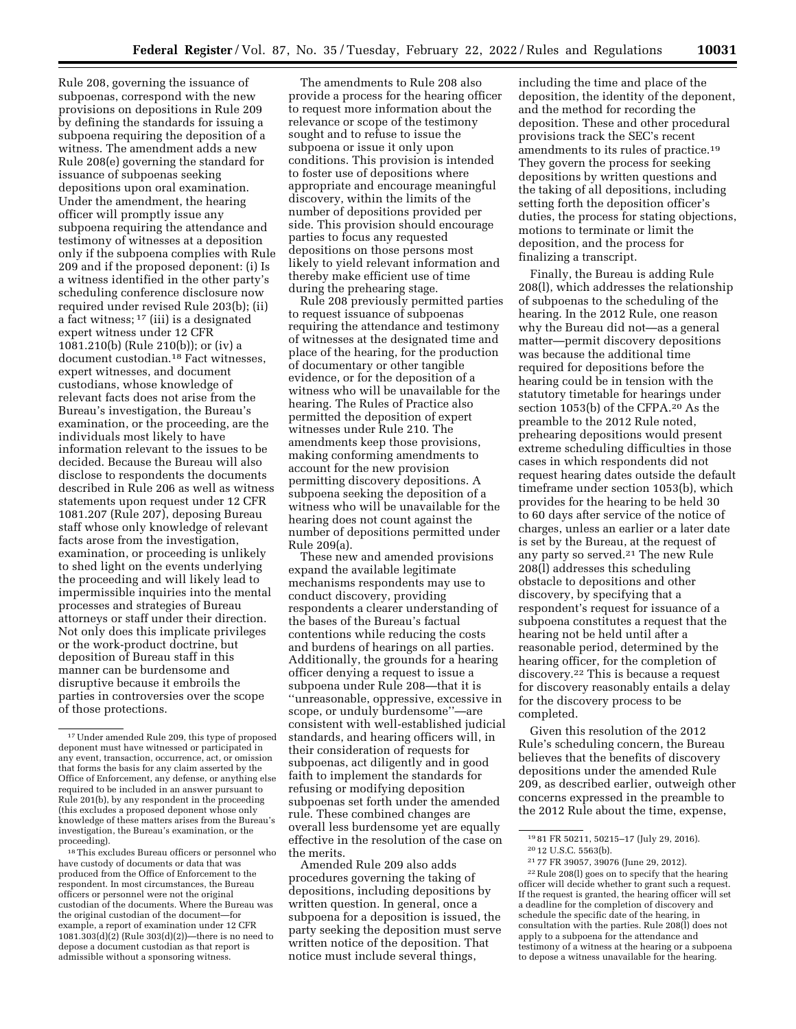Rule 208, governing the issuance of subpoenas, correspond with the new provisions on depositions in Rule 209 by defining the standards for issuing a subpoena requiring the deposition of a witness. The amendment adds a new Rule 208(e) governing the standard for issuance of subpoenas seeking depositions upon oral examination. Under the amendment, the hearing officer will promptly issue any subpoena requiring the attendance and testimony of witnesses at a deposition only if the subpoena complies with Rule 209 and if the proposed deponent: (i) Is a witness identified in the other party's scheduling conference disclosure now required under revised Rule 203(b); (ii) a fact witness;[17] (iii) is a designated expert witness under 12 CFR 1081.210(b) (Rule 210(b)); or (iv) a document custodian.[18] Fact witnesses, expert witnesses, and document custodians, whose knowledge of relevant facts does not arise from the Bureau's investigation, the Bureau's examination, or the proceeding, are the individuals most likely to have information relevant to the issues to be decided. Because the Bureau will also disclose to respondents the documents described in Rule 206 as well as witness statements upon request under 12 CFR 1081.207 (Rule 207), deposing Bureau staff whose only knowledge of relevant facts arose from the investigation, examination, or proceeding is unlikely to shed light on the events underlying the proceeding and will likely lead to impermissible inquiries into the mental processes and strategies of Bureau attorneys or staff under their direction. Not only does this implicate privileges or the work-product doctrine, but deposition of Bureau staff in this manner can be burdensome and disruptive because it embroils the parties in controversies over the scope of those protections.

The amendments to Rule 208 also provide a process for the hearing officer to request more information about the relevance or scope of the testimony sought and to refuse to issue the subpoena or issue it only upon conditions. This provision is intended to foster use of depositions where appropriate and encourage meaningful discovery, within the limits of the number of depositions provided per side. This provision should encourage parties to focus any requested depositions on those persons most likely to yield relevant information and thereby make efficient use of time during the prehearing stage.

Rule 208 previously permitted parties to request issuance of subpoenas requiring the attendance and testimony of witnesses at the designated time and place of the hearing, for the production of documentary or other tangible evidence, or for the deposition of a witness who will be unavailable for the hearing. The Rules of Practice also permitted the deposition of expert witnesses under Rule 210. The amendments keep those provisions, making conforming amendments to account for the new provision permitting discovery depositions. A subpoena seeking the deposition of a witness who will be unavailable for the hearing does not count against the number of depositions permitted under Rule 209(a).

These new and amended provisions expand the available legitimate mechanisms respondents may use to conduct discovery, providing respondents a clearer understanding of the bases of the Bureau's factual contentions while reducing the costs and burdens of hearings on all parties. Additionally, the grounds for a hearing officer denying a request to issue a subpoena under Rule 208—that it is "unreasonable, oppressive, excessive in scope, or unduly burdensome"—are consistent with well-established judicial standards, and hearing officers will, in their consideration of requests for subpoenas, act diligently and in good faith to implement the standards for refusing or modifying deposition subpoenas set forth under the amended rule. These combined changes are overall less burdensome yet are equally effective in the resolution of the case on the merits.

Amended Rule 209 also adds procedures governing the taking of depositions, including depositions by written question. In general, once a subpoena for a deposition is issued, the party seeking the deposition must serve written notice of the deposition. That notice must include several things, including the time and place of the deposition, the identity of the deponent, and the method for recording the deposition. These and other procedural provisions track the SEC's recent amendments to its rules of practice.[19] They govern the process for seeking depositions by written questions and the taking of all depositions, including setting forth the deposition officer's duties, the process for stating objections, motions to terminate or limit the deposition, and the process for finalizing a transcript.

Finally, the Bureau is adding Rule 208(l), which addresses the relationship of subpoenas to the scheduling of the hearing. In the 2012 Rule, one reason why the Bureau did not—as a general matter—permit discovery depositions was because the additional time required for depositions before the hearing could be in tension with the statutory timetable for hearings under section 1053(b) of the CFPA.[20] As the preamble to the 2012 Rule noted, prehearing depositions would present extreme scheduling difficulties in those cases in which respondents did not request hearing dates outside the default timeframe under section 1053(b), which provides for the hearing to be held 30 to 60 days after service of the notice of charges, unless an earlier or a later date is set by the Bureau, at the request of any party so served.[21] The new Rule 208(l) addresses this scheduling obstacle to depositions and other discovery, by specifying that a respondent's request for issuance of a subpoena constitutes a request that the hearing not be held until after a reasonable period, determined by the hearing officer, for the completion of discovery.[22] This is because a request for discovery reasonably entails a delay for the discovery process to be completed.

Given this resolution of the 2012 Rule's scheduling concern, the Bureau believes that the benefits of discovery depositions under the amended Rule 209, as described earlier, outweigh other concerns expressed in the preamble to the 2012 Rule about the time, expense,

---

[17] Under amended Rule 209, this type of proposed deponent must have witnessed or participated in any event, transaction, occurrence, act, or omission that forms the basis for any claim asserted by the Office of Enforcement, any defense, or anything else required to be included in an answer pursuant to Rule 201(b), by any respondent in the proceeding (this excludes a proposed deponent whose only knowledge of these matters arises from the Bureau's investigation, the Bureau's examination, or the proceeding).

[18] This excludes Bureau officers or personnel who have custody of documents or data that was produced from the Office of Enforcement to the respondent. In most circumstances, the Bureau officers or personnel were not the original custodian of the documents. Where the Bureau was the original custodian of the document—for example, a report of examination under 12 CFR 1081.303(d)(2) (Rule 303(d)(2))—there is no need to depose a document custodian as that report is admissible without a sponsoring witness.

[19] 81 FR 50211, 50215–17 (July 29, 2016).

[20] 12 U.S.C. 5563(b).

[21] 77 FR 39057, 39076 (June 29, 2012).

[22] Rule 208(l) goes on to specify that the hearing officer will decide whether to grant such a request. If the request is granted, the hearing officer will set a deadline for the completion of discovery and schedule the specific date of the hearing, in consultation with the parties. Rule 208(l) does not apply to a subpoena for the attendance and testimony of a witness at the hearing or a subpoena to depose a witness unavailable for the hearing.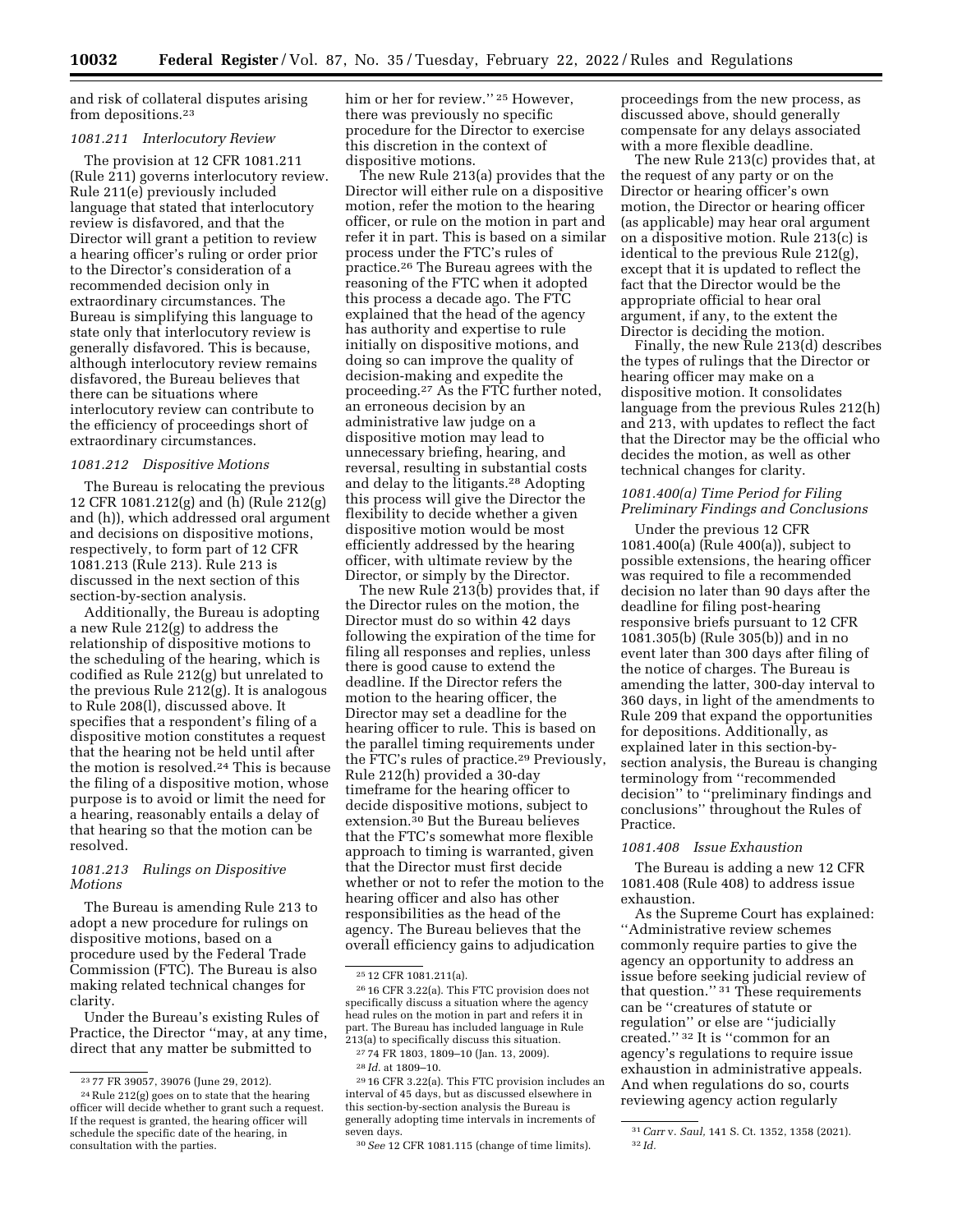and risk of collateral disputes arising from depositions.[23]

### 1081.211 Interlocutory Review

The provision at 12 CFR 1081.211 (Rule 211) governs interlocutory review. Rule 211(e) previously included language that stated that interlocutory review is disfavored, and that the Director will grant a petition to review a hearing officer's ruling or order prior to the Director's consideration of a recommended decision only in extraordinary circumstances. The Bureau is simplifying this language to state only that interlocutory review is generally disfavored. This is because, although interlocutory review remains disfavored, the Bureau believes that there can be situations where interlocutory review can contribute to the efficiency of proceedings short of extraordinary circumstances.

### 1081.212 Dispositive Motions

The Bureau is relocating the previous 12 CFR 1081.212(g) and (h) (Rule 212(g) and (h)), which addressed oral argument and decisions on dispositive motions, respectively, to form part of 12 CFR 1081.213 (Rule 213). Rule 213 is discussed in the next section of this section-by-section analysis.

Additionally, the Bureau is adopting a new Rule 212(g) to address the relationship of dispositive motions to the scheduling of the hearing, which is codified as Rule 212(g) but unrelated to the previous Rule 212(g). It is analogous to Rule 208(l), discussed above. It specifies that a respondent's filing of a dispositive motion constitutes a request that the hearing not be held until after the motion is resolved.[24] This is because the filing of a dispositive motion, whose purpose is to avoid or limit the need for a hearing, reasonably entails a delay of that hearing so that the motion can be resolved.

### 1081.213 Rulings on Dispositive Motions

The Bureau is amending Rule 213 to adopt a new procedure for rulings on dispositive motions, based on a procedure used by the Federal Trade Commission (FTC). The Bureau is also making related technical changes for clarity.

Under the Bureau's existing Rules of Practice, the Director "may, at any time, direct that any matter be submitted to him or her for review."[25] However, there was previously no specific procedure for the Director to exercise this discretion in the context of dispositive motions.

The new Rule 213(a) provides that the Director will either rule on a dispositive motion, refer the motion to the hearing officer, or rule on the motion in part and refer it in part. This is based on a similar process under the FTC's rules of practice.[26] The Bureau agrees with the reasoning of the FTC when it adopted this process a decade ago. The FTC explained that the head of the agency has authority and expertise to rule initially on dispositive motions, and doing so can improve the quality of decision-making and expedite the proceeding.[27] As the FTC further noted, an erroneous decision by an administrative law judge on a dispositive motion may lead to unnecessary briefing, hearing, and reversal, resulting in substantial costs and delay to the litigants.[28] Adopting this process will give the Director the flexibility to decide whether a given dispositive motion would be most efficiently addressed by the hearing officer, with ultimate review by the Director, or simply by the Director.

The new Rule 213(b) provides that, if the Director rules on the motion, the Director must do so within 42 days following the expiration of the time for filing all responses and replies, unless there is good cause to extend the deadline. If the Director refers the motion to the hearing officer, the Director may set a deadline for the hearing officer to rule. This is based on the parallel timing requirements under the FTC's rules of practice.[29] Previously, Rule 212(h) provided a 30-day timeframe for the hearing officer to decide dispositive motions, subject to extension.[30] But the Bureau believes that the FTC's somewhat more flexible approach to timing is warranted, given that the Director must first decide whether or not to refer the motion to the hearing officer and also has other responsibilities as the head of the agency. The Bureau believes that the overall efficiency gains to adjudication proceedings from the new process, as discussed above, should generally compensate for any delays associated with a more flexible deadline.

The new Rule 213(c) provides that, at the request of any party or on the Director or hearing officer's own motion, the Director or hearing officer (as applicable) may hear oral argument on a dispositive motion. Rule 213(c) is identical to the previous Rule 212(g), except that it is updated to reflect the fact that the Director would be the appropriate official to hear oral argument, if any, to the extent the Director is deciding the motion.

Finally, the new Rule 213(d) describes the types of rulings that the Director or hearing officer may make on a dispositive motion. It consolidates language from the previous Rules 212(h) and 213, with updates to reflect the fact that the Director may be the official who decides the motion, as well as other technical changes for clarity.

### 1081.400(a) Time Period for Filing Preliminary Findings and Conclusions

Under the previous 12 CFR 1081.400(a) (Rule 400(a)), subject to possible extensions, the hearing officer was required to file a recommended decision no later than 90 days after the deadline for filing post-hearing responsive briefs pursuant to 12 CFR 1081.305(b) (Rule 305(b)) and in no event later than 300 days after filing of the notice of charges. The Bureau is amending the latter, 300-day interval to 360 days, in light of the amendments to Rule 209 that expand the opportunities for depositions. Additionally, as explained later in this section-by-section analysis, the Bureau is changing terminology from "recommended decision" to "preliminary findings and conclusions" throughout the Rules of Practice.

### 1081.408 Issue Exhaustion

The Bureau is adding a new 12 CFR 1081.408 (Rule 408) to address issue exhaustion.

As the Supreme Court has explained: "Administrative review schemes commonly require parties to give the agency an opportunity to address an issue before seeking judicial review of that question."[31] These requirements can be "creatures of statute or regulation" or else are "judicially created."[32] It is "common for an agency's regulations to require issue exhaustion in administrative appeals. And when regulations do so, courts reviewing agency action regularly

---

[23] 77 FR 39057, 39076 (June 29, 2012).

[24] Rule 212(g) goes on to state that the hearing officer will decide whether to grant such a request. If the request is granted, the hearing officer will schedule the specific date of the hearing, in consultation with the parties.

[25] 12 CFR 1081.211(a).

[26] 16 CFR 3.22(a). This FTC provision does not specifically discuss a situation where the agency head rules on the motion in part and refers it in part. The Bureau has included language in Rule 213(a) to specifically discuss this situation.

[27] 74 FR 1803, 1809–10 (Jan. 13, 2009).

[28] *Id.* at 1809–10.

[29] 16 CFR 3.22(a). This FTC provision includes an interval of 45 days, but as discussed elsewhere in this section-by-section analysis the Bureau is generally adopting time intervals in increments of seven days.

[30] *See* 12 CFR 1081.115 (change of time limits).

[31] *Carr* v. *Saul,* 141 S. Ct. 1352, 1358 (2021).

[32] *Id.*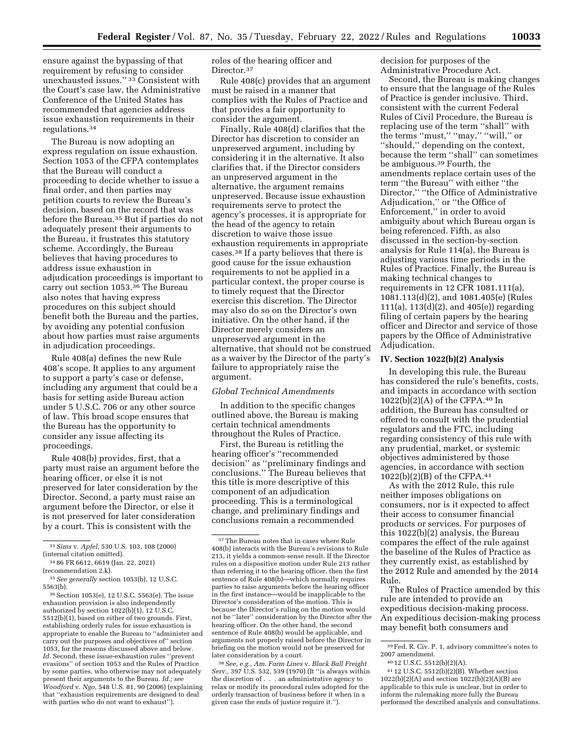ensure against the bypassing of that requirement by refusing to consider unexhausted issues.'' [33] Consistent with the Court's case law, the Administrative Conference of the United States has recommended that agencies address issue exhaustion requirements in their regulations.[34]

The Bureau is now adopting an express regulation on issue exhaustion. Section 1053 of the CFPA contemplates that the Bureau will conduct a proceeding to decide whether to issue a final order, and then parties may petition courts to review the Bureau's decision, based on the record that was before the Bureau.[35] But if parties do not adequately present their arguments to the Bureau, it frustrates this statutory scheme. Accordingly, the Bureau believes that having procedures to address issue exhaustion in adjudication proceedings is important to carry out section 1053.[36] The Bureau also notes that having express procedures on this subject should benefit both the Bureau and the parties, by avoiding any potential confusion about how parties must raise arguments in adjudication proceedings.

Rule 408(a) defines the new Rule 408's scope. It applies to any argument to support a party's case or defense, including any argument that could be a basis for setting aside Bureau action under 5 U.S.C. 706 or any other source of law. This broad scope ensures that the Bureau has the opportunity to consider any issue affecting its proceedings.

Rule 408(b) provides, first, that a party must raise an argument before the hearing officer, or else it is not preserved for later consideration by the Director. Second, a party must raise an argument before the Director, or else it is not preserved for later consideration by a court. This is consistent with the roles of the hearing officer and Director.[37]

Rule 408(c) provides that an argument must be raised in a manner that complies with the Rules of Practice and that provides a fair opportunity to consider the argument.

Finally, Rule 408(d) clarifies that the Director has discretion to consider an unpreserved argument, including by considering it in the alternative. It also clarifies that, if the Director considers an unpreserved argument in the alternative, the argument remains unpreserved. Because issue exhaustion requirements serve to protect the agency's processes, it is appropriate for the head of the agency to retain discretion to waive those issue exhaustion requirements in appropriate cases.[38] If a party believes that there is good cause for the issue exhaustion requirements to not be applied in a particular context, the proper course is to timely request that the Director exercise this discretion. The Director may also do so on the Director's own initiative. On the other hand, if the Director merely considers an unpreserved argument in the alternative, that should not be construed as a waiver by the Director of the party's failure to appropriately raise the argument.

*Global Technical Amendments*

In addition to the specific changes outlined above, the Bureau is making certain technical amendments throughout the Rules of Practice.

First, the Bureau is retitling the hearing officer's ''recommended decision'' as ''preliminary findings and conclusions.'' The Bureau believes that this title is more descriptive of this component of an adjudication proceeding. This is a terminological change, and preliminary findings and conclusions remain a recommended decision for purposes of the Administrative Procedure Act.

Second, the Bureau is making changes to ensure that the language of the Rules of Practice is gender inclusive. Third, consistent with the current Federal Rules of Civil Procedure, the Bureau is replacing use of the term ''shall'' with the terms ''must,'' ''may,'' ''will,'' or ''should,'' depending on the context, because the term ''shall'' can sometimes be ambiguous.[39] Fourth, the amendments replace certain uses of the term ''the Bureau'' with either ''the Director,'' ''the Office of Administrative Adjudication,'' or ''the Office of Enforcement,'' in order to avoid ambiguity about which Bureau organ is being referenced. Fifth, as also discussed in the section-by-section analysis for Rule 114(a), the Bureau is adjusting various time periods in the Rules of Practice. Finally, the Bureau is making technical changes to requirements in 12 CFR 1081.111(a), 1081.113(d)(2), and 1081.405(e) (Rules 111(a), 113(d)(2), and 405(e)) regarding filing of certain papers by the hearing officer and Director and service of those papers by the Office of Administrative Adjudication.

## IV. Section 1022(b)(2) Analysis

In developing this rule, the Bureau has considered the rule's benefits, costs, and impacts in accordance with section 1022(b)(2)(A) of the CFPA.[40] In addition, the Bureau has consulted or offered to consult with the prudential regulators and the FTC, including regarding consistency of this rule with any prudential, market, or systemic objectives administered by those agencies, in accordance with section 1022(b)(2)(B) of the CFPA.[41]

As with the 2012 Rule, this rule neither imposes obligations on consumers, nor is it expected to affect their access to consumer financial products or services. For purposes of this 1022(b)(2) analysis, the Bureau compares the effect of the rule against the baseline of the Rules of Practice as they currently exist, as established by the 2012 Rule and amended by the 2014 Rule.

The Rules of Practice amended by this rule are intended to provide an expeditious decision-making process. An expeditious decision-making process may benefit both consumers and

---

[33] *Sims* v. *Apfel,* 530 U.S. 103, 108 (2000) (internal citation omitted).

[34] 86 FR 6612, 6619 (Jan. 22, 2021) (recommendation 2.k).

[35] *See generally* section 1053(b), 12 U.S.C. 5563(b).

[36] Section 1053(e), 12 U.S.C. 5563(e). The issue exhaustion provision is also independently authorized by section 1022(b)(1), 12 U.S.C. 5512(b)(1), based on either of two grounds. First, establishing orderly rules for issue exhaustion is appropriate to enable the Bureau to ''administer and carry out the purposes and objectives of'' section 1053, for the reasons discussed above and below. *Id.* Second, these issue-exhaustion rules ''prevent evasions'' of section 1053 and the Rules of Practice by some parties, who otherwise may not adequately present their arguments to the Bureau. *Id.; see Woodford* v. *Ngo,* 548 U.S. 81, 90 (2006) (explaining that ''exhaustion requirements are designed to deal with parties who do not want to exhaust'').

[37] The Bureau notes that in cases where Rule 408(b) interacts with the Bureau's revisions to Rule 213, it yields a common-sense result. If the Director rules on a dispositive motion under Rule 213 rather than referring it to the hearing officer, then the first sentence of Rule 408(b)—which normally requires parties to raise arguments before the hearing officer in the first instance—would be inapplicable to the Director's consideration of the motion. This is because the Director's ruling on the motion would not be ''later'' consideration by the Director after the hearing officer. On the other hand, the second sentence of Rule 408(b) would be applicable, and arguments not properly raised before the Director in briefing on the motion would not be preserved for later consideration by a court.

[38] *See, e.g., Am. Farm Lines* v. *Black Ball Freight Serv.,* 397 U.S. 532, 539 (1970) (It ''is always within the discretion of . . . an administrative agency to relax or modify its procedural rules adopted for the orderly transaction of business before it when in a given case the ends of justice require it.'').

[39] Fed. R. Civ. P. 1, advisory committee's notes to 2007 amendment.

[40] 12 U.S.C. 5512(b)(2)(A).

[41] 12 U.S.C. 5512(b)(2)(B). Whether section 1022(b)(2)(A) and section 1022(b)(2)(A)(B) are applicable to this rule is unclear, but in order to inform the rulemaking more fully the Bureau performed the described analysis and consultations.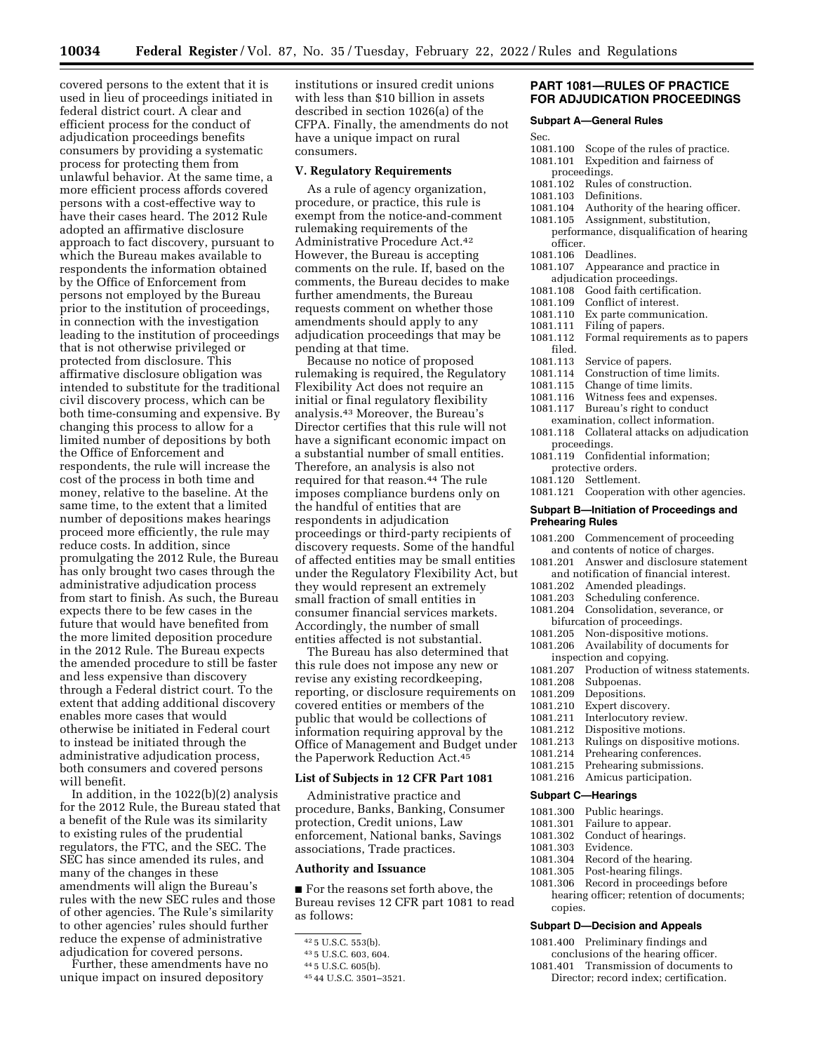covered persons to the extent that it is used in lieu of proceedings initiated in federal district court. A clear and efficient process for the conduct of adjudication proceedings benefits consumers by providing a systematic process for protecting them from unlawful behavior. At the same time, a more efficient process affords covered persons with a cost-effective way to have their cases heard. The 2012 Rule adopted an affirmative disclosure approach to fact discovery, pursuant to which the Bureau makes available to respondents the information obtained by the Office of Enforcement from persons not employed by the Bureau prior to the institution of proceedings, in connection with the investigation leading to the institution of proceedings that is not otherwise privileged or protected from disclosure. This affirmative disclosure obligation was intended to substitute for the traditional civil discovery process, which can be both time-consuming and expensive. By changing this process to allow for a limited number of depositions by both the Office of Enforcement and respondents, the rule will increase the cost of the process in both time and money, relative to the baseline. At the same time, to the extent that a limited number of depositions makes hearings proceed more efficiently, the rule may reduce costs. In addition, since promulgating the 2012 Rule, the Bureau has only brought two cases through the administrative adjudication process from start to finish. As such, the Bureau expects there to be few cases in the future that would have benefited from the more limited deposition procedure in the 2012 Rule. The Bureau expects the amended procedure to still be faster and less expensive than discovery through a Federal district court. To the extent that adding additional discovery enables more cases that would otherwise be initiated in Federal court to instead be initiated through the administrative adjudication process, both consumers and covered persons will benefit.

In addition, in the 1022(b)(2) analysis for the 2012 Rule, the Bureau stated that a benefit of the Rule was its similarity to existing rules of the prudential regulators, the FTC, and the SEC. The SEC has since amended its rules, and many of the changes in these amendments will align the Bureau's rules with the new SEC rules and those of other agencies. The Rule's similarity to other agencies' rules should further reduce the expense of administrative adjudication for covered persons.

Further, these amendments have no unique impact on insured depository institutions or insured credit unions with less than $10 billion in assets described in section 1026(a) of the CFPA. Finally, the amendments do not have a unique impact on rural consumers.

## V. Regulatory Requirements

As a rule of agency organization, procedure, or practice, this rule is exempt from the notice-and-comment rulemaking requirements of the Administrative Procedure Act.[42] However, the Bureau is accepting comments on the rule. If, based on the comments, the Bureau decides to make further amendments, the Bureau requests comment on whether those amendments should apply to any adjudication proceedings that may be pending at that time.

Because no notice of proposed rulemaking is required, the Regulatory Flexibility Act does not require an initial or final regulatory flexibility analysis.[43] Moreover, the Bureau's Director certifies that this rule will not have a significant economic impact on a substantial number of small entities. Therefore, an analysis is also not required for that reason.[44] The rule imposes compliance burdens only on the handful of entities that are respondents in adjudication proceedings or third-party recipients of discovery requests. Some of the handful of affected entities may be small entities under the Regulatory Flexibility Act, but they would represent an extremely small fraction of small entities in consumer financial services markets. Accordingly, the number of small entities affected is not substantial.

The Bureau has also determined that this rule does not impose any new or revise any existing recordkeeping, reporting, or disclosure requirements on covered entities or members of the public that would be collections of information requiring approval by the Office of Management and Budget under the Paperwork Reduction Act.[45]

### List of Subjects in 12 CFR Part 1081

Administrative practice and procedure, Banks, Banking, Consumer protection, Credit unions, Law enforcement, National banks, Savings associations, Trade practices.

### Authority and Issuance

■ For the reasons set forth above, the Bureau revises 12 CFR part 1081 to read as follows:

[42] 5 U.S.C. 553(b).

[43] 5 U.S.C. 603, 604.

[44] 5 U.S.C. 605(b).

[45] 44 U.S.C. 3501–3521.

## PART 1081—RULES OF PRACTICE FOR ADJUDICATION PROCEEDINGS

### Subpart A—General Rules

Sec.
1081.100 Scope of the rules of practice.
1081.101 Expedition and fairness of proceedings.
1081.102 Rules of construction.
1081.103 Definitions.
1081.104 Authority of the hearing officer.
1081.105 Assignment, substitution, performance, disqualification of hearing officer.
1081.106 Deadlines.
1081.107 Appearance and practice in adjudication proceedings.
1081.108 Good faith certification.
1081.109 Conflict of interest.
1081.110 Ex parte communication.
1081.111 Filing of papers.
1081.112 Formal requirements as to papers filed.
1081.113 Service of papers.
1081.114 Construction of time limits.
1081.115 Change of time limits.
1081.116 Witness fees and expenses.
1081.117 Bureau's right to conduct examination, collect information.
1081.118 Collateral attacks on adjudication proceedings.
1081.119 Confidential information; protective orders.
1081.120 Settlement.
1081.121 Cooperation with other agencies.

### Subpart B—Initiation of Proceedings and Prehearing Rules

1081.200 Commencement of proceeding and contents of notice of charges.
1081.201 Answer and disclosure statement and notification of financial interest.
1081.202 Amended pleadings.
1081.203 Scheduling conference.
1081.204 Consolidation, severance, or bifurcation of proceedings.
1081.205 Non-dispositive motions.
1081.206 Availability of documents for inspection and copying.
1081.207 Production of witness statements.
1081.208 Subpoenas.
1081.209 Depositions.
1081.210 Expert discovery.
1081.211 Interlocutory review.
1081.212 Dispositive motions.
1081.213 Rulings on dispositive motions.
1081.214 Prehearing conferences.
1081.215 Prehearing submissions.
1081.216 Amicus participation.

### Subpart C—Hearings

1081.300 Public hearings.
1081.301 Failure to appear.
1081.302 Conduct of hearings.
1081.303 Evidence.
1081.304 Record of the hearing.
1081.305 Post-hearing filings.
1081.306 Record in proceedings before hearing officer; retention of documents; copies.

### Subpart D—Decision and Appeals

1081.400 Preliminary findings and conclusions of the hearing officer.
1081.401 Transmission of documents to Director; record index; certification.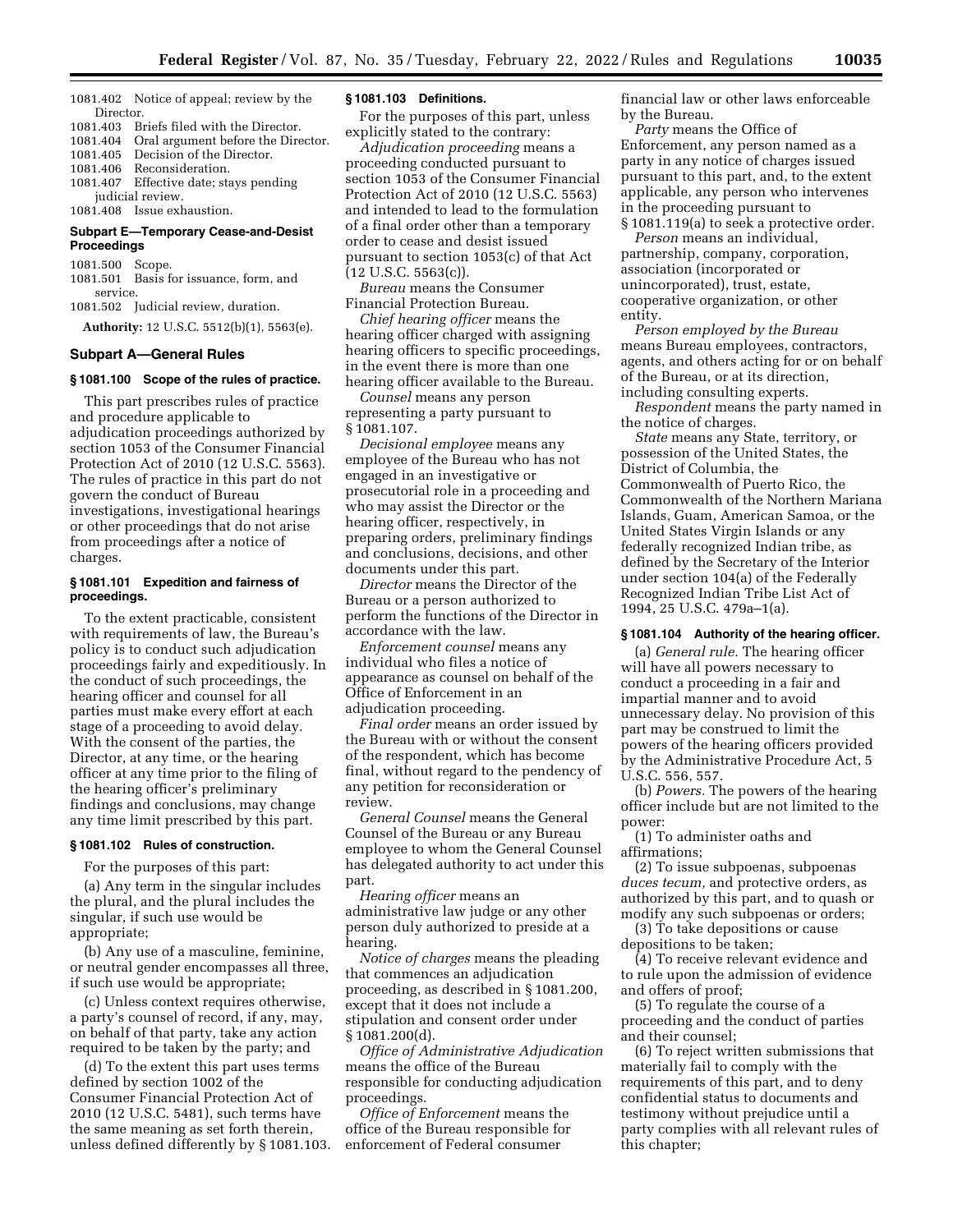1081.402 Notice of appeal; review by the Director.
1081.403 Briefs filed with the Director.
1081.404 Oral argument before the Director.
1081.405 Decision of the Director.
1081.406 Reconsideration.
1081.407 Effective date; stays pending judicial review.
1081.408 Issue exhaustion.

**Subpart E—Temporary Cease-and-Desist Proceedings**

1081.500 Scope.
1081.501 Basis for issuance, form, and service.
1081.502 Judicial review, duration.

**Authority:** 12 U.S.C. 5512(b)(1), 5563(e).

## Subpart A—General Rules

### § 1081.100 Scope of the rules of practice.

This part prescribes rules of practice and procedure applicable to adjudication proceedings authorized by section 1053 of the Consumer Financial Protection Act of 2010 (12 U.S.C. 5563). The rules of practice in this part do not govern the conduct of Bureau investigations, investigational hearings or other proceedings that do not arise from proceedings after a notice of charges.

### § 1081.101 Expedition and fairness of proceedings.

To the extent practicable, consistent with requirements of law, the Bureau's policy is to conduct such adjudication proceedings fairly and expeditiously. In the conduct of such proceedings, the hearing officer and counsel for all parties must make every effort at each stage of a proceeding to avoid delay. With the consent of the parties, the Director, at any time, or the hearing officer at any time prior to the filing of the hearing officer's preliminary findings and conclusions, may change any time limit prescribed by this part.

### § 1081.102 Rules of construction.

For the purposes of this part:

(a) Any term in the singular includes the plural, and the plural includes the singular, if such use would be appropriate;

(b) Any use of a masculine, feminine, or neutral gender encompasses all three, if such use would be appropriate;

(c) Unless context requires otherwise, a party's counsel of record, if any, may, on behalf of that party, take any action required to be taken by the party; and

(d) To the extent this part uses terms defined by section 1002 of the Consumer Financial Protection Act of 2010 (12 U.S.C. 5481), such terms have the same meaning as set forth therein, unless defined differently by § 1081.103.

### § 1081.103 Definitions.

For the purposes of this part, unless explicitly stated to the contrary:

*Adjudication proceeding* means a proceeding conducted pursuant to section 1053 of the Consumer Financial Protection Act of 2010 (12 U.S.C. 5563) and intended to lead to the formulation of a final order other than a temporary order to cease and desist issued pursuant to section 1053(c) of that Act (12 U.S.C. 5563(c)).

*Bureau* means the Consumer Financial Protection Bureau.

*Chief hearing officer* means the hearing officer charged with assigning hearing officers to specific proceedings, in the event there is more than one hearing officer available to the Bureau.

*Counsel* means any person representing a party pursuant to § 1081.107.

*Decisional employee* means any employee of the Bureau who has not engaged in an investigative or prosecutorial role in a proceeding and who may assist the Director or the hearing officer, respectively, in preparing orders, preliminary findings and conclusions, decisions, and other documents under this part.

*Director* means the Director of the Bureau or a person authorized to perform the functions of the Director in accordance with the law.

*Enforcement counsel* means any individual who files a notice of appearance as counsel on behalf of the Office of Enforcement in an adjudication proceeding.

*Final order* means an order issued by the Bureau with or without the consent of the respondent, which has become final, without regard to the pendency of any petition for reconsideration or review.

*General Counsel* means the General Counsel of the Bureau or any Bureau employee to whom the General Counsel has delegated authority to act under this part.

*Hearing officer* means an administrative law judge or any other person duly authorized to preside at a hearing.

*Notice of charges* means the pleading that commences an adjudication proceeding, as described in § 1081.200, except that it does not include a stipulation and consent order under § 1081.200(d).

*Office of Administrative Adjudication* means the office of the Bureau responsible for conducting adjudication proceedings.

*Office of Enforcement* means the office of the Bureau responsible for enforcement of Federal consumer financial law or other laws enforceable by the Bureau.

*Party* means the Office of Enforcement, any person named as a party in any notice of charges issued pursuant to this part, and, to the extent applicable, any person who intervenes in the proceeding pursuant to § 1081.119(a) to seek a protective order.

*Person* means an individual, partnership, company, corporation, association (incorporated or unincorporated), trust, estate, cooperative organization, or other entity.

*Person employed by the Bureau* means Bureau employees, contractors, agents, and others acting for or on behalf of the Bureau, or at its direction, including consulting experts.

*Respondent* means the party named in the notice of charges.

*State* means any State, territory, or possession of the United States, the District of Columbia, the Commonwealth of Puerto Rico, the Commonwealth of the Northern Mariana Islands, Guam, American Samoa, or the United States Virgin Islands or any federally recognized Indian tribe, as defined by the Secretary of the Interior under section 104(a) of the Federally Recognized Indian Tribe List Act of 1994, 25 U.S.C. 479a–1(a).

### § 1081.104 Authority of the hearing officer.

(a) *General rule.* The hearing officer will have all powers necessary to conduct a proceeding in a fair and impartial manner and to avoid unnecessary delay. No provision of this part may be construed to limit the powers of the hearing officers provided by the Administrative Procedure Act, 5 U.S.C. 556, 557.

(b) *Powers.* The powers of the hearing officer include but are not limited to the power:

(1) To administer oaths and affirmations;

(2) To issue subpoenas, subpoenas *duces tecum,* and protective orders, as authorized by this part, and to quash or modify any such subpoenas or orders;

(3) To take depositions or cause depositions to be taken;

(4) To receive relevant evidence and to rule upon the admission of evidence and offers of proof;

(5) To regulate the course of a proceeding and the conduct of parties and their counsel;

(6) To reject written submissions that materially fail to comply with the requirements of this part, and to deny confidential status to documents and testimony without prejudice until a party complies with all relevant rules of this chapter;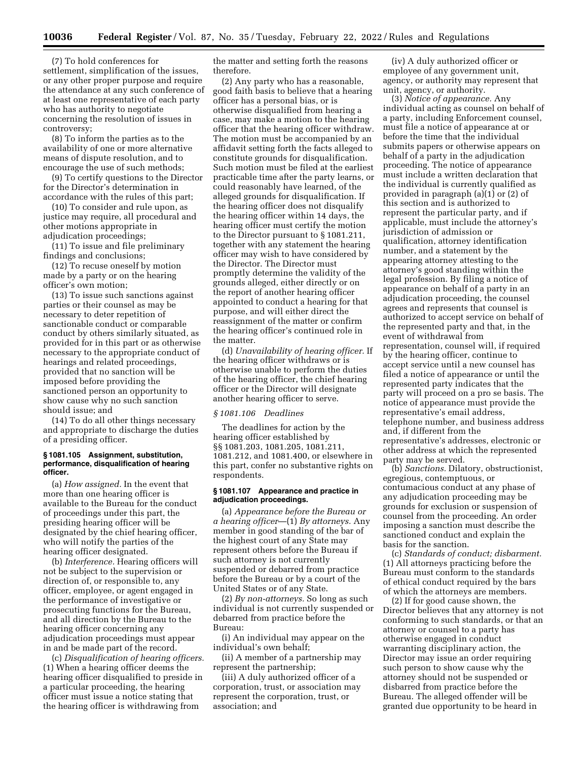(7) To hold conferences for settlement, simplification of the issues, or any other proper purpose and require the attendance at any such conference of at least one representative of each party who has authority to negotiate concerning the resolution of issues in controversy;

(8) To inform the parties as to the availability of one or more alternative means of dispute resolution, and to encourage the use of such methods;

(9) To certify questions to the Director for the Director's determination in accordance with the rules of this part;

(10) To consider and rule upon, as justice may require, all procedural and other motions appropriate in adjudication proceedings;

(11) To issue and file preliminary findings and conclusions;

(12) To recuse oneself by motion made by a party or on the hearing officer's own motion;

(13) To issue such sanctions against parties or their counsel as may be necessary to deter repetition of sanctionable conduct or comparable conduct by others similarly situated, as provided for in this part or as otherwise necessary to the appropriate conduct of hearings and related proceedings, provided that no sanction will be imposed before providing the sanctioned person an opportunity to show cause why no such sanction should issue; and

(14) To do all other things necessary and appropriate to discharge the duties of a presiding officer.

### § 1081.105 Assignment, substitution, performance, disqualification of hearing officer.

(a) *How assigned.* In the event that more than one hearing officer is available to the Bureau for the conduct of proceedings under this part, the presiding hearing officer will be designated by the chief hearing officer, who will notify the parties of the hearing officer designated.

(b) *Interference.* Hearing officers will not be subject to the supervision or direction of, or responsible to, any officer, employee, or agent engaged in the performance of investigative or prosecuting functions for the Bureau, and all direction by the Bureau to the hearing officer concerning any adjudication proceedings must appear in and be made part of the record.

(c) *Disqualification of hearing officers.* (1) When a hearing officer deems the hearing officer disqualified to preside in a particular proceeding, the hearing officer must issue a notice stating that the hearing officer is withdrawing from the matter and setting forth the reasons therefore.

(2) Any party who has a reasonable, good faith basis to believe that a hearing officer has a personal bias, or is otherwise disqualified from hearing a case, may make a motion to the hearing officer that the hearing officer withdraw. The motion must be accompanied by an affidavit setting forth the facts alleged to constitute grounds for disqualification. Such motion must be filed at the earliest practicable time after the party learns, or could reasonably have learned, of the alleged grounds for disqualification. If the hearing officer does not disqualify the hearing officer within 14 days, the hearing officer must certify the motion to the Director pursuant to § 1081.211, together with any statement the hearing officer may wish to have considered by the Director. The Director must promptly determine the validity of the grounds alleged, either directly or on the report of another hearing officer appointed to conduct a hearing for that purpose, and will either direct the reassignment of the matter or confirm the hearing officer's continued role in the matter.

(d) *Unavailability of hearing officer.* If the hearing officer withdraws or is otherwise unable to perform the duties of the hearing officer, the chief hearing officer or the Director will designate another hearing officer to serve.

### *§ 1081.106 Deadlines*

The deadlines for action by the hearing officer established by §§ 1081.203, 1081.205, 1081.211, 1081.212, and 1081.400, or elsewhere in this part, confer no substantive rights on respondents.

### § 1081.107 Appearance and practice in adjudication proceedings.

(a) *Appearance before the Bureau or a hearing officer*—(1) *By attorneys.* Any member in good standing of the bar of the highest court of any State may represent others before the Bureau if such attorney is not currently suspended or debarred from practice before the Bureau or by a court of the United States or of any State.

(2) *By non-attorneys.* So long as such individual is not currently suspended or debarred from practice before the Bureau:

(i) An individual may appear on the individual's own behalf;

(ii) A member of a partnership may represent the partnership;

(iii) A duly authorized officer of a corporation, trust, or association may represent the corporation, trust, or association; and

(iv) A duly authorized officer or employee of any government unit, agency, or authority may represent that unit, agency, or authority.

(3) *Notice of appearance.* Any individual acting as counsel on behalf of a party, including Enforcement counsel, must file a notice of appearance at or before the time that the individual submits papers or otherwise appears on behalf of a party in the adjudication proceeding. The notice of appearance must include a written declaration that the individual is currently qualified as provided in paragraph (a)(1) or (2) of this section and is authorized to represent the particular party, and if applicable, must include the attorney's jurisdiction of admission or qualification, attorney identification number, and a statement by the appearing attorney attesting to the attorney's good standing within the legal profession. By filing a notice of appearance on behalf of a party in an adjudication proceeding, the counsel agrees and represents that counsel is authorized to accept service on behalf of the represented party and that, in the event of withdrawal from representation, counsel will, if required by the hearing officer, continue to accept service until a new counsel has filed a notice of appearance or until the represented party indicates that the party will proceed on a pro se basis. The notice of appearance must provide the representative's email address, telephone number, and business address and, if different from the representative's addresses, electronic or other address at which the represented party may be served.

(b) *Sanctions.* Dilatory, obstructionist, egregious, contemptuous, or contumacious conduct at any phase of any adjudication proceeding may be grounds for exclusion or suspension of counsel from the proceeding. An order imposing a sanction must describe the sanctioned conduct and explain the basis for the sanction.

(c) *Standards of conduct; disbarment.* (1) All attorneys practicing before the Bureau must conform to the standards of ethical conduct required by the bars of which the attorneys are members.

(2) If for good cause shown, the Director believes that any attorney is not conforming to such standards, or that an attorney or counsel to a party has otherwise engaged in conduct warranting disciplinary action, the Director may issue an order requiring such person to show cause why the attorney should not be suspended or disbarred from practice before the Bureau. The alleged offender will be granted due opportunity to be heard in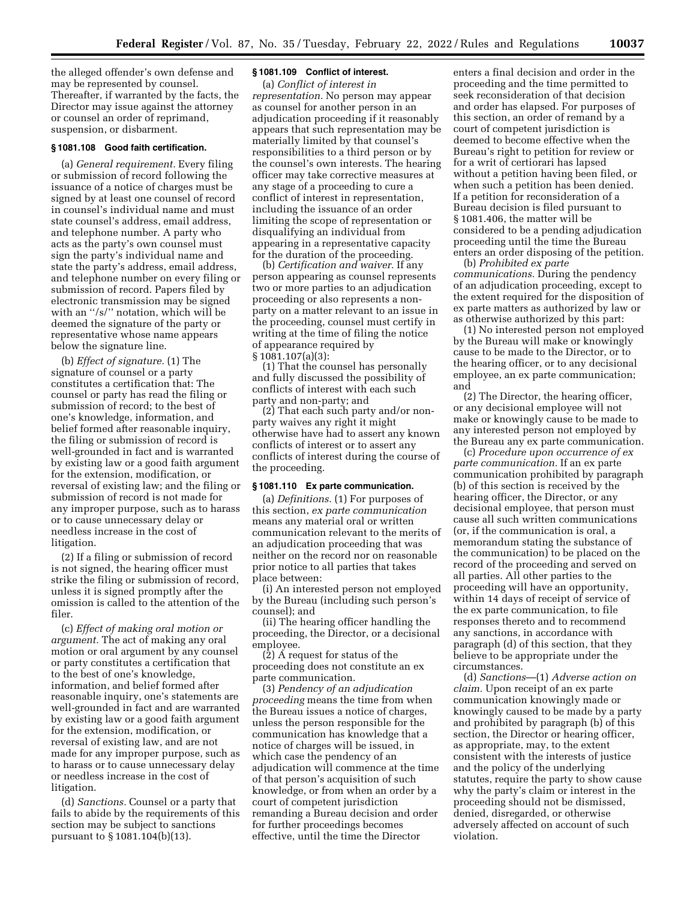the alleged offender's own defense and may be represented by counsel. Thereafter, if warranted by the facts, the Director may issue against the attorney or counsel an order of reprimand, suspension, or disbarment.

### § 1081.108 Good faith certification.

(a) *General requirement.* Every filing or submission of record following the issuance of a notice of charges must be signed by at least one counsel of record in counsel's individual name and must state counsel's address, email address, and telephone number. A party who acts as the party's own counsel must sign the party's individual name and state the party's address, email address, and telephone number on every filing or submission of record. Papers filed by electronic transmission may be signed with an ''/s/'' notation, which will be deemed the signature of the party or representative whose name appears below the signature line.

(b) *Effect of signature.* (1) The signature of counsel or a party constitutes a certification that: The counsel or party has read the filing or submission of record; to the best of one's knowledge, information, and belief formed after reasonable inquiry, the filing or submission of record is well-grounded in fact and is warranted by existing law or a good faith argument for the extension, modification, or reversal of existing law; and the filing or submission of record is not made for any improper purpose, such as to harass or to cause unnecessary delay or needless increase in the cost of litigation.

(2) If a filing or submission of record is not signed, the hearing officer must strike the filing or submission of record, unless it is signed promptly after the omission is called to the attention of the filer.

(c) *Effect of making oral motion or argument.* The act of making any oral motion or oral argument by any counsel or party constitutes a certification that to the best of one's knowledge, information, and belief formed after reasonable inquiry, one's statements are well-grounded in fact and are warranted by existing law or a good faith argument for the extension, modification, or reversal of existing law, and are not made for any improper purpose, such as to harass or to cause unnecessary delay or needless increase in the cost of litigation.

(d) *Sanctions.* Counsel or a party that fails to abide by the requirements of this section may be subject to sanctions pursuant to § 1081.104(b)(13).

### § 1081.109 Conflict of interest.

(a) *Conflict of interest in representation.* No person may appear as counsel for another person in an adjudication proceeding if it reasonably appears that such representation may be materially limited by that counsel's responsibilities to a third person or by the counsel's own interests. The hearing officer may take corrective measures at any stage of a proceeding to cure a conflict of interest in representation, including the issuance of an order limiting the scope of representation or disqualifying an individual from appearing in a representative capacity for the duration of the proceeding.

(b) *Certification and waiver.* If any person appearing as counsel represents two or more parties to an adjudication proceeding or also represents a non-party on a matter relevant to an issue in the proceeding, counsel must certify in writing at the time of filing the notice of appearance required by § 1081.107(a)(3):

(1) That the counsel has personally and fully discussed the possibility of conflicts of interest with each such party and non-party; and

(2) That each such party and/or non-party waives any right it might otherwise have had to assert any known conflicts of interest or to assert any conflicts of interest during the course of the proceeding.

### § 1081.110 Ex parte communication.

(a) *Definitions.* (1) For purposes of this section, *ex parte communication* means any material oral or written communication relevant to the merits of an adjudication proceeding that was neither on the record nor on reasonable prior notice to all parties that takes place between:

(i) An interested person not employed by the Bureau (including such person's counsel); and

(ii) The hearing officer handling the proceeding, the Director, or a decisional employee.

(2) A request for status of the proceeding does not constitute an ex parte communication.

(3) *Pendency of an adjudication proceeding* means the time from when the Bureau issues a notice of charges, unless the person responsible for the communication has knowledge that a notice of charges will be issued, in which case the pendency of an adjudication will commence at the time of that person's acquisition of such knowledge, or from when an order by a court of competent jurisdiction remanding a Bureau decision and order for further proceedings becomes effective, until the time the Director enters a final decision and order in the proceeding and the time permitted to seek reconsideration of that decision and order has elapsed. For purposes of this section, an order of remand by a court of competent jurisdiction is deemed to become effective when the Bureau's right to petition for review or for a writ of certiorari has lapsed without a petition having been filed, or when such a petition has been denied. If a petition for reconsideration of a Bureau decision is filed pursuant to § 1081.406, the matter will be considered to be a pending adjudication proceeding until the time the Bureau enters an order disposing of the petition.

(b) *Prohibited ex parte communications.* During the pendency of an adjudication proceeding, except to the extent required for the disposition of ex parte matters as authorized by law or as otherwise authorized by this part:

(1) No interested person not employed by the Bureau will make or knowingly cause to be made to the Director, or to the hearing officer, or to any decisional employee, an ex parte communication; and

(2) The Director, the hearing officer, or any decisional employee will not make or knowingly cause to be made to any interested person not employed by the Bureau any ex parte communication.

(c) *Procedure upon occurrence of ex parte communication.* If an ex parte communication prohibited by paragraph (b) of this section is received by the hearing officer, the Director, or any decisional employee, that person must cause all such written communications (or, if the communication is oral, a memorandum stating the substance of the communication) to be placed on the record of the proceeding and served on all parties. All other parties to the proceeding will have an opportunity, within 14 days of receipt of service of the ex parte communication, to file responses thereto and to recommend any sanctions, in accordance with paragraph (d) of this section, that they believe to be appropriate under the circumstances.

(d) *Sanctions*—(1) *Adverse action on claim.* Upon receipt of an ex parte communication knowingly made or knowingly caused to be made by a party and prohibited by paragraph (b) of this section, the Director or hearing officer, as appropriate, may, to the extent consistent with the interests of justice and the policy of the underlying statutes, require the party to show cause why the party's claim or interest in the proceeding should not be dismissed, denied, disregarded, or otherwise adversely affected on account of such violation.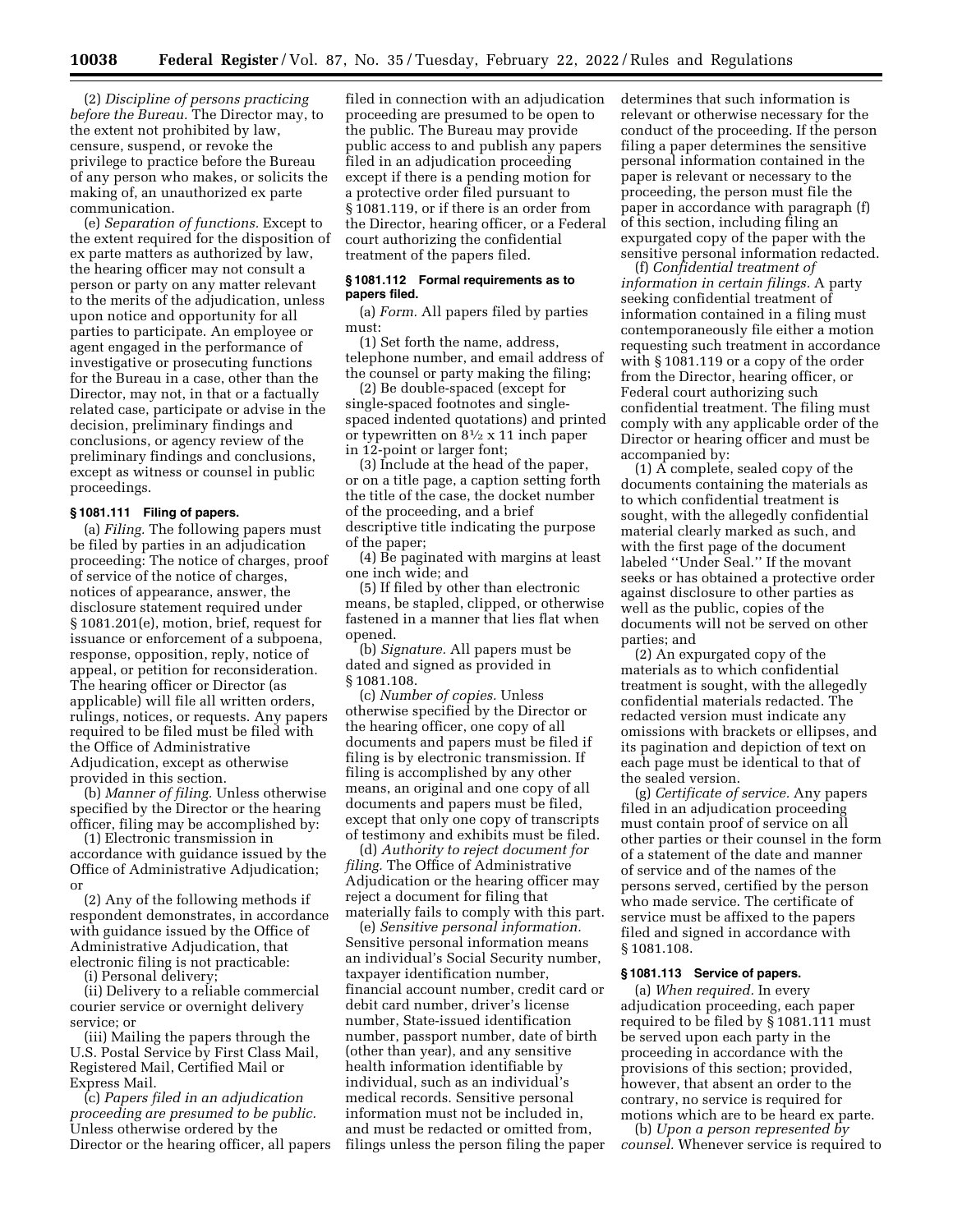(2) *Discipline of persons practicing before the Bureau.* The Director may, to the extent not prohibited by law, censure, suspend, or revoke the privilege to practice before the Bureau of any person who makes, or solicits the making of, an unauthorized ex parte communication.

(e) *Separation of functions.* Except to the extent required for the disposition of ex parte matters as authorized by law, the hearing officer may not consult a person or party on any matter relevant to the merits of the adjudication, unless upon notice and opportunity for all parties to participate. An employee or agent engaged in the performance of investigative or prosecuting functions for the Bureau in a case, other than the Director, may not, in that or a factually related case, participate or advise in the decision, preliminary findings and conclusions, or agency review of the preliminary findings and conclusions, except as witness or counsel in public proceedings.

### § 1081.111 Filing of papers.

(a) *Filing.* The following papers must be filed by parties in an adjudication proceeding: The notice of charges, proof of service of the notice of charges, notices of appearance, answer, the disclosure statement required under § 1081.201(e), motion, brief, request for issuance or enforcement of a subpoena, response, opposition, reply, notice of appeal, or petition for reconsideration. The hearing officer or Director (as applicable) will file all written orders, rulings, notices, or requests. Any papers required to be filed must be filed with the Office of Administrative Adjudication, except as otherwise provided in this section.

(b) *Manner of filing.* Unless otherwise specified by the Director or the hearing officer, filing may be accomplished by:

(1) Electronic transmission in accordance with guidance issued by the Office of Administrative Adjudication; or

(2) Any of the following methods if respondent demonstrates, in accordance with guidance issued by the Office of Administrative Adjudication, that electronic filing is not practicable:

(i) Personal delivery;

(ii) Delivery to a reliable commercial courier service or overnight delivery service; or

(iii) Mailing the papers through the U.S. Postal Service by First Class Mail, Registered Mail, Certified Mail or Express Mail.

(c) *Papers filed in an adjudication proceeding are presumed to be public.* Unless otherwise ordered by the Director or the hearing officer, all papers filed in connection with an adjudication proceeding are presumed to be open to the public. The Bureau may provide public access to and publish any papers filed in an adjudication proceeding except if there is a pending motion for a protective order filed pursuant to § 1081.119, or if there is an order from the Director, hearing officer, or a Federal court authorizing the confidential treatment of the papers filed.

### § 1081.112 Formal requirements as to papers filed.

(a) *Form.* All papers filed by parties must:

(1) Set forth the name, address, telephone number, and email address of the counsel or party making the filing;

(2) Be double-spaced (except for single-spaced footnotes and single-spaced indented quotations) and printed or typewritten on 8½ x 11 inch paper in 12-point or larger font;

(3) Include at the head of the paper, or on a title page, a caption setting forth the title of the case, the docket number of the proceeding, and a brief descriptive title indicating the purpose of the paper;

(4) Be paginated with margins at least one inch wide; and

(5) If filed by other than electronic means, be stapled, clipped, or otherwise fastened in a manner that lies flat when opened.

(b) *Signature.* All papers must be dated and signed as provided in § 1081.108.

(c) *Number of copies.* Unless otherwise specified by the Director or the hearing officer, one copy of all documents and papers must be filed if filing is by electronic transmission. If filing is accomplished by any other means, an original and one copy of all documents and papers must be filed, except that only one copy of transcripts of testimony and exhibits must be filed.

(d) *Authority to reject document for filing.* The Office of Administrative Adjudication or the hearing officer may reject a document for filing that materially fails to comply with this part.

(e) *Sensitive personal information.* Sensitive personal information means an individual's Social Security number, taxpayer identification number, financial account number, credit card or debit card number, driver's license number, State-issued identification number, passport number, date of birth (other than year), and any sensitive health information identifiable by individual, such as an individual's medical records. Sensitive personal information must not be included in, and must be redacted or omitted from, filings unless the person filing the paper determines that such information is relevant or otherwise necessary for the conduct of the proceeding. If the person filing a paper determines the sensitive personal information contained in the paper is relevant or necessary to the proceeding, the person must file the paper in accordance with paragraph (f) of this section, including filing an expurgated copy of the paper with the sensitive personal information redacted.

(f) *Confidential treatment of information in certain filings.* A party seeking confidential treatment of information contained in a filing must contemporaneously file either a motion requesting such treatment in accordance with § 1081.119 or a copy of the order from the Director, hearing officer, or Federal court authorizing such confidential treatment. The filing must comply with any applicable order of the Director or hearing officer and must be accompanied by:

(1) A complete, sealed copy of the documents containing the materials as to which confidential treatment is sought, with the allegedly confidential material clearly marked as such, and with the first page of the document labeled "Under Seal." If the movant seeks or has obtained a protective order against disclosure to other parties as well as the public, copies of the documents will not be served on other parties; and

(2) An expurgated copy of the materials as to which confidential treatment is sought, with the allegedly confidential materials redacted. The redacted version must indicate any omissions with brackets or ellipses, and its pagination and depiction of text on each page must be identical to that of the sealed version.

(g) *Certificate of service.* Any papers filed in an adjudication proceeding must contain proof of service on all other parties or their counsel in the form of a statement of the date and manner of service and of the names of the persons served, certified by the person who made service. The certificate of service must be affixed to the papers filed and signed in accordance with § 1081.108.

### § 1081.113 Service of papers.

(a) *When required.* In every adjudication proceeding, each paper required to be filed by § 1081.111 must be served upon each party in the proceeding in accordance with the provisions of this section; provided, however, that absent an order to the contrary, no service is required for motions which are to be heard ex parte.

(b) *Upon a person represented by counsel.* Whenever service is required to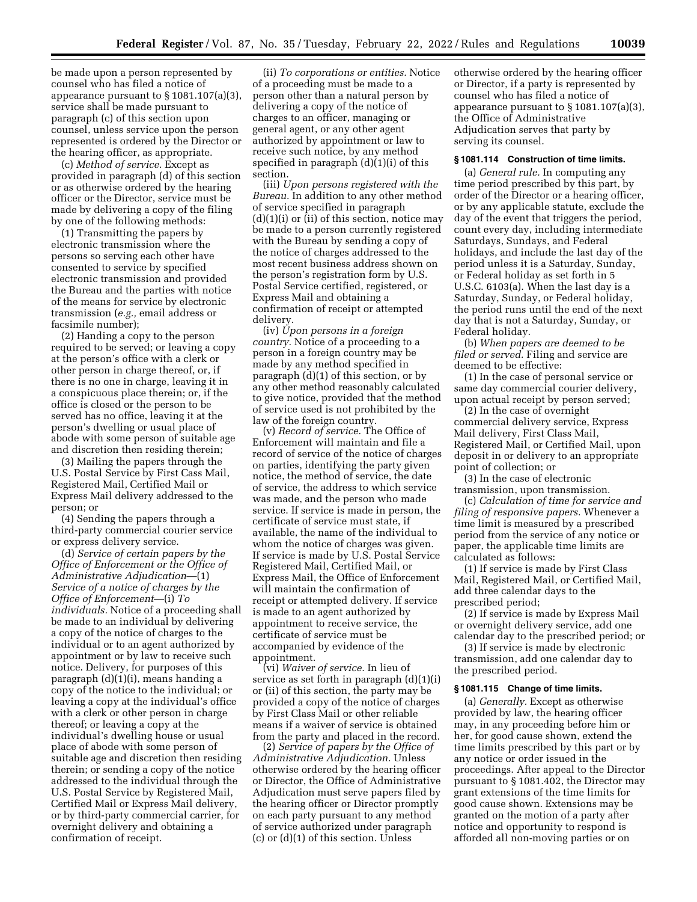be made upon a person represented by counsel who has filed a notice of appearance pursuant to § 1081.107(a)(3), service shall be made pursuant to paragraph (c) of this section upon counsel, unless service upon the person represented is ordered by the Director or the hearing officer, as appropriate.

(c) *Method of service.* Except as provided in paragraph (d) of this section or as otherwise ordered by the hearing officer or the Director, service must be made by delivering a copy of the filing by one of the following methods:

(1) Transmitting the papers by electronic transmission where the persons so serving each other have consented to service by specified electronic transmission and provided the Bureau and the parties with notice of the means for service by electronic transmission (*e.g.,* email address or facsimile number);

(2) Handing a copy to the person required to be served; or leaving a copy at the person's office with a clerk or other person in charge thereof, or, if there is no one in charge, leaving it in a conspicuous place therein; or, if the office is closed or the person to be served has no office, leaving it at the person's dwelling or usual place of abode with some person of suitable age and discretion then residing therein;

(3) Mailing the papers through the U.S. Postal Service by First Cass Mail, Registered Mail, Certified Mail or Express Mail delivery addressed to the person; or

(4) Sending the papers through a third-party commercial courier service or express delivery service.

(d) *Service of certain papers by the Office of Enforcement or the Office of Administrative Adjudication*—(1) *Service of a notice of charges by the Office of Enforcement*—(i) *To individuals.* Notice of a proceeding shall be made to an individual by delivering a copy of the notice of charges to the individual or to an agent authorized by appointment or by law to receive such notice. Delivery, for purposes of this paragraph (d)(1)(i), means handing a copy of the notice to the individual; or leaving a copy at the individual's office with a clerk or other person in charge thereof; or leaving a copy at the individual's dwelling house or usual place of abode with some person of suitable age and discretion then residing therein; or sending a copy of the notice addressed to the individual through the U.S. Postal Service by Registered Mail, Certified Mail or Express Mail delivery, or by third-party commercial carrier, for overnight delivery and obtaining a confirmation of receipt.

(ii) *To corporations or entities.* Notice of a proceeding must be made to a person other than a natural person by delivering a copy of the notice of charges to an officer, managing or general agent, or any other agent authorized by appointment or law to receive such notice, by any method specified in paragraph (d)(1)(i) of this section.

(iii) *Upon persons registered with the Bureau.* In addition to any other method of service specified in paragraph (d)(1)(i) or (ii) of this section, notice may be made to a person currently registered with the Bureau by sending a copy of the notice of charges addressed to the most recent business address shown on the person's registration form by U.S. Postal Service certified, registered, or Express Mail and obtaining a confirmation of receipt or attempted delivery.

(iv) *Upon persons in a foreign country.* Notice of a proceeding to a person in a foreign country may be made by any method specified in paragraph (d)(1) of this section, or by any other method reasonably calculated to give notice, provided that the method of service used is not prohibited by the law of the foreign country.

(v) *Record of service.* The Office of Enforcement will maintain and file a record of service of the notice of charges on parties, identifying the party given notice, the method of service, the date of service, the address to which service was made, and the person who made service. If service is made in person, the certificate of service must state, if available, the name of the individual to whom the notice of charges was given. If service is made by U.S. Postal Service Registered Mail, Certified Mail, or Express Mail, the Office of Enforcement will maintain the confirmation of receipt or attempted delivery. If service is made to an agent authorized by appointment to receive service, the certificate of service must be accompanied by evidence of the appointment.

(vi) *Waiver of service.* In lieu of service as set forth in paragraph (d)(1)(i) or (ii) of this section, the party may be provided a copy of the notice of charges by First Class Mail or other reliable means if a waiver of service is obtained from the party and placed in the record.

(2) *Service of papers by the Office of Administrative Adjudication.* Unless otherwise ordered by the hearing officer or Director, the Office of Administrative Adjudication must serve papers filed by the hearing officer or Director promptly on each party pursuant to any method of service authorized under paragraph (c) or (d)(1) of this section. Unless otherwise ordered by the hearing officer or Director, if a party is represented by counsel who has filed a notice of appearance pursuant to § 1081.107(a)(3), the Office of Administrative Adjudication serves that party by serving its counsel.

**§ 1081.114 Construction of time limits.**

(a) *General rule.* In computing any time period prescribed by this part, by order of the Director or a hearing officer, or by any applicable statute, exclude the day of the event that triggers the period, count every day, including intermediate Saturdays, Sundays, and Federal holidays, and include the last day of the period unless it is a Saturday, Sunday, or Federal holiday as set forth in 5 U.S.C. 6103(a). When the last day is a Saturday, Sunday, or Federal holiday, the period runs until the end of the next day that is not a Saturday, Sunday, or Federal holiday.

(b) *When papers are deemed to be filed or served.* Filing and service are deemed to be effective:

(1) In the case of personal service or same day commercial courier delivery, upon actual receipt by person served;

(2) In the case of overnight commercial delivery service, Express Mail delivery, First Class Mail, Registered Mail, or Certified Mail, upon deposit in or delivery to an appropriate point of collection; or

(3) In the case of electronic transmission, upon transmission.

(c) *Calculation of time for service and filing of responsive papers.* Whenever a time limit is measured by a prescribed period from the service of any notice or paper, the applicable time limits are calculated as follows:

(1) If service is made by First Class Mail, Registered Mail, or Certified Mail, add three calendar days to the prescribed period;

(2) If service is made by Express Mail or overnight delivery service, add one calendar day to the prescribed period; or

(3) If service is made by electronic transmission, add one calendar day to the prescribed period.

**§ 1081.115 Change of time limits.**

(a) *Generally.* Except as otherwise provided by law, the hearing officer may, in any proceeding before him or her, for good cause shown, extend the time limits prescribed by this part or by any notice or order issued in the proceedings. After appeal to the Director pursuant to § 1081.402, the Director may grant extensions of the time limits for good cause shown. Extensions may be granted on the motion of a party after notice and opportunity to respond is afforded all non-moving parties or on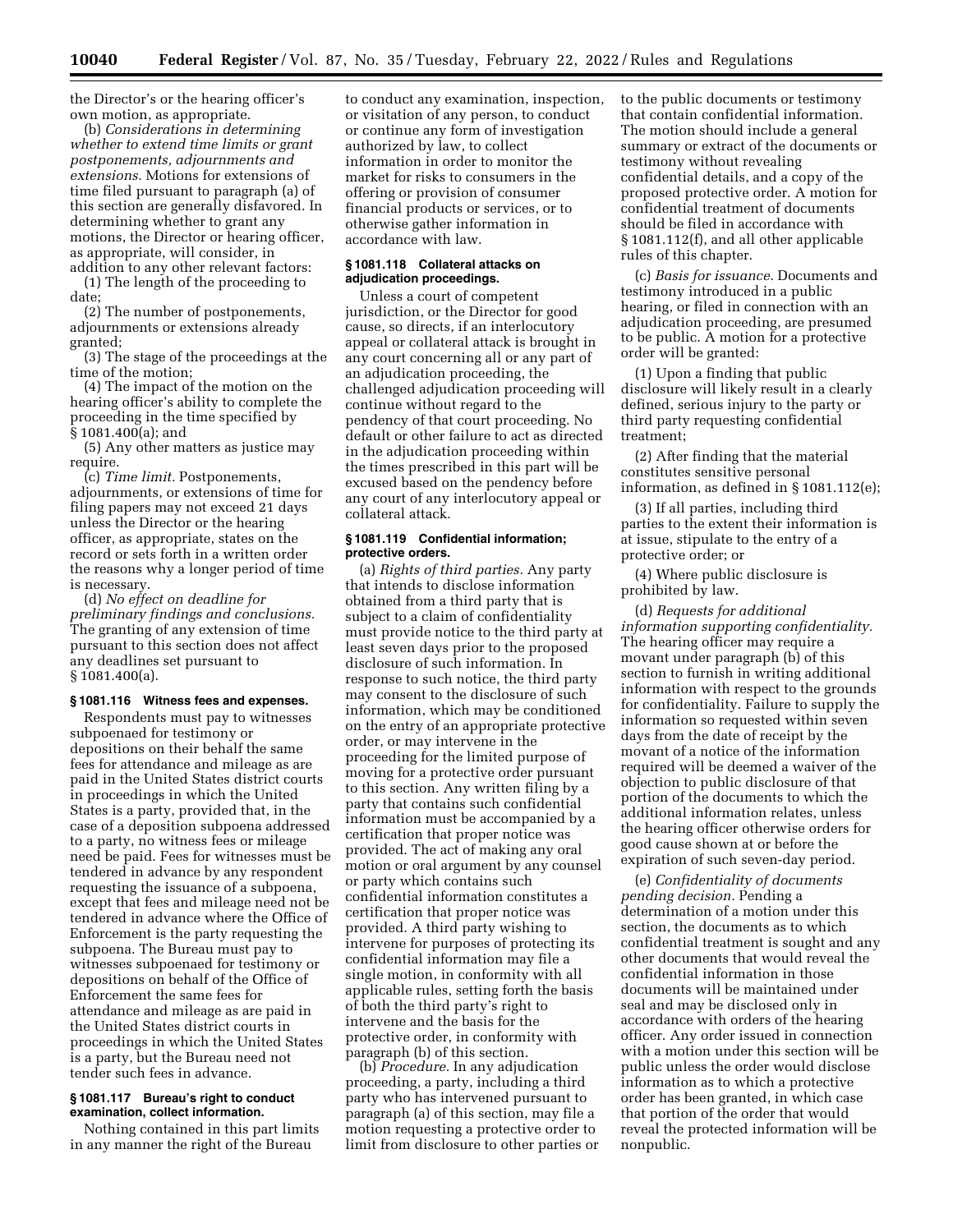the Director's or the hearing officer's own motion, as appropriate.

(b) *Considerations in determining whether to extend time limits or grant postponements, adjournments and extensions.* Motions for extensions of time filed pursuant to paragraph (a) of this section are generally disfavored. In determining whether to grant any motions, the Director or hearing officer, as appropriate, will consider, in addition to any other relevant factors:

(1) The length of the proceeding to date;

(2) The number of postponements, adjournments or extensions already granted;

(3) The stage of the proceedings at the time of the motion;

(4) The impact of the motion on the hearing officer's ability to complete the proceeding in the time specified by § 1081.400(a); and

(5) Any other matters as justice may require.

(c) *Time limit.* Postponements, adjournments, or extensions of time for filing papers may not exceed 21 days unless the Director or the hearing officer, as appropriate, states on the record or sets forth in a written order the reasons why a longer period of time is necessary.

(d) *No effect on deadline for preliminary findings and conclusions.* The granting of any extension of time pursuant to this section does not affect any deadlines set pursuant to § 1081.400(a).

### § 1081.116 Witness fees and expenses.

Respondents must pay to witnesses subpoenaed for testimony or depositions on their behalf the same fees for attendance and mileage as are paid in the United States district courts in proceedings in which the United States is a party, provided that, in the case of a deposition subpoena addressed to a party, no witness fees or mileage need be paid. Fees for witnesses must be tendered in advance by any respondent requesting the issuance of a subpoena, except that fees and mileage need not be tendered in advance where the Office of Enforcement is the party requesting the subpoena. The Bureau must pay to witnesses subpoenaed for testimony or depositions on behalf of the Office of Enforcement the same fees for attendance and mileage as are paid in the United States district courts in proceedings in which the United States is a party, but the Bureau need not tender such fees in advance.

### § 1081.117 Bureau's right to conduct examination, collect information.

Nothing contained in this part limits in any manner the right of the Bureau to conduct any examination, inspection, or visitation of any person, to conduct or continue any form of investigation authorized by law, to collect information in order to monitor the market for risks to consumers in the offering or provision of consumer financial products or services, or to otherwise gather information in accordance with law.

### § 1081.118 Collateral attacks on adjudication proceedings.

Unless a court of competent jurisdiction, or the Director for good cause, so directs, if an interlocutory appeal or collateral attack is brought in any court concerning all or any part of an adjudication proceeding, the challenged adjudication proceeding will continue without regard to the pendency of that court proceeding. No default or other failure to act as directed in the adjudication proceeding within the times prescribed in this part will be excused based on the pendency before any court of any interlocutory appeal or collateral attack.

### § 1081.119 Confidential information; protective orders.

(a) *Rights of third parties.* Any party that intends to disclose information obtained from a third party that is subject to a claim of confidentiality must provide notice to the third party at least seven days prior to the proposed disclosure of such information. In response to such notice, the third party may consent to the disclosure of such information, which may be conditioned on the entry of an appropriate protective order, or may intervene in the proceeding for the limited purpose of moving for a protective order pursuant to this section. Any written filing by a party that contains such confidential information must be accompanied by a certification that proper notice was provided. The act of making any oral motion or oral argument by any counsel or party which contains such confidential information constitutes a certification that proper notice was provided. A third party wishing to intervene for purposes of protecting its confidential information may file a single motion, in conformity with all applicable rules, setting forth the basis of both the third party's right to intervene and the basis for the protective order, in conformity with paragraph (b) of this section.

(b) *Procedure.* In any adjudication proceeding, a party, including a third party who has intervened pursuant to paragraph (a) of this section, may file a motion requesting a protective order to limit from disclosure to other parties or to the public documents or testimony that contain confidential information. The motion should include a general summary or extract of the documents or testimony without revealing confidential details, and a copy of the proposed protective order. A motion for confidential treatment of documents should be filed in accordance with § 1081.112(f), and all other applicable rules of this chapter.

(c) *Basis for issuance.* Documents and testimony introduced in a public hearing, or filed in connection with an adjudication proceeding, are presumed to be public. A motion for a protective order will be granted:

(1) Upon a finding that public disclosure will likely result in a clearly defined, serious injury to the party or third party requesting confidential treatment;

(2) After finding that the material constitutes sensitive personal information, as defined in § 1081.112(e);

(3) If all parties, including third parties to the extent their information is at issue, stipulate to the entry of a protective order; or

(4) Where public disclosure is prohibited by law.

(d) *Requests for additional information supporting confidentiality.* The hearing officer may require a movant under paragraph (b) of this section to furnish in writing additional information with respect to the grounds for confidentiality. Failure to supply the information so requested within seven days from the date of receipt by the movant of a notice of the information required will be deemed a waiver of the objection to public disclosure of that portion of the documents to which the additional information relates, unless the hearing officer otherwise orders for good cause shown at or before the expiration of such seven-day period.

(e) *Confidentiality of documents pending decision.* Pending a determination of a motion under this section, the documents as to which confidential treatment is sought and any other documents that would reveal the confidential information in those documents will be maintained under seal and may be disclosed only in accordance with orders of the hearing officer. Any order issued in connection with a motion under this section will be public unless the order would disclose information as to which a protective order has been granted, in which case that portion of the order that would reveal the protected information will be nonpublic.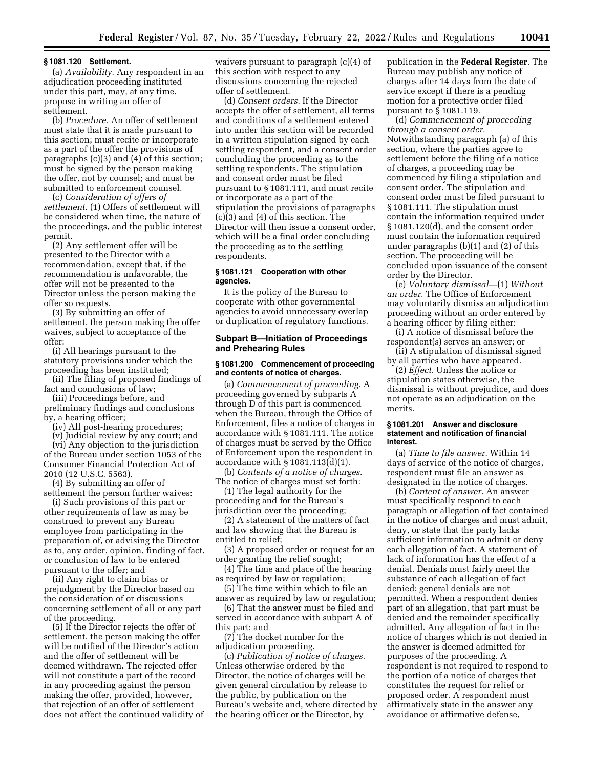### § 1081.120 Settlement.

(a) *Availability.* Any respondent in an adjudication proceeding instituted under this part, may, at any time, propose in writing an offer of settlement.

(b) *Procedure.* An offer of settlement must state that it is made pursuant to this section; must recite or incorporate as a part of the offer the provisions of paragraphs (c)(3) and (4) of this section; must be signed by the person making the offer, not by counsel; and must be submitted to enforcement counsel.

(c) *Consideration of offers of settlement.* (1) Offers of settlement will be considered when time, the nature of the proceedings, and the public interest permit.

(2) Any settlement offer will be presented to the Director with a recommendation, except that, if the recommendation is unfavorable, the offer will not be presented to the Director unless the person making the offer so requests.

(3) By submitting an offer of settlement, the person making the offer waives, subject to acceptance of the offer:

(i) All hearings pursuant to the statutory provisions under which the proceeding has been instituted;

(ii) The filing of proposed findings of fact and conclusions of law;

(iii) Proceedings before, and preliminary findings and conclusions by, a hearing officer;

(iv) All post-hearing procedures;

(v) Judicial review by any court; and

(vi) Any objection to the jurisdiction of the Bureau under section 1053 of the Consumer Financial Protection Act of 2010 (12 U.S.C. 5563).

(4) By submitting an offer of settlement the person further waives:

(i) Such provisions of this part or other requirements of law as may be construed to prevent any Bureau employee from participating in the preparation of, or advising the Director as to, any order, opinion, finding of fact, or conclusion of law to be entered pursuant to the offer; and

(ii) Any right to claim bias or prejudgment by the Director based on the consideration of or discussions concerning settlement of all or any part of the proceeding.

(5) If the Director rejects the offer of settlement, the person making the offer will be notified of the Director's action and the offer of settlement will be deemed withdrawn. The rejected offer will not constitute a part of the record in any proceeding against the person making the offer, provided, however, that rejection of an offer of settlement does not affect the continued validity of waivers pursuant to paragraph (c)(4) of this section with respect to any discussions concerning the rejected offer of settlement.

(d) *Consent orders.* If the Director accepts the offer of settlement, all terms and conditions of a settlement entered into under this section will be recorded in a written stipulation signed by each settling respondent, and a consent order concluding the proceeding as to the settling respondents. The stipulation and consent order must be filed pursuant to § 1081.111, and must recite or incorporate as a part of the stipulation the provisions of paragraphs (c)(3) and (4) of this section. The Director will then issue a consent order, which will be a final order concluding the proceeding as to the settling respondents.

### § 1081.121 Cooperation with other agencies.

It is the policy of the Bureau to cooperate with other governmental agencies to avoid unnecessary overlap or duplication of regulatory functions.

## Subpart B—Initiation of Proceedings and Prehearing Rules

### § 1081.200 Commencement of proceeding and contents of notice of charges.

(a) *Commencement of proceeding.* A proceeding governed by subparts A through D of this part is commenced when the Bureau, through the Office of Enforcement, files a notice of charges in accordance with § 1081.111. The notice of charges must be served by the Office of Enforcement upon the respondent in accordance with § 1081.113(d)(1).

(b) *Contents of a notice of charges.* The notice of charges must set forth:

(1) The legal authority for the proceeding and for the Bureau's jurisdiction over the proceeding;

(2) A statement of the matters of fact and law showing that the Bureau is entitled to relief;

(3) A proposed order or request for an order granting the relief sought;

(4) The time and place of the hearing as required by law or regulation;

(5) The time within which to file an answer as required by law or regulation;

(6) That the answer must be filed and served in accordance with subpart A of this part; and

(7) The docket number for the adjudication proceeding.

(c) *Publication of notice of charges.* Unless otherwise ordered by the Director, the notice of charges will be given general circulation by release to the public, by publication on the Bureau's website and, where directed by the hearing officer or the Director, by publication in the **Federal Register**. The Bureau may publish any notice of charges after 14 days from the date of service except if there is a pending motion for a protective order filed pursuant to § 1081.119.

(d) *Commencement of proceeding through a consent order.* Notwithstanding paragraph (a) of this section, where the parties agree to settlement before the filing of a notice of charges, a proceeding may be commenced by filing a stipulation and consent order. The stipulation and consent order must be filed pursuant to § 1081.111. The stipulation must contain the information required under § 1081.120(d), and the consent order must contain the information required under paragraphs (b)(1) and (2) of this section. The proceeding will be concluded upon issuance of the consent order by the Director.

(e) *Voluntary dismissal*—(1) *Without an order.* The Office of Enforcement may voluntarily dismiss an adjudication proceeding without an order entered by a hearing officer by filing either:

(i) A notice of dismissal before the respondent(s) serves an answer; or

(ii) A stipulation of dismissal signed by all parties who have appeared.

(2) *Effect.* Unless the notice or stipulation states otherwise, the dismissal is without prejudice, and does not operate as an adjudication on the merits.

### § 1081.201 Answer and disclosure statement and notification of financial interest.

(a) *Time to file answer.* Within 14 days of service of the notice of charges, respondent must file an answer as designated in the notice of charges.

(b) *Content of answer.* An answer must specifically respond to each paragraph or allegation of fact contained in the notice of charges and must admit, deny, or state that the party lacks sufficient information to admit or deny each allegation of fact. A statement of lack of information has the effect of a denial. Denials must fairly meet the substance of each allegation of fact denied; general denials are not permitted. When a respondent denies part of an allegation, that part must be denied and the remainder specifically admitted. Any allegation of fact in the notice of charges which is not denied in the answer is deemed admitted for purposes of the proceeding. A respondent is not required to respond to the portion of a notice of charges that constitutes the request for relief or proposed order. A respondent must affirmatively state in the answer any avoidance or affirmative defense,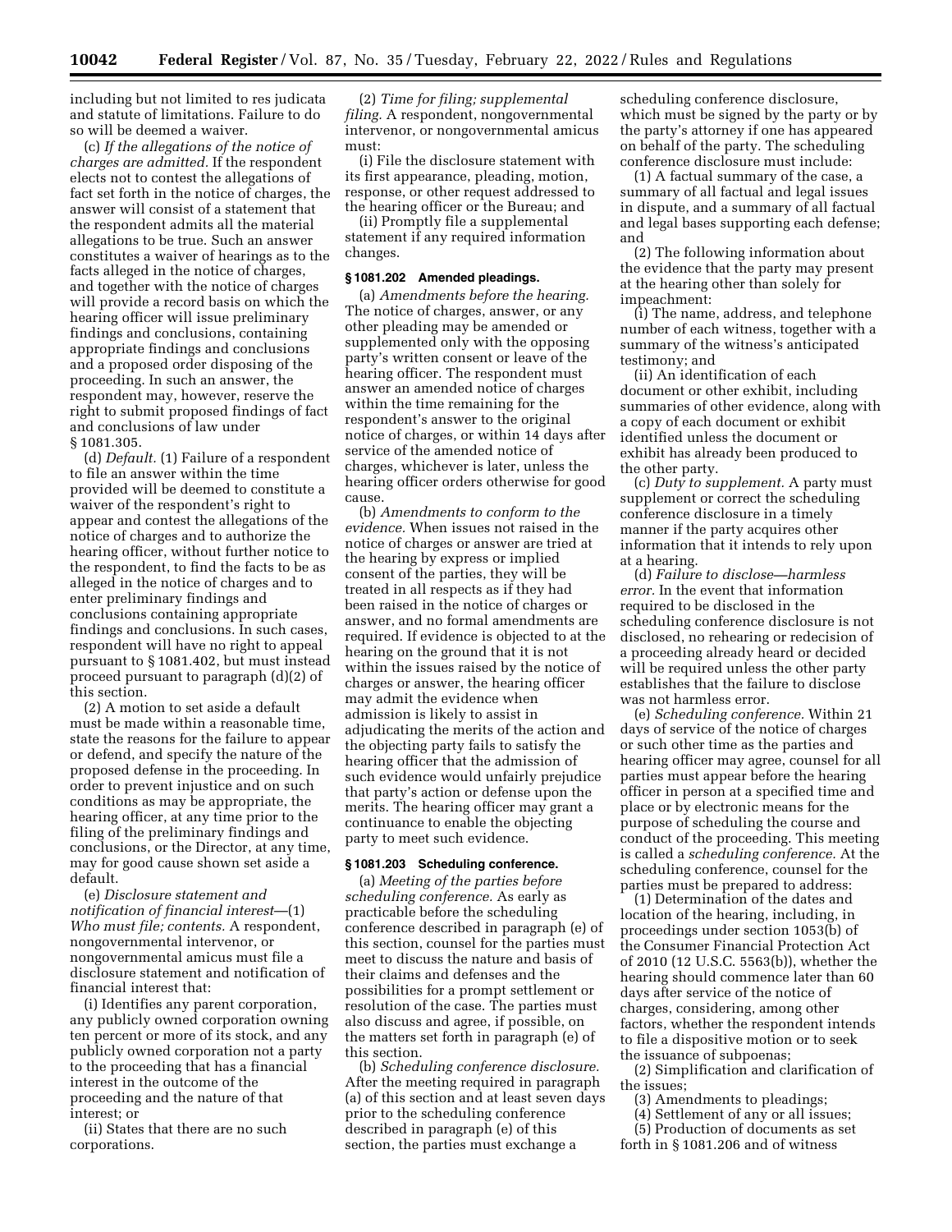including but not limited to res judicata and statute of limitations. Failure to do so will be deemed a waiver.

(c) *If the allegations of the notice of charges are admitted.* If the respondent elects not to contest the allegations of fact set forth in the notice of charges, the answer will consist of a statement that the respondent admits all the material allegations to be true. Such an answer constitutes a waiver of hearings as to the facts alleged in the notice of charges, and together with the notice of charges will provide a record basis on which the hearing officer will issue preliminary findings and conclusions, containing appropriate findings and conclusions and a proposed order disposing of the proceeding. In such an answer, the respondent may, however, reserve the right to submit proposed findings of fact and conclusions of law under § 1081.305.

(d) *Default.* (1) Failure of a respondent to file an answer within the time provided will be deemed to constitute a waiver of the respondent's right to appear and contest the allegations of the notice of charges and to authorize the hearing officer, without further notice to the respondent, to find the facts to be as alleged in the notice of charges and to enter preliminary findings and conclusions containing appropriate findings and conclusions. In such cases, respondent will have no right to appeal pursuant to § 1081.402, but must instead proceed pursuant to paragraph (d)(2) of this section.

(2) A motion to set aside a default must be made within a reasonable time, state the reasons for the failure to appear or defend, and specify the nature of the proposed defense in the proceeding. In order to prevent injustice and on such conditions as may be appropriate, the hearing officer, at any time prior to the filing of the preliminary findings and conclusions, or the Director, at any time, may for good cause shown set aside a default.

(e) *Disclosure statement and notification of financial interest*—(1) *Who must file; contents.* A respondent, nongovernmental intervenor, or nongovernmental amicus must file a disclosure statement and notification of financial interest that:

(i) Identifies any parent corporation, any publicly owned corporation owning ten percent or more of its stock, and any publicly owned corporation not a party to the proceeding that has a financial interest in the outcome of the proceeding and the nature of that interest; or

(ii) States that there are no such corporations.

(2) *Time for filing; supplemental filing.* A respondent, nongovernmental intervenor, or nongovernmental amicus must:

(i) File the disclosure statement with its first appearance, pleading, motion, response, or other request addressed to the hearing officer or the Bureau; and

(ii) Promptly file a supplemental statement if any required information changes.

### § 1081.202 Amended pleadings.

(a) *Amendments before the hearing.* The notice of charges, answer, or any other pleading may be amended or supplemented only with the opposing party's written consent or leave of the hearing officer. The respondent must answer an amended notice of charges within the time remaining for the respondent's answer to the original notice of charges, or within 14 days after service of the amended notice of charges, whichever is later, unless the hearing officer orders otherwise for good cause.

(b) *Amendments to conform to the evidence.* When issues not raised in the notice of charges or answer are tried at the hearing by express or implied consent of the parties, they will be treated in all respects as if they had been raised in the notice of charges or answer, and no formal amendments are required. If evidence is objected to at the hearing on the ground that it is not within the issues raised by the notice of charges or answer, the hearing officer may admit the evidence when admission is likely to assist in adjudicating the merits of the action and the objecting party fails to satisfy the hearing officer that the admission of such evidence would unfairly prejudice that party's action or defense upon the merits. The hearing officer may grant a continuance to enable the objecting party to meet such evidence.

### § 1081.203 Scheduling conference.

(a) *Meeting of the parties before scheduling conference.* As early as practicable before the scheduling conference described in paragraph (e) of this section, counsel for the parties must meet to discuss the nature and basis of their claims and defenses and the possibilities for a prompt settlement or resolution of the case. The parties must also discuss and agree, if possible, on the matters set forth in paragraph (e) of this section.

(b) *Scheduling conference disclosure.* After the meeting required in paragraph (a) of this section and at least seven days prior to the scheduling conference described in paragraph (e) of this section, the parties must exchange a scheduling conference disclosure, which must be signed by the party or by the party's attorney if one has appeared on behalf of the party. The scheduling conference disclosure must include:

(1) A factual summary of the case, a summary of all factual and legal issues in dispute, and a summary of all factual and legal bases supporting each defense; and

(2) The following information about the evidence that the party may present at the hearing other than solely for impeachment:

(i) The name, address, and telephone number of each witness, together with a summary of the witness's anticipated testimony; and

(ii) An identification of each document or other exhibit, including summaries of other evidence, along with a copy of each document or exhibit identified unless the document or exhibit has already been produced to the other party.

(c) *Duty to supplement.* A party must supplement or correct the scheduling conference disclosure in a timely manner if the party acquires other information that it intends to rely upon at a hearing.

(d) *Failure to disclose—harmless error.* In the event that information required to be disclosed in the scheduling conference disclosure is not disclosed, no rehearing or redecision of a proceeding already heard or decided will be required unless the other party establishes that the failure to disclose was not harmless error.

(e) *Scheduling conference.* Within 21 days of service of the notice of charges or such other time as the parties and hearing officer may agree, counsel for all parties must appear before the hearing officer in person at a specified time and place or by electronic means for the purpose of scheduling the course and conduct of the proceeding. This meeting is called a *scheduling conference.* At the scheduling conference, counsel for the parties must be prepared to address:

(1) Determination of the dates and location of the hearing, including, in proceedings under section 1053(b) of the Consumer Financial Protection Act of 2010 (12 U.S.C. 5563(b)), whether the hearing should commence later than 60 days after service of the notice of charges, considering, among other factors, whether the respondent intends to file a dispositive motion or to seek the issuance of subpoenas;

(2) Simplification and clarification of the issues;

(3) Amendments to pleadings;

(4) Settlement of any or all issues;

(5) Production of documents as set forth in § 1081.206 and of witness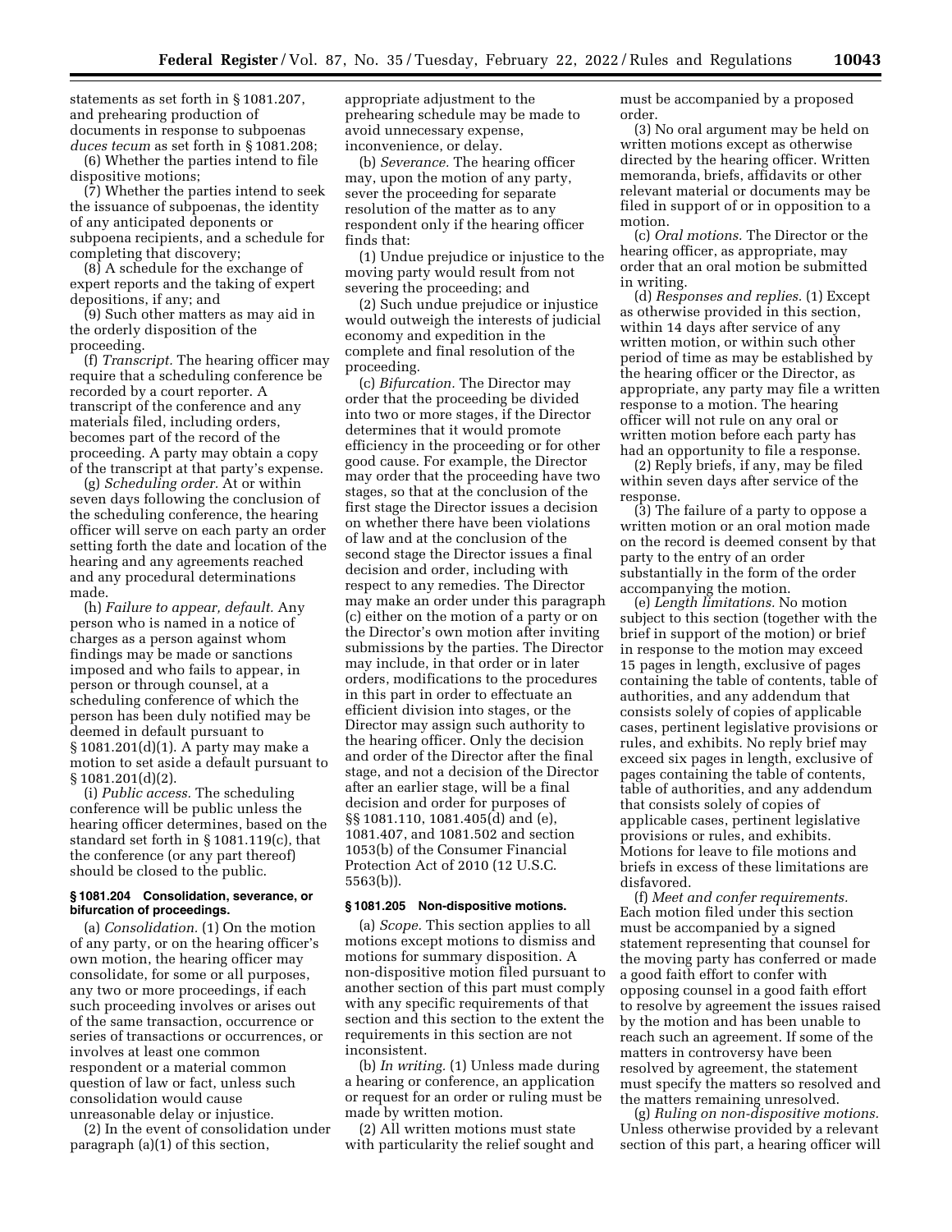statements as set forth in § 1081.207, and prehearing production of documents in response to subpoenas *duces tecum* as set forth in § 1081.208;

(6) Whether the parties intend to file dispositive motions;

(7) Whether the parties intend to seek the issuance of subpoenas, the identity of any anticipated deponents or subpoena recipients, and a schedule for completing that discovery;

(8) A schedule for the exchange of expert reports and the taking of expert depositions, if any; and

(9) Such other matters as may aid in the orderly disposition of the proceeding.

(f) *Transcript.* The hearing officer may require that a scheduling conference be recorded by a court reporter. A transcript of the conference and any materials filed, including orders, becomes part of the record of the proceeding. A party may obtain a copy of the transcript at that party's expense.

(g) *Scheduling order.* At or within seven days following the conclusion of the scheduling conference, the hearing officer will serve on each party an order setting forth the date and location of the hearing and any agreements reached and any procedural determinations made.

(h) *Failure to appear, default.* Any person who is named in a notice of charges as a person against whom findings may be made or sanctions imposed and who fails to appear, in person or through counsel, at a scheduling conference of which the person has been duly notified may be deemed in default pursuant to § 1081.201(d)(1). A party may make a motion to set aside a default pursuant to § 1081.201(d)(2).

(i) *Public access.* The scheduling conference will be public unless the hearing officer determines, based on the standard set forth in § 1081.119(c), that the conference (or any part thereof) should be closed to the public.

#### § 1081.204 Consolidation, severance, or bifurcation of proceedings.

(a) *Consolidation.* (1) On the motion of any party, or on the hearing officer's own motion, the hearing officer may consolidate, for some or all purposes, any two or more proceedings, if each such proceeding involves or arises out of the same transaction, occurrence or series of transactions or occurrences, or involves at least one common respondent or a material common question of law or fact, unless such consolidation would cause unreasonable delay or injustice.

(2) In the event of consolidation under paragraph (a)(1) of this section, appropriate adjustment to the prehearing schedule may be made to avoid unnecessary expense, inconvenience, or delay.

(b) *Severance.* The hearing officer may, upon the motion of any party, sever the proceeding for separate resolution of the matter as to any respondent only if the hearing officer finds that:

(1) Undue prejudice or injustice to the moving party would result from not severing the proceeding; and

(2) Such undue prejudice or injustice would outweigh the interests of judicial economy and expedition in the complete and final resolution of the proceeding.

(c) *Bifurcation.* The Director may order that the proceeding be divided into two or more stages, if the Director determines that it would promote efficiency in the proceeding or for other good cause. For example, the Director may order that the proceeding have two stages, so that at the conclusion of the first stage the Director issues a decision on whether there have been violations of law and at the conclusion of the second stage the Director issues a final decision and order, including with respect to any remedies. The Director may make an order under this paragraph (c) either on the motion of a party or on the Director's own motion after inviting submissions by the parties. The Director may include, in that order or in later orders, modifications to the procedures in this part in order to effectuate an efficient division into stages, or the Director may assign such authority to the hearing officer. Only the decision and order of the Director after the final stage, and not a decision of the Director after an earlier stage, will be a final decision and order for purposes of §§ 1081.110, 1081.405(d) and (e), 1081.407, and 1081.502 and section 1053(b) of the Consumer Financial Protection Act of 2010 (12 U.S.C. 5563(b)).

#### § 1081.205 Non-dispositive motions.

(a) *Scope.* This section applies to all motions except motions to dismiss and motions for summary disposition. A non-dispositive motion filed pursuant to another section of this part must comply with any specific requirements of that section and this section to the extent the requirements in this section are not inconsistent.

(b) *In writing.* (1) Unless made during a hearing or conference, an application or request for an order or ruling must be made by written motion.

(2) All written motions must state with particularity the relief sought and must be accompanied by a proposed order.

(3) No oral argument may be held on written motions except as otherwise directed by the hearing officer. Written memoranda, briefs, affidavits or other relevant material or documents may be filed in support of or in opposition to a motion.

(c) *Oral motions.* The Director or the hearing officer, as appropriate, may order that an oral motion be submitted in writing.

(d) *Responses and replies.* (1) Except as otherwise provided in this section, within 14 days after service of any written motion, or within such other period of time as may be established by the hearing officer or the Director, as appropriate, any party may file a written response to a motion. The hearing officer will not rule on any oral or written motion before each party has had an opportunity to file a response.

(2) Reply briefs, if any, may be filed within seven days after service of the response.

(3) The failure of a party to oppose a written motion or an oral motion made on the record is deemed consent by that party to the entry of an order substantially in the form of the order accompanying the motion.

(e) *Length limitations.* No motion subject to this section (together with the brief in support of the motion) or brief in response to the motion may exceed 15 pages in length, exclusive of pages containing the table of contents, table of authorities, and any addendum that consists solely of copies of applicable cases, pertinent legislative provisions or rules, and exhibits. No reply brief may exceed six pages in length, exclusive of pages containing the table of contents, table of authorities, and any addendum that consists solely of copies of applicable cases, pertinent legislative provisions or rules, and exhibits. Motions for leave to file motions and briefs in excess of these limitations are disfavored.

(f) *Meet and confer requirements.* Each motion filed under this section must be accompanied by a signed statement representing that counsel for the moving party has conferred or made a good faith effort to confer with opposing counsel in a good faith effort to resolve by agreement the issues raised by the motion and has been unable to reach such an agreement. If some of the matters in controversy have been resolved by agreement, the statement must specify the matters so resolved and the matters remaining unresolved.

(g) *Ruling on non-dispositive motions.* Unless otherwise provided by a relevant section of this part, a hearing officer will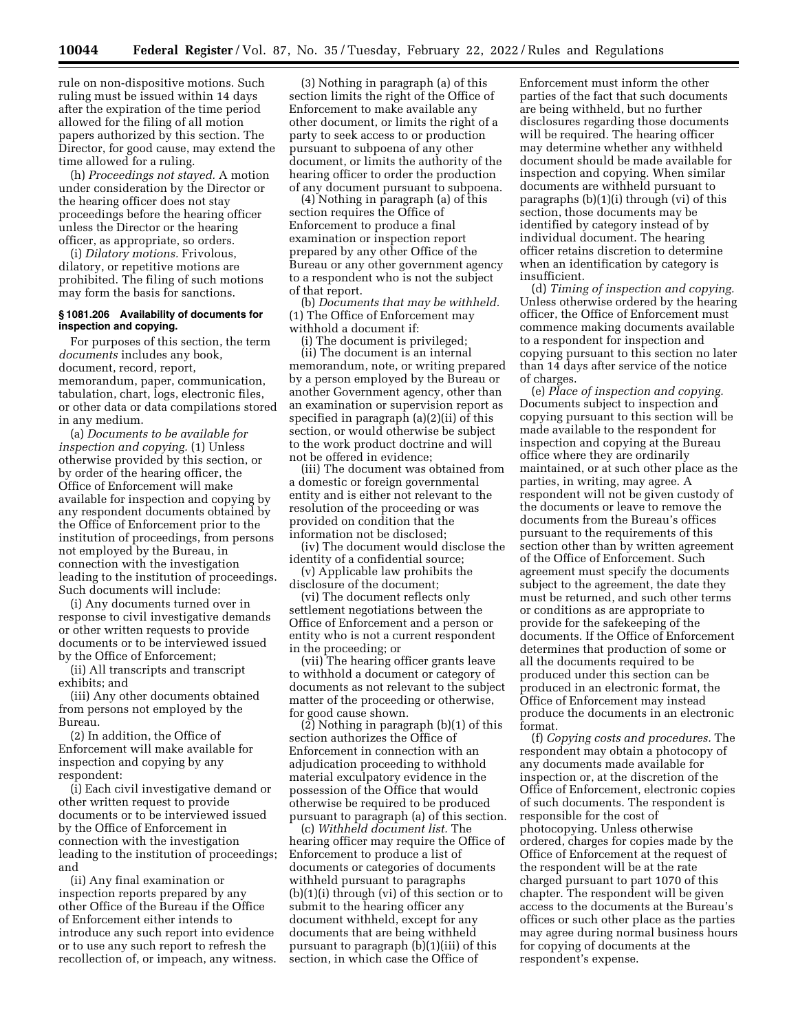rule on non-dispositive motions. Such ruling must be issued within 14 days after the expiration of the time period allowed for the filing of all motion papers authorized by this section. The Director, for good cause, may extend the time allowed for a ruling.

(h) *Proceedings not stayed.* A motion under consideration by the Director or the hearing officer does not stay proceedings before the hearing officer unless the Director or the hearing officer, as appropriate, so orders.

(i) *Dilatory motions.* Frivolous, dilatory, or repetitive motions are prohibited. The filing of such motions may form the basis for sanctions.

### § 1081.206 Availability of documents for inspection and copying.

For purposes of this section, the term *documents* includes any book, document, record, report, memorandum, paper, communication, tabulation, chart, logs, electronic files, or other data or data compilations stored in any medium.

(a) *Documents to be available for inspection and copying.* (1) Unless otherwise provided by this section, or by order of the hearing officer, the Office of Enforcement will make available for inspection and copying by any respondent documents obtained by the Office of Enforcement prior to the institution of proceedings, from persons not employed by the Bureau, in connection with the investigation leading to the institution of proceedings. Such documents will include:

(i) Any documents turned over in response to civil investigative demands or other written requests to provide documents or to be interviewed issued by the Office of Enforcement;

(ii) All transcripts and transcript exhibits; and

(iii) Any other documents obtained from persons not employed by the Bureau.

(2) In addition, the Office of Enforcement will make available for inspection and copying by any respondent:

(i) Each civil investigative demand or other written request to provide documents or to be interviewed issued by the Office of Enforcement in connection with the investigation leading to the institution of proceedings; and

(ii) Any final examination or inspection reports prepared by any other Office of the Bureau if the Office of Enforcement either intends to introduce any such report into evidence or to use any such report to refresh the recollection of, or impeach, any witness.

(3) Nothing in paragraph (a) of this section limits the right of the Office of Enforcement to make available any other document, or limits the right of a party to seek access to or production pursuant to subpoena of any other document, or limits the authority of the hearing officer to order the production of any document pursuant to subpoena.

(4) Nothing in paragraph (a) of this section requires the Office of Enforcement to produce a final examination or inspection report prepared by any other Office of the Bureau or any other government agency to a respondent who is not the subject of that report.

(b) *Documents that may be withheld.* (1) The Office of Enforcement may withhold a document if:

(i) The document is privileged;

(ii) The document is an internal memorandum, note, or writing prepared by a person employed by the Bureau or another Government agency, other than an examination or supervision report as specified in paragraph (a)(2)(ii) of this section, or would otherwise be subject to the work product doctrine and will not be offered in evidence;

(iii) The document was obtained from a domestic or foreign governmental entity and is either not relevant to the resolution of the proceeding or was provided on condition that the information not be disclosed;

(iv) The document would disclose the identity of a confidential source;

(v) Applicable law prohibits the disclosure of the document;

(vi) The document reflects only settlement negotiations between the Office of Enforcement and a person or entity who is not a current respondent in the proceeding; or

(vii) The hearing officer grants leave to withhold a document or category of documents as not relevant to the subject matter of the proceeding or otherwise, for good cause shown.

(2) Nothing in paragraph (b)(1) of this section authorizes the Office of Enforcement in connection with an adjudication proceeding to withhold material exculpatory evidence in the possession of the Office that would otherwise be required to be produced pursuant to paragraph (a) of this section.

(c) *Withheld document list.* The hearing officer may require the Office of Enforcement to produce a list of documents or categories of documents withheld pursuant to paragraphs (b)(1)(i) through (vi) of this section or to submit to the hearing officer any document withheld, except for any documents that are being withheld pursuant to paragraph (b)(1)(iii) of this section, in which case the Office of Enforcement must inform the other parties of the fact that such documents are being withheld, but no further disclosures regarding those documents will be required. The hearing officer may determine whether any withheld document should be made available for inspection and copying. When similar documents are withheld pursuant to paragraphs (b)(1)(i) through (vi) of this section, those documents may be identified by category instead of by individual document. The hearing officer retains discretion to determine when an identification by category is insufficient.

(d) *Timing of inspection and copying.* Unless otherwise ordered by the hearing officer, the Office of Enforcement must commence making documents available to a respondent for inspection and copying pursuant to this section no later than 14 days after service of the notice of charges.

(e) *Place of inspection and copying.* Documents subject to inspection and copying pursuant to this section will be made available to the respondent for inspection and copying at the Bureau office where they are ordinarily maintained, or at such other place as the parties, in writing, may agree. A respondent will not be given custody of the documents or leave to remove the documents from the Bureau's offices pursuant to the requirements of this section other than by written agreement of the Office of Enforcement. Such agreement must specify the documents subject to the agreement, the date they must be returned, and such other terms or conditions as are appropriate to provide for the safekeeping of the documents. If the Office of Enforcement determines that production of some or all the documents required to be produced under this section can be produced in an electronic format, the Office of Enforcement may instead produce the documents in an electronic format.

(f) *Copying costs and procedures.* The respondent may obtain a photocopy of any documents made available for inspection or, at the discretion of the Office of Enforcement, electronic copies of such documents. The respondent is responsible for the cost of photocopying. Unless otherwise ordered, charges for copies made by the Office of Enforcement at the request of the respondent will be at the rate charged pursuant to part 1070 of this chapter. The respondent will be given access to the documents at the Bureau's offices or such other place as the parties may agree during normal business hours for copying of documents at the respondent's expense.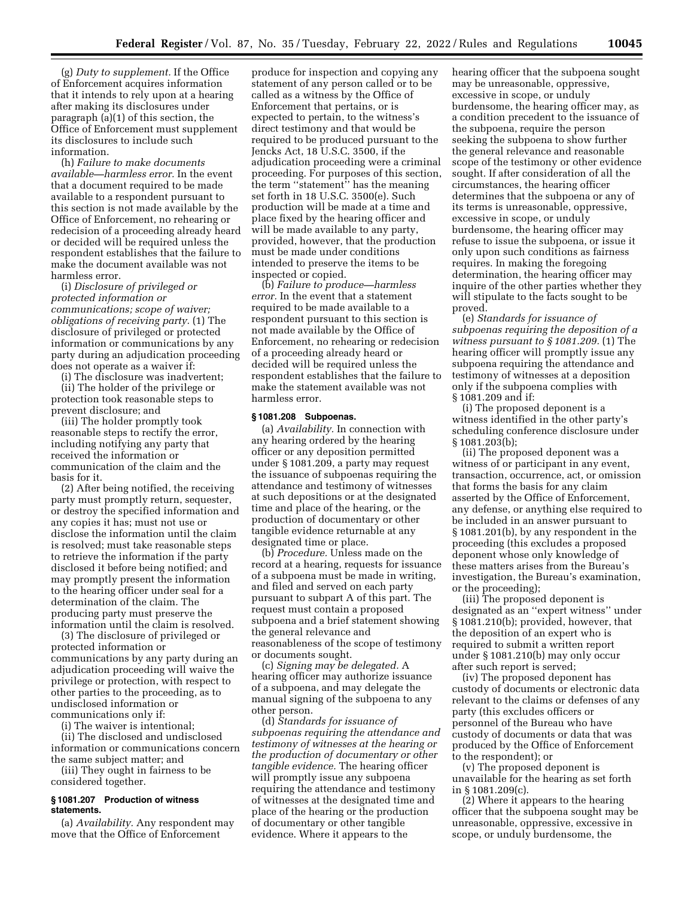(g) *Duty to supplement.* If the Office of Enforcement acquires information that it intends to rely upon at a hearing after making its disclosures under paragraph (a)(1) of this section, the Office of Enforcement must supplement its disclosures to include such information.

(h) *Failure to make documents available—harmless error.* In the event that a document required to be made available to a respondent pursuant to this section is not made available by the Office of Enforcement, no rehearing or redecision of a proceeding already heard or decided will be required unless the respondent establishes that the failure to make the document available was not harmless error.

(i) *Disclosure of privileged or protected information or communications; scope of waiver; obligations of receiving party.* (1) The disclosure of privileged or protected information or communications by any party during an adjudication proceeding does not operate as a waiver if:

(i) The disclosure was inadvertent;

(ii) The holder of the privilege or protection took reasonable steps to prevent disclosure; and

(iii) The holder promptly took reasonable steps to rectify the error, including notifying any party that received the information or communication of the claim and the basis for it.

(2) After being notified, the receiving party must promptly return, sequester, or destroy the specified information and any copies it has; must not use or disclose the information until the claim is resolved; must take reasonable steps to retrieve the information if the party disclosed it before being notified; and may promptly present the information to the hearing officer under seal for a determination of the claim. The producing party must preserve the information until the claim is resolved.

(3) The disclosure of privileged or protected information or communications by any party during an adjudication proceeding will waive the privilege or protection, with respect to other parties to the proceeding, as to undisclosed information or communications only if:

(i) The waiver is intentional;

(ii) The disclosed and undisclosed information or communications concern the same subject matter; and

(iii) They ought in fairness to be considered together.

### § 1081.207 Production of witness statements.

(a) *Availability.* Any respondent may move that the Office of Enforcement produce for inspection and copying any statement of any person called or to be called as a witness by the Office of Enforcement that pertains, or is expected to pertain, to the witness's direct testimony and that would be required to be produced pursuant to the Jencks Act, 18 U.S.C. 3500, if the adjudication proceeding were a criminal proceeding. For purposes of this section, the term "statement" has the meaning set forth in 18 U.S.C. 3500(e). Such production will be made at a time and place fixed by the hearing officer and will be made available to any party, provided, however, that the production must be made under conditions intended to preserve the items to be inspected or copied.

(b) *Failure to produce—harmless error.* In the event that a statement required to be made available to a respondent pursuant to this section is not made available by the Office of Enforcement, no rehearing or redecision of a proceeding already heard or decided will be required unless the respondent establishes that the failure to make the statement available was not harmless error.

### § 1081.208 Subpoenas.

(a) *Availability.* In connection with any hearing ordered by the hearing officer or any deposition permitted under § 1081.209, a party may request the issuance of subpoenas requiring the attendance and testimony of witnesses at such depositions or at the designated time and place of the hearing, or the production of documentary or other tangible evidence returnable at any designated time or place.

(b) *Procedure.* Unless made on the record at a hearing, requests for issuance of a subpoena must be made in writing, and filed and served on each party pursuant to subpart A of this part. The request must contain a proposed subpoena and a brief statement showing the general relevance and reasonableness of the scope of testimony or documents sought.

(c) *Signing may be delegated.* A hearing officer may authorize issuance of a subpoena, and may delegate the manual signing of the subpoena to any other person.

(d) *Standards for issuance of subpoenas requiring the attendance and testimony of witnesses at the hearing or the production of documentary or other tangible evidence.* The hearing officer will promptly issue any subpoena requiring the attendance and testimony of witnesses at the designated time and place of the hearing or the production of documentary or other tangible evidence. Where it appears to the hearing officer that the subpoena sought may be unreasonable, oppressive, excessive in scope, or unduly burdensome, the hearing officer may, as a condition precedent to the issuance of the subpoena, require the person seeking the subpoena to show further the general relevance and reasonable scope of the testimony or other evidence sought. If after consideration of all the circumstances, the hearing officer determines that the subpoena or any of its terms is unreasonable, oppressive, excessive in scope, or unduly burdensome, the hearing officer may refuse to issue the subpoena, or issue it only upon such conditions as fairness requires. In making the foregoing determination, the hearing officer may inquire of the other parties whether they will stipulate to the facts sought to be proved.

(e) *Standards for issuance of subpoenas requiring the deposition of a witness pursuant to § 1081.209.* (1) The hearing officer will promptly issue any subpoena requiring the attendance and testimony of witnesses at a deposition only if the subpoena complies with § 1081.209 and if:

(i) The proposed deponent is a witness identified in the other party's scheduling conference disclosure under § 1081.203(b);

(ii) The proposed deponent was a witness of or participant in any event, transaction, occurrence, act, or omission that forms the basis for any claim asserted by the Office of Enforcement, any defense, or anything else required to be included in an answer pursuant to § 1081.201(b), by any respondent in the proceeding (this excludes a proposed deponent whose only knowledge of these matters arises from the Bureau's investigation, the Bureau's examination, or the proceeding);

(iii) The proposed deponent is designated as an "expert witness" under § 1081.210(b); provided, however, that the deposition of an expert who is required to submit a written report under § 1081.210(b) may only occur after such report is served;

(iv) The proposed deponent has custody of documents or electronic data relevant to the claims or defenses of any party (this excludes officers or personnel of the Bureau who have custody of documents or data that was produced by the Office of Enforcement to the respondent); or

(v) The proposed deponent is unavailable for the hearing as set forth in § 1081.209(c).

(2) Where it appears to the hearing officer that the subpoena sought may be unreasonable, oppressive, excessive in scope, or unduly burdensome, the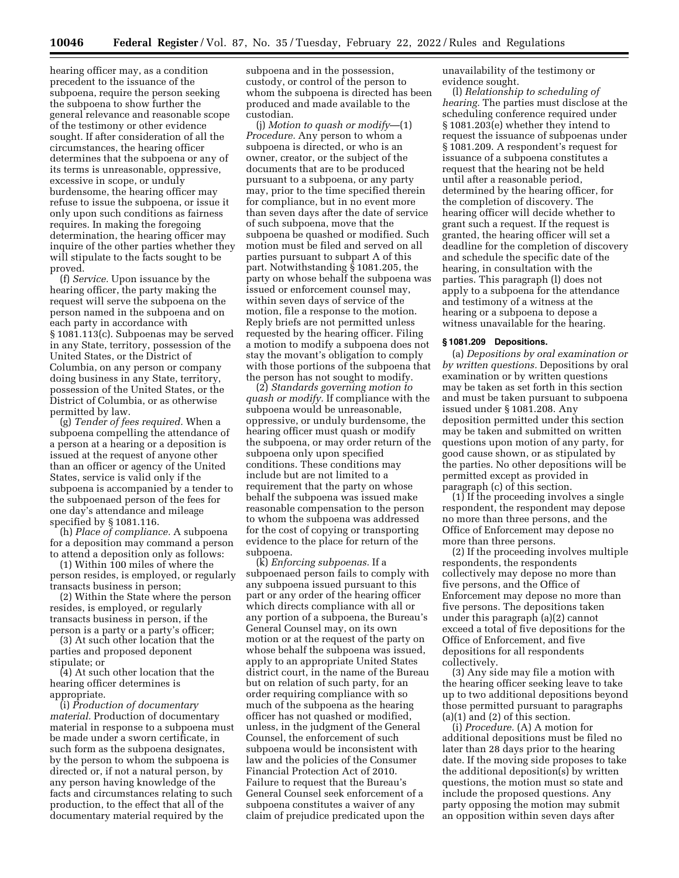hearing officer may, as a condition precedent to the issuance of the subpoena, require the person seeking the subpoena to show further the general relevance and reasonable scope of the testimony or other evidence sought. If after consideration of all the circumstances, the hearing officer determines that the subpoena or any of its terms is unreasonable, oppressive, excessive in scope, or unduly burdensome, the hearing officer may refuse to issue the subpoena, or issue it only upon such conditions as fairness requires. In making the foregoing determination, the hearing officer may inquire of the other parties whether they will stipulate to the facts sought to be proved.

(f) *Service.* Upon issuance by the hearing officer, the party making the request will serve the subpoena on the person named in the subpoena and on each party in accordance with § 1081.113(c). Subpoenas may be served in any State, territory, possession of the United States, or the District of Columbia, on any person or company doing business in any State, territory, possession of the United States, or the District of Columbia, or as otherwise permitted by law.

(g) *Tender of fees required.* When a subpoena compelling the attendance of a person at a hearing or a deposition is issued at the request of anyone other than an officer or agency of the United States, service is valid only if the subpoena is accompanied by a tender to the subpoenaed person of the fees for one day's attendance and mileage specified by § 1081.116.

(h) *Place of compliance.* A subpoena for a deposition may command a person to attend a deposition only as follows:

(1) Within 100 miles of where the person resides, is employed, or regularly transacts business in person;

(2) Within the State where the person resides, is employed, or regularly transacts business in person, if the person is a party or a party's officer;

(3) At such other location that the parties and proposed deponent stipulate; or

(4) At such other location that the hearing officer determines is appropriate.

(i) *Production of documentary material.* Production of documentary material in response to a subpoena must be made under a sworn certificate, in such form as the subpoena designates, by the person to whom the subpoena is directed or, if not a natural person, by any person having knowledge of the facts and circumstances relating to such production, to the effect that all of the documentary material required by the subpoena and in the possession, custody, or control of the person to whom the subpoena is directed has been produced and made available to the custodian.

(j) *Motion to quash or modify*—(1) *Procedure.* Any person to whom a subpoena is directed, or who is an owner, creator, or the subject of the documents that are to be produced pursuant to a subpoena, or any party may, prior to the time specified therein for compliance, but in no event more than seven days after the date of service of such subpoena, move that the subpoena be quashed or modified. Such motion must be filed and served on all parties pursuant to subpart A of this part. Notwithstanding § 1081.205, the party on whose behalf the subpoena was issued or enforcement counsel may, within seven days of service of the motion, file a response to the motion. Reply briefs are not permitted unless requested by the hearing officer. Filing a motion to modify a subpoena does not stay the movant's obligation to comply with those portions of the subpoena that the person has not sought to modify.

(2) *Standards governing motion to quash or modify.* If compliance with the subpoena would be unreasonable, oppressive, or unduly burdensome, the hearing officer must quash or modify the subpoena, or may order return of the subpoena only upon specified conditions. These conditions may include but are not limited to a requirement that the party on whose behalf the subpoena was issued make reasonable compensation to the person to whom the subpoena was addressed for the cost of copying or transporting evidence to the place for return of the subpoena.

(k) *Enforcing subpoenas.* If a subpoenaed person fails to comply with any subpoena issued pursuant to this part or any order of the hearing officer which directs compliance with all or any portion of a subpoena, the Bureau's General Counsel may, on its own motion or at the request of the party on whose behalf the subpoena was issued, apply to an appropriate United States district court, in the name of the Bureau but on relation of such party, for an order requiring compliance with so much of the subpoena as the hearing officer has not quashed or modified, unless, in the judgment of the General Counsel, the enforcement of such subpoena would be inconsistent with law and the policies of the Consumer Financial Protection Act of 2010. Failure to request that the Bureau's General Counsel seek enforcement of a subpoena constitutes a waiver of any claim of prejudice predicated upon the unavailability of the testimony or evidence sought.

(l) *Relationship to scheduling of hearing.* The parties must disclose at the scheduling conference required under § 1081.203(e) whether they intend to request the issuance of subpoenas under § 1081.209. A respondent's request for issuance of a subpoena constitutes a request that the hearing not be held until after a reasonable period, determined by the hearing officer, for the completion of discovery. The hearing officer will decide whether to grant such a request. If the request is granted, the hearing officer will set a deadline for the completion of discovery and schedule the specific date of the hearing, in consultation with the parties. This paragraph (l) does not apply to a subpoena for the attendance and testimony of a witness at the hearing or a subpoena to depose a witness unavailable for the hearing.

**§ 1081.209 Depositions.**

(a) *Depositions by oral examination or by written questions.* Depositions by oral examination or by written questions may be taken as set forth in this section and must be taken pursuant to subpoena issued under § 1081.208. Any deposition permitted under this section may be taken and submitted on written questions upon motion of any party, for good cause shown, or as stipulated by the parties. No other depositions will be permitted except as provided in paragraph (c) of this section.

(1) If the proceeding involves a single respondent, the respondent may depose no more than three persons, and the Office of Enforcement may depose no more than three persons.

(2) If the proceeding involves multiple respondents, the respondents collectively may depose no more than five persons, and the Office of Enforcement may depose no more than five persons. The depositions taken under this paragraph (a)(2) cannot exceed a total of five depositions for the Office of Enforcement, and five depositions for all respondents collectively.

(3) Any side may file a motion with the hearing officer seeking leave to take up to two additional depositions beyond those permitted pursuant to paragraphs (a)(1) and (2) of this section.

(i) *Procedure.* (A) A motion for additional depositions must be filed no later than 28 days prior to the hearing date. If the moving side proposes to take the additional deposition(s) by written questions, the motion must so state and include the proposed questions. Any party opposing the motion may submit an opposition within seven days after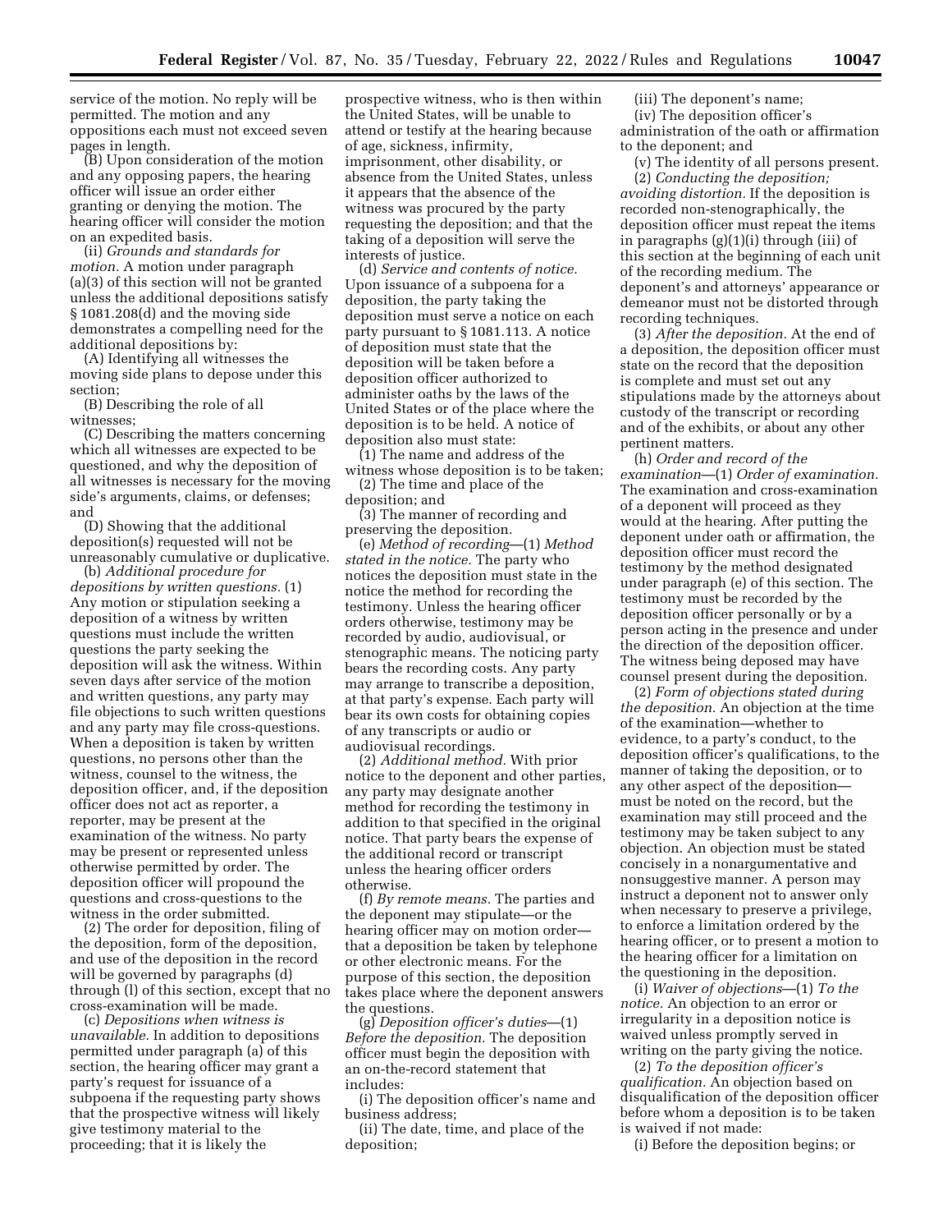service of the motion. No reply will be permitted. The motion and any oppositions each must not exceed seven pages in length.

(B) Upon consideration of the motion and any opposing papers, the hearing officer will issue an order either granting or denying the motion. The hearing officer will consider the motion on an expedited basis.

(ii) *Grounds and standards for motion.* A motion under paragraph (a)(3) of this section will not be granted unless the additional depositions satisfy § 1081.208(d) and the moving side demonstrates a compelling need for the additional depositions by:

(A) Identifying all witnesses the moving side plans to depose under this section;

(B) Describing the role of all witnesses;

(C) Describing the matters concerning which all witnesses are expected to be questioned, and why the deposition of all witnesses is necessary for the moving side's arguments, claims, or defenses; and

(D) Showing that the additional deposition(s) requested will not be unreasonably cumulative or duplicative.

(b) *Additional procedure for depositions by written questions.* (1) Any motion or stipulation seeking a deposition of a witness by written questions must include the written questions the party seeking the deposition will ask the witness. Within seven days after service of the motion and written questions, any party may file objections to such written questions and any party may file cross-questions. When a deposition is taken by written questions, no persons other than the witness, counsel to the witness, the deposition officer, and, if the deposition officer does not act as reporter, a reporter, may be present at the examination of the witness. No party may be present or represented unless otherwise permitted by order. The deposition officer will propound the questions and cross-questions to the witness in the order submitted.

(2) The order for deposition, filing of the deposition, form of the deposition, and use of the deposition in the record will be governed by paragraphs (d) through (l) of this section, except that no cross-examination will be made.

(c) *Depositions when witness is unavailable.* In addition to depositions permitted under paragraph (a) of this section, the hearing officer may grant a party's request for issuance of a subpoena if the requesting party shows that the prospective witness will likely give testimony material to the proceeding; that it is likely the prospective witness, who is then within the United States, will be unable to attend or testify at the hearing because of age, sickness, infirmity, imprisonment, other disability, or absence from the United States, unless it appears that the absence of the witness was procured by the party requesting the deposition; and that the taking of a deposition will serve the interests of justice.

(d) *Service and contents of notice.* Upon issuance of a subpoena for a deposition, the party taking the deposition must serve a notice on each party pursuant to § 1081.113. A notice of deposition must state that the deposition will be taken before a deposition officer authorized to administer oaths by the laws of the United States or of the place where the deposition is to be held. A notice of deposition also must state:

(1) The name and address of the witness whose deposition is to be taken;

(2) The time and place of the deposition; and

(3) The manner of recording and preserving the deposition.

(e) *Method of recording*—(1) *Method stated in the notice.* The party who notices the deposition must state in the notice the method for recording the testimony. Unless the hearing officer orders otherwise, testimony may be recorded by audio, audiovisual, or stenographic means. The noticing party bears the recording costs. Any party may arrange to transcribe a deposition, at that party's expense. Each party will bear its own costs for obtaining copies of any transcripts or audio or audiovisual recordings.

(2) *Additional method.* With prior notice to the deponent and other parties, any party may designate another method for recording the testimony in addition to that specified in the original notice. That party bears the expense of the additional record or transcript unless the hearing officer orders otherwise.

(f) *By remote means.* The parties and the deponent may stipulate—or the hearing officer may on motion order—that a deposition be taken by telephone or other electronic means. For the purpose of this section, the deposition takes place where the deponent answers the questions.

(g) *Deposition officer's duties*—(1) *Before the deposition.* The deposition officer must begin the deposition with an on-the-record statement that includes:

(i) The deposition officer's name and business address;

(ii) The date, time, and place of the deposition;

(iii) The deponent's name;

(iv) The deposition officer's administration of the oath or affirmation to the deponent; and

(v) The identity of all persons present.

(2) *Conducting the deposition; avoiding distortion.* If the deposition is recorded non-stenographically, the deposition officer must repeat the items in paragraphs (g)(1)(i) through (iii) of this section at the beginning of each unit of the recording medium. The deponent's and attorneys' appearance or demeanor must not be distorted through recording techniques.

(3) *After the deposition.* At the end of a deposition, the deposition officer must state on the record that the deposition is complete and must set out any stipulations made by the attorneys about custody of the transcript or recording and of the exhibits, or about any other pertinent matters.

(h) *Order and record of the examination*—(1) *Order of examination.* The examination and cross-examination of a deponent will proceed as they would at the hearing. After putting the deponent under oath or affirmation, the deposition officer must record the testimony by the method designated under paragraph (e) of this section. The testimony must be recorded by the deposition officer personally or by a person acting in the presence and under the direction of the deposition officer. The witness being deposed may have counsel present during the deposition.

(2) *Form of objections stated during the deposition.* An objection at the time of the examination—whether to evidence, to a party's conduct, to the deposition officer's qualifications, to the manner of taking the deposition, or to any other aspect of the deposition—must be noted on the record, but the examination may still proceed and the testimony may be taken subject to any objection. An objection must be stated concisely in a nonargumentative and nonsuggestive manner. A person may instruct a deponent not to answer only when necessary to preserve a privilege, to enforce a limitation ordered by the hearing officer, or to present a motion to the hearing officer for a limitation on the questioning in the deposition.

(i) *Waiver of objections*—(1) *To the notice.* An objection to an error or irregularity in a deposition notice is waived unless promptly served in writing on the party giving the notice.

(2) *To the deposition officer's qualification.* An objection based on disqualification of the deposition officer before whom a deposition is to be taken is waived if not made:

(i) Before the deposition begins; or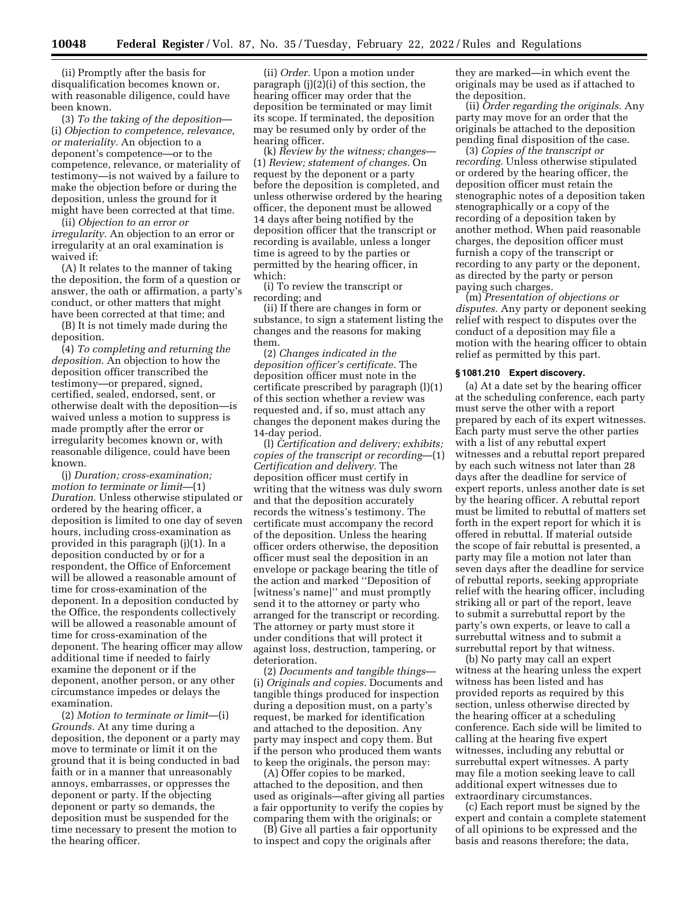(ii) Promptly after the basis for disqualification becomes known or, with reasonable diligence, could have been known.

(3) *To the taking of the deposition*—(i) *Objection to competence, relevance, or materiality.* An objection to a deponent's competence—or to the competence, relevance, or materiality of testimony—is not waived by a failure to make the objection before or during the deposition, unless the ground for it might have been corrected at that time.

(ii) *Objection to an error or irregularity.* An objection to an error or irregularity at an oral examination is waived if:

(A) It relates to the manner of taking the deposition, the form of a question or answer, the oath or affirmation, a party's conduct, or other matters that might have been corrected at that time; and

(B) It is not timely made during the deposition.

(4) *To completing and returning the deposition.* An objection to how the deposition officer transcribed the testimony—or prepared, signed, certified, sealed, endorsed, sent, or otherwise dealt with the deposition—is waived unless a motion to suppress is made promptly after the error or irregularity becomes known or, with reasonable diligence, could have been known.

(j) *Duration; cross-examination; motion to terminate or limit*—(1) *Duration.* Unless otherwise stipulated or ordered by the hearing officer, a deposition is limited to one day of seven hours, including cross-examination as provided in this paragraph (j)(1). In a deposition conducted by or for a respondent, the Office of Enforcement will be allowed a reasonable amount of time for cross-examination of the deponent. In a deposition conducted by the Office, the respondents collectively will be allowed a reasonable amount of time for cross-examination of the deponent. The hearing officer may allow additional time if needed to fairly examine the deponent or if the deponent, another person, or any other circumstance impedes or delays the examination.

(2) *Motion to terminate or limit*—(i) *Grounds.* At any time during a deposition, the deponent or a party may move to terminate or limit it on the ground that it is being conducted in bad faith or in a manner that unreasonably annoys, embarrasses, or oppresses the deponent or party. If the objecting deponent or party so demands, the deposition must be suspended for the time necessary to present the motion to the hearing officer.

(ii) *Order.* Upon a motion under paragraph (j)(2)(i) of this section, the hearing officer may order that the deposition be terminated or may limit its scope. If terminated, the deposition may be resumed only by order of the hearing officer.

(k) *Review by the witness; changes*—(1) *Review; statement of changes.* On request by the deponent or a party before the deposition is completed, and unless otherwise ordered by the hearing officer, the deponent must be allowed 14 days after being notified by the deposition officer that the transcript or recording is available, unless a longer time is agreed to by the parties or permitted by the hearing officer, in which:

(i) To review the transcript or recording; and

(ii) If there are changes in form or substance, to sign a statement listing the changes and the reasons for making them.

(2) *Changes indicated in the deposition officer's certificate.* The deposition officer must note in the certificate prescribed by paragraph (l)(1) of this section whether a review was requested and, if so, must attach any changes the deponent makes during the 14-day period.

(l) *Certification and delivery; exhibits; copies of the transcript or recording*—(1) *Certification and delivery.* The deposition officer must certify in writing that the witness was duly sworn and that the deposition accurately records the witness's testimony. The certificate must accompany the record of the deposition. Unless the hearing officer orders otherwise, the deposition officer must seal the deposition in an envelope or package bearing the title of the action and marked "Deposition of [witness's name]" and must promptly send it to the attorney or party who arranged for the transcript or recording. The attorney or party must store it under conditions that will protect it against loss, destruction, tampering, or deterioration.

(2) *Documents and tangible things*—(i) *Originals and copies.* Documents and tangible things produced for inspection during a deposition must, on a party's request, be marked for identification and attached to the deposition. Any party may inspect and copy them. But if the person who produced them wants to keep the originals, the person may:

(A) Offer copies to be marked, attached to the deposition, and then used as originals—after giving all parties a fair opportunity to verify the copies by comparing them with the originals; or

(B) Give all parties a fair opportunity to inspect and copy the originals after they are marked—in which event the originals may be used as if attached to the deposition.

(ii) *Order regarding the originals.* Any party may move for an order that the originals be attached to the deposition pending final disposition of the case.

(3) *Copies of the transcript or recording.* Unless otherwise stipulated or ordered by the hearing officer, the deposition officer must retain the stenographic notes of a deposition taken stenographically or a copy of the recording of a deposition taken by another method. When paid reasonable charges, the deposition officer must furnish a copy of the transcript or recording to any party or the deponent, as directed by the party or person paying such charges.

(m) *Presentation of objections or disputes.* Any party or deponent seeking relief with respect to disputes over the conduct of a deposition may file a motion with the hearing officer to obtain relief as permitted by this part.

### § 1081.210 Expert discovery.

(a) At a date set by the hearing officer at the scheduling conference, each party must serve the other with a report prepared by each of its expert witnesses. Each party must serve the other parties with a list of any rebuttal expert witnesses and a rebuttal report prepared by each such witness not later than 28 days after the deadline for service of expert reports, unless another date is set by the hearing officer. A rebuttal report must be limited to rebuttal of matters set forth in the expert report for which it is offered in rebuttal. If material outside the scope of fair rebuttal is presented, a party may file a motion not later than seven days after the deadline for service of rebuttal reports, seeking appropriate relief with the hearing officer, including striking all or part of the report, leave to submit a surrebuttal report by the party's own experts, or leave to call a surrebuttal witness and to submit a surrebuttal report by that witness.

(b) No party may call an expert witness at the hearing unless the expert witness has been listed and has provided reports as required by this section, unless otherwise directed by the hearing officer at a scheduling conference. Each side will be limited to calling at the hearing five expert witnesses, including any rebuttal or surrebuttal expert witnesses. A party may file a motion seeking leave to call additional expert witnesses due to extraordinary circumstances.

(c) Each report must be signed by the expert and contain a complete statement of all opinions to be expressed and the basis and reasons therefore; the data,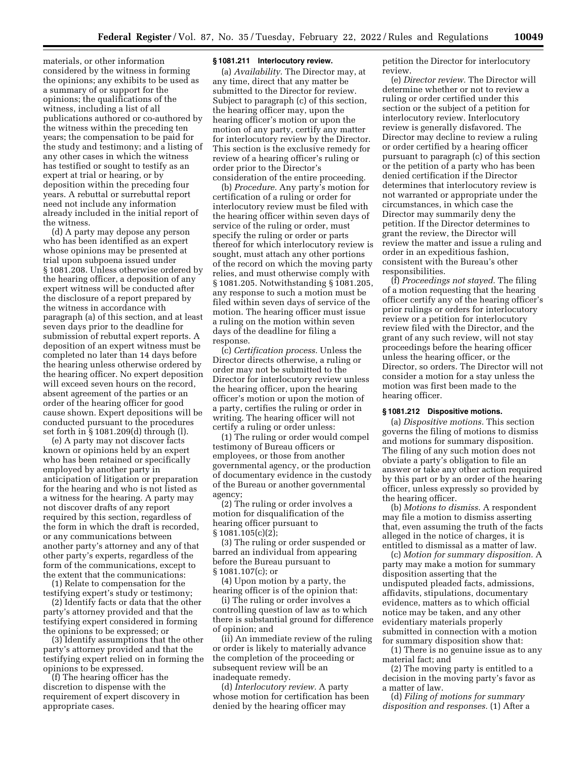materials, or other information considered by the witness in forming the opinions; any exhibits to be used as a summary of or support for the opinions; the qualifications of the witness, including a list of all publications authored or co-authored by the witness within the preceding ten years; the compensation to be paid for the study and testimony; and a listing of any other cases in which the witness has testified or sought to testify as an expert at trial or hearing, or by deposition within the preceding four years. A rebuttal or surrebuttal report need not include any information already included in the initial report of the witness.

(d) A party may depose any person who has been identified as an expert whose opinions may be presented at trial upon subpoena issued under § 1081.208. Unless otherwise ordered by the hearing officer, a deposition of any expert witness will be conducted after the disclosure of a report prepared by the witness in accordance with paragraph (a) of this section, and at least seven days prior to the deadline for submission of rebuttal expert reports. A deposition of an expert witness must be completed no later than 14 days before the hearing unless otherwise ordered by the hearing officer. No expert deposition will exceed seven hours on the record, absent agreement of the parties or an order of the hearing officer for good cause shown. Expert depositions will be conducted pursuant to the procedures set forth in § 1081.209(d) through (l).

(e) A party may not discover facts known or opinions held by an expert who has been retained or specifically employed by another party in anticipation of litigation or preparation for the hearing and who is not listed as a witness for the hearing. A party may not discover drafts of any report required by this section, regardless of the form in which the draft is recorded, or any communications between another party's attorney and any of that other party's experts, regardless of the form of the communications, except to the extent that the communications:

(1) Relate to compensation for the testifying expert's study or testimony;

(2) Identify facts or data that the other party's attorney provided and that the testifying expert considered in forming the opinions to be expressed; or

(3) Identify assumptions that the other party's attorney provided and that the testifying expert relied on in forming the opinions to be expressed.

(f) The hearing officer has the discretion to dispense with the requirement of expert discovery in appropriate cases.

### § 1081.211 Interlocutory review.

(a) *Availability.* The Director may, at any time, direct that any matter be submitted to the Director for review. Subject to paragraph (c) of this section, the hearing officer may, upon the hearing officer's motion or upon the motion of any party, certify any matter for interlocutory review by the Director. This section is the exclusive remedy for review of a hearing officer's ruling or order prior to the Director's consideration of the entire proceeding.

(b) *Procedure.* Any party's motion for certification of a ruling or order for interlocutory review must be filed with the hearing officer within seven days of service of the ruling or order, must specify the ruling or order or parts thereof for which interlocutory review is sought, must attach any other portions of the record on which the moving party relies, and must otherwise comply with § 1081.205. Notwithstanding § 1081.205, any response to such a motion must be filed within seven days of service of the motion. The hearing officer must issue a ruling on the motion within seven days of the deadline for filing a response.

(c) *Certification process.* Unless the Director directs otherwise, a ruling or order may not be submitted to the Director for interlocutory review unless the hearing officer, upon the hearing officer's motion or upon the motion of a party, certifies the ruling or order in writing. The hearing officer will not certify a ruling or order unless:

(1) The ruling or order would compel testimony of Bureau officers or employees, or those from another governmental agency, or the production of documentary evidence in the custody of the Bureau or another governmental agency;

(2) The ruling or order involves a motion for disqualification of the hearing officer pursuant to § 1081.105(c)(2);

(3) The ruling or order suspended or barred an individual from appearing before the Bureau pursuant to § 1081.107(c); or

(4) Upon motion by a party, the hearing officer is of the opinion that:

(i) The ruling or order involves a controlling question of law as to which there is substantial ground for difference of opinion; and

(ii) An immediate review of the ruling or order is likely to materially advance the completion of the proceeding or subsequent review will be an inadequate remedy.

(d) *Interlocutory review.* A party whose motion for certification has been denied by the hearing officer may petition the Director for interlocutory review.

(e) *Director review.* The Director will determine whether or not to review a ruling or order certified under this section or the subject of a petition for interlocutory review. Interlocutory review is generally disfavored. The Director may decline to review a ruling or order certified by a hearing officer pursuant to paragraph (c) of this section or the petition of a party who has been denied certification if the Director determines that interlocutory review is not warranted or appropriate under the circumstances, in which case the Director may summarily deny the petition. If the Director determines to grant the review, the Director will review the matter and issue a ruling and order in an expeditious fashion, consistent with the Bureau's other responsibilities.

(f) *Proceedings not stayed.* The filing of a motion requesting that the hearing officer certify any of the hearing officer's prior rulings or orders for interlocutory review or a petition for interlocutory review filed with the Director, and the grant of any such review, will not stay proceedings before the hearing officer unless the hearing officer, or the Director, so orders. The Director will not consider a motion for a stay unless the motion was first been made to the hearing officer.

### § 1081.212 Dispositive motions.

(a) *Dispositive motions.* This section governs the filing of motions to dismiss and motions for summary disposition. The filing of any such motion does not obviate a party's obligation to file an answer or take any other action required by this part or by an order of the hearing officer, unless expressly so provided by the hearing officer.

(b) *Motions to dismiss.* A respondent may file a motion to dismiss asserting that, even assuming the truth of the facts alleged in the notice of charges, it is entitled to dismissal as a matter of law.

(c) *Motion for summary disposition.* A party may make a motion for summary disposition asserting that the undisputed pleaded facts, admissions, affidavits, stipulations, documentary evidence, matters as to which official notice may be taken, and any other evidentiary materials properly submitted in connection with a motion for summary disposition show that:

(1) There is no genuine issue as to any material fact; and

(2) The moving party is entitled to a decision in the moving party's favor as a matter of law.

(d) *Filing of motions for summary disposition and responses.* (1) After a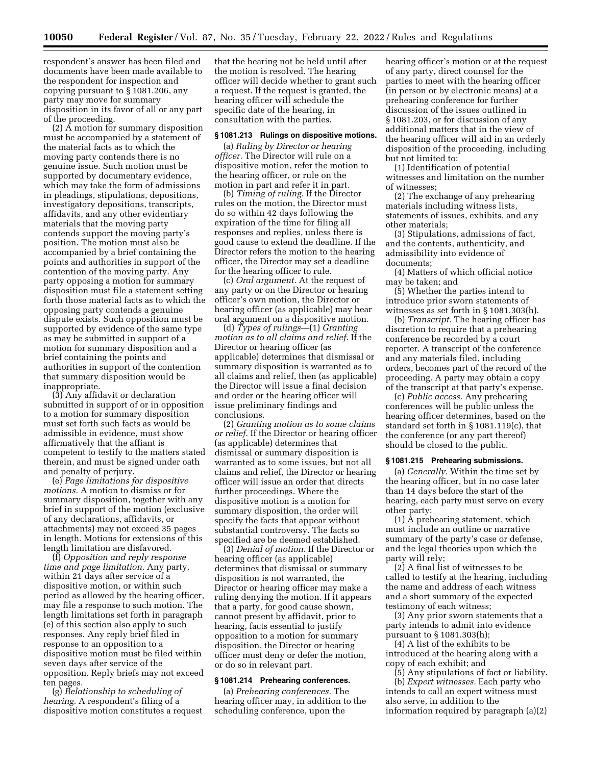respondent's answer has been filed and documents have been made available to the respondent for inspection and copying pursuant to § 1081.206, any party may move for summary disposition in its favor of all or any part of the proceeding.

(2) A motion for summary disposition must be accompanied by a statement of the material facts as to which the moving party contends there is no genuine issue. Such motion must be supported by documentary evidence, which may take the form of admissions in pleadings, stipulations, depositions, investigatory depositions, transcripts, affidavits, and any other evidentiary materials that the moving party contends support the moving party's position. The motion must also be accompanied by a brief containing the points and authorities in support of the contention of the moving party. Any party opposing a motion for summary disposition must file a statement setting forth those material facts as to which the opposing party contends a genuine dispute exists. Such opposition must be supported by evidence of the same type as may be submitted in support of a motion for summary disposition and a brief containing the points and authorities in support of the contention that summary disposition would be inappropriate.

(3) Any affidavit or declaration submitted in support of or in opposition to a motion for summary disposition must set forth such facts as would be admissible in evidence, must show affirmatively that the affiant is competent to testify to the matters stated therein, and must be signed under oath and penalty of perjury.

(e) *Page limitations for dispositive motions.* A motion to dismiss or for summary disposition, together with any brief in support of the motion (exclusive of any declarations, affidavits, or attachments) may not exceed 35 pages in length. Motions for extensions of this length limitation are disfavored.

(f) *Opposition and reply response time and page limitation.* Any party, within 21 days after service of a dispositive motion, or within such period as allowed by the hearing officer, may file a response to such motion. The length limitations set forth in paragraph (e) of this section also apply to such responses. Any reply brief filed in response to an opposition to a dispositive motion must be filed within seven days after service of the opposition. Reply briefs may not exceed ten pages.

(g) *Relationship to scheduling of hearing.* A respondent's filing of a dispositive motion constitutes a request that the hearing not be held until after the motion is resolved. The hearing officer will decide whether to grant such a request. If the request is granted, the hearing officer will schedule the specific date of the hearing, in consultation with the parties.

### § 1081.213 Rulings on dispositive motions.

(a) *Ruling by Director or hearing officer.* The Director will rule on a dispositive motion, refer the motion to the hearing officer, or rule on the motion in part and refer it in part.

(b) *Timing of ruling.* If the Director rules on the motion, the Director must do so within 42 days following the expiration of the time for filing all responses and replies, unless there is good cause to extend the deadline. If the Director refers the motion to the hearing officer, the Director may set a deadline for the hearing officer to rule.

(c) *Oral argument.* At the request of any party or on the Director or hearing officer's own motion, the Director or hearing officer (as applicable) may hear oral argument on a dispositive motion.

(d) *Types of rulings*—(1) *Granting motion as to all claims and relief.* If the Director or hearing officer (as applicable) determines that dismissal or summary disposition is warranted as to all claims and relief, then (as applicable) the Director will issue a final decision and order or the hearing officer will issue preliminary findings and conclusions.

(2) *Granting motion as to some claims or relief.* If the Director or hearing officer (as applicable) determines that dismissal or summary disposition is warranted as to some issues, but not all claims and relief, the Director or hearing officer will issue an order that directs further proceedings. Where the dispositive motion is a motion for summary disposition, the order will specify the facts that appear without substantial controversy. The facts so specified are be deemed established.

(3) *Denial of motion.* If the Director or hearing officer (as applicable) determines that dismissal or summary disposition is not warranted, the Director or hearing officer may make a ruling denying the motion. If it appears that a party, for good cause shown, cannot present by affidavit, prior to hearing, facts essential to justify opposition to a motion for summary disposition, the Director or hearing officer must deny or defer the motion, or do so in relevant part.

### § 1081.214 Prehearing conferences.

(a) *Prehearing conferences.* The hearing officer may, in addition to the scheduling conference, upon the hearing officer's motion or at the request of any party, direct counsel for the parties to meet with the hearing officer (in person or by electronic means) at a prehearing conference for further discussion of the issues outlined in § 1081.203, or for discussion of any additional matters that in the view of the hearing officer will aid in an orderly disposition of the proceeding, including but not limited to:

(1) Identification of potential witnesses and limitation on the number of witnesses;

(2) The exchange of any prehearing materials including witness lists, statements of issues, exhibits, and any other materials;

(3) Stipulations, admissions of fact, and the contents, authenticity, and admissibility into evidence of documents;

(4) Matters of which official notice may be taken; and

(5) Whether the parties intend to introduce prior sworn statements of witnesses as set forth in § 1081.303(h).

(b) *Transcript.* The hearing officer has discretion to require that a prehearing conference be recorded by a court reporter. A transcript of the conference and any materials filed, including orders, becomes part of the record of the proceeding. A party may obtain a copy of the transcript at that party's expense.

(c) *Public access.* Any prehearing conferences will be public unless the hearing officer determines, based on the standard set forth in § 1081.119(c), that the conference (or any part thereof) should be closed to the public.

### § 1081.215 Prehearing submissions.

(a) *Generally.* Within the time set by the hearing officer, but in no case later than 14 days before the start of the hearing, each party must serve on every other party:

(1) A prehearing statement, which must include an outline or narrative summary of the party's case or defense, and the legal theories upon which the party will rely;

(2) A final list of witnesses to be called to testify at the hearing, including the name and address of each witness and a short summary of the expected testimony of each witness;

(3) Any prior sworn statements that a party intends to admit into evidence pursuant to § 1081.303(h);

(4) A list of the exhibits to be introduced at the hearing along with a copy of each exhibit; and

(5) Any stipulations of fact or liability.

(b) *Expert witnesses.* Each party who intends to call an expert witness must also serve, in addition to the information required by paragraph (a)(2)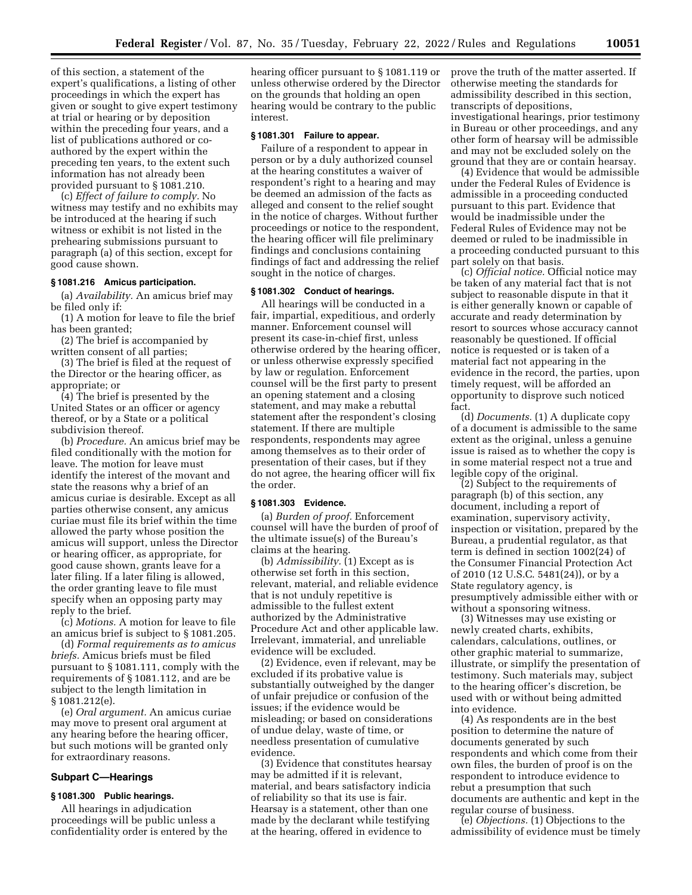of this section, a statement of the expert's qualifications, a listing of other proceedings in which the expert has given or sought to give expert testimony at trial or hearing or by deposition within the preceding four years, and a list of publications authored or co-authored by the expert within the preceding ten years, to the extent such information has not already been provided pursuant to § 1081.210.

(c) *Effect of failure to comply.* No witness may testify and no exhibits may be introduced at the hearing if such witness or exhibit is not listed in the prehearing submissions pursuant to paragraph (a) of this section, except for good cause shown.

#### § 1081.216 Amicus participation.

(a) *Availability.* An amicus brief may be filed only if:

(1) A motion for leave to file the brief has been granted;

(2) The brief is accompanied by written consent of all parties;

(3) The brief is filed at the request of the Director or the hearing officer, as appropriate; or

(4) The brief is presented by the United States or an officer or agency thereof, or by a State or a political subdivision thereof.

(b) *Procedure.* An amicus brief may be filed conditionally with the motion for leave. The motion for leave must identify the interest of the movant and state the reasons why a brief of an amicus curiae is desirable. Except as all parties otherwise consent, any amicus curiae must file its brief within the time allowed the party whose position the amicus will support, unless the Director or hearing officer, as appropriate, for good cause shown, grants leave for a later filing. If a later filing is allowed, the order granting leave to file must specify when an opposing party may reply to the brief.

(c) *Motions.* A motion for leave to file an amicus brief is subject to § 1081.205.

(d) *Formal requirements as to amicus briefs.* Amicus briefs must be filed pursuant to § 1081.111, comply with the requirements of § 1081.112, and are be subject to the length limitation in § 1081.212(e).

(e) *Oral argument.* An amicus curiae may move to present oral argument at any hearing before the hearing officer, but such motions will be granted only for extraordinary reasons.

### Subpart C—Hearings

#### § 1081.300 Public hearings.

All hearings in adjudication proceedings will be public unless a confidentiality order is entered by the hearing officer pursuant to § 1081.119 or unless otherwise ordered by the Director on the grounds that holding an open hearing would be contrary to the public interest.

#### § 1081.301 Failure to appear.

Failure of a respondent to appear in person or by a duly authorized counsel at the hearing constitutes a waiver of respondent's right to a hearing and may be deemed an admission of the facts as alleged and consent to the relief sought in the notice of charges. Without further proceedings or notice to the respondent, the hearing officer will file preliminary findings and conclusions containing findings of fact and addressing the relief sought in the notice of charges.

#### § 1081.302 Conduct of hearings.

All hearings will be conducted in a fair, impartial, expeditious, and orderly manner. Enforcement counsel will present its case-in-chief first, unless otherwise ordered by the hearing officer, or unless otherwise expressly specified by law or regulation. Enforcement counsel will be the first party to present an opening statement and a closing statement, and may make a rebuttal statement after the respondent's closing statement. If there are multiple respondents, respondents may agree among themselves as to their order of presentation of their cases, but if they do not agree, the hearing officer will fix the order.

#### § 1081.303 Evidence.

(a) *Burden of proof.* Enforcement counsel will have the burden of proof of the ultimate issue(s) of the Bureau's claims at the hearing.

(b) *Admissibility.* (1) Except as is otherwise set forth in this section, relevant, material, and reliable evidence that is not unduly repetitive is admissible to the fullest extent authorized by the Administrative Procedure Act and other applicable law. Irrelevant, immaterial, and unreliable evidence will be excluded.

(2) Evidence, even if relevant, may be excluded if its probative value is substantially outweighed by the danger of unfair prejudice or confusion of the issues; if the evidence would be misleading; or based on considerations of undue delay, waste of time, or needless presentation of cumulative evidence.

(3) Evidence that constitutes hearsay may be admitted if it is relevant, material, and bears satisfactory indicia of reliability so that its use is fair. Hearsay is a statement, other than one made by the declarant while testifying at the hearing, offered in evidence to prove the truth of the matter asserted. If otherwise meeting the standards for admissibility described in this section, transcripts of depositions, investigational hearings, prior testimony in Bureau or other proceedings, and any other form of hearsay will be admissible and may not be excluded solely on the ground that they are or contain hearsay.

(4) Evidence that would be admissible under the Federal Rules of Evidence is admissible in a proceeding conducted pursuant to this part. Evidence that would be inadmissible under the Federal Rules of Evidence may not be deemed or ruled to be inadmissible in a proceeding conducted pursuant to this part solely on that basis.

(c) *Official notice.* Official notice may be taken of any material fact that is not subject to reasonable dispute in that it is either generally known or capable of accurate and ready determination by resort to sources whose accuracy cannot reasonably be questioned. If official notice is requested or is taken of a material fact not appearing in the evidence in the record, the parties, upon timely request, will be afforded an opportunity to disprove such noticed fact.

(d) *Documents.* (1) A duplicate copy of a document is admissible to the same extent as the original, unless a genuine issue is raised as to whether the copy is in some material respect not a true and legible copy of the original.

(2) Subject to the requirements of paragraph (b) of this section, any document, including a report of examination, supervisory activity, inspection or visitation, prepared by the Bureau, a prudential regulator, as that term is defined in section 1002(24) of the Consumer Financial Protection Act of 2010 (12 U.S.C. 5481(24)), or by a State regulatory agency, is presumptively admissible either with or without a sponsoring witness.

(3) Witnesses may use existing or newly created charts, exhibits, calendars, calculations, outlines, or other graphic material to summarize, illustrate, or simplify the presentation of testimony. Such materials may, subject to the hearing officer's discretion, be used with or without being admitted into evidence.

(4) As respondents are in the best position to determine the nature of documents generated by such respondents and which come from their own files, the burden of proof is on the respondent to introduce evidence to rebut a presumption that such documents are authentic and kept in the regular course of business.

(e) *Objections.* (1) Objections to the admissibility of evidence must be timely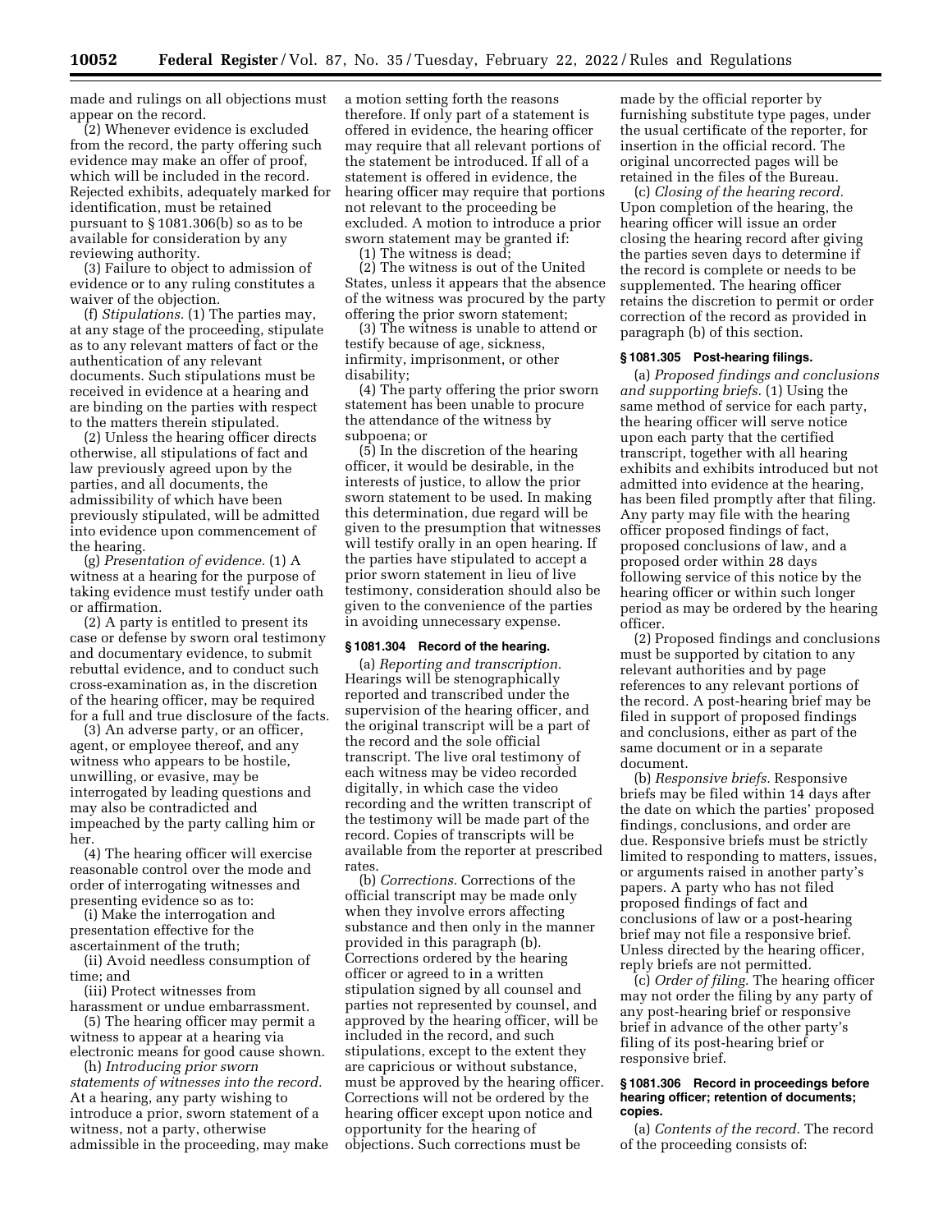made and rulings on all objections must appear on the record.

(2) Whenever evidence is excluded from the record, the party offering such evidence may make an offer of proof, which will be included in the record. Rejected exhibits, adequately marked for identification, must be retained pursuant to § 1081.306(b) so as to be available for consideration by any reviewing authority.

(3) Failure to object to admission of evidence or to any ruling constitutes a waiver of the objection.

(f) *Stipulations.* (1) The parties may, at any stage of the proceeding, stipulate as to any relevant matters of fact or the authentication of any relevant documents. Such stipulations must be received in evidence at a hearing and are binding on the parties with respect to the matters therein stipulated.

(2) Unless the hearing officer directs otherwise, all stipulations of fact and law previously agreed upon by the parties, and all documents, the admissibility of which have been previously stipulated, will be admitted into evidence upon commencement of the hearing.

(g) *Presentation of evidence.* (1) A witness at a hearing for the purpose of taking evidence must testify under oath or affirmation.

(2) A party is entitled to present its case or defense by sworn oral testimony and documentary evidence, to submit rebuttal evidence, and to conduct such cross-examination as, in the discretion of the hearing officer, may be required for a full and true disclosure of the facts.

(3) An adverse party, or an officer, agent, or employee thereof, and any witness who appears to be hostile, unwilling, or evasive, may be interrogated by leading questions and may also be contradicted and impeached by the party calling him or her.

(4) The hearing officer will exercise reasonable control over the mode and order of interrogating witnesses and presenting evidence so as to:

(i) Make the interrogation and presentation effective for the ascertainment of the truth;

(ii) Avoid needless consumption of time; and

(iii) Protect witnesses from harassment or undue embarrassment.

(5) The hearing officer may permit a witness to appear at a hearing via electronic means for good cause shown.

(h) *Introducing prior sworn statements of witnesses into the record.* At a hearing, any party wishing to introduce a prior, sworn statement of a witness, not a party, otherwise admissible in the proceeding, may make a motion setting forth the reasons therefore. If only part of a statement is offered in evidence, the hearing officer may require that all relevant portions of the statement be introduced. If all of a statement is offered in evidence, the hearing officer may require that portions not relevant to the proceeding be excluded. A motion to introduce a prior sworn statement may be granted if:

(1) The witness is dead;

(2) The witness is out of the United States, unless it appears that the absence of the witness was procured by the party offering the prior sworn statement;

(3) The witness is unable to attend or testify because of age, sickness, infirmity, imprisonment, or other disability;

(4) The party offering the prior sworn statement has been unable to procure the attendance of the witness by subpoena; or

(5) In the discretion of the hearing officer, it would be desirable, in the interests of justice, to allow the prior sworn statement to be used. In making this determination, due regard will be given to the presumption that witnesses will testify orally in an open hearing. If the parties have stipulated to accept a prior sworn statement in lieu of live testimony, consideration should also be given to the convenience of the parties in avoiding unnecessary expense.

### § 1081.304 Record of the hearing.

(a) *Reporting and transcription.* Hearings will be stenographically reported and transcribed under the supervision of the hearing officer, and the original transcript will be a part of the record and the sole official transcript. The live oral testimony of each witness may be video recorded digitally, in which case the video recording and the written transcript of the testimony will be made part of the record. Copies of transcripts will be available from the reporter at prescribed rates.

(b) *Corrections.* Corrections of the official transcript may be made only when they involve errors affecting substance and then only in the manner provided in this paragraph (b). Corrections ordered by the hearing officer or agreed to in a written stipulation signed by all counsel and parties not represented by counsel, and approved by the hearing officer, will be included in the record, and such stipulations, except to the extent they are capricious or without substance, must be approved by the hearing officer. Corrections will not be ordered by the hearing officer except upon notice and opportunity for the hearing of objections. Such corrections must be made by the official reporter by furnishing substitute type pages, under the usual certificate of the reporter, for insertion in the official record. The original uncorrected pages will be retained in the files of the Bureau.

(c) *Closing of the hearing record.* Upon completion of the hearing, the hearing officer will issue an order closing the hearing record after giving the parties seven days to determine if the record is complete or needs to be supplemented. The hearing officer retains the discretion to permit or order correction of the record as provided in paragraph (b) of this section.

### § 1081.305 Post-hearing filings.

(a) *Proposed findings and conclusions and supporting briefs.* (1) Using the same method of service for each party, the hearing officer will serve notice upon each party that the certified transcript, together with all hearing exhibits and exhibits introduced but not admitted into evidence at the hearing, has been filed promptly after that filing. Any party may file with the hearing officer proposed findings of fact, proposed conclusions of law, and a proposed order within 28 days following service of this notice by the hearing officer or within such longer period as may be ordered by the hearing officer.

(2) Proposed findings and conclusions must be supported by citation to any relevant authorities and by page references to any relevant portions of the record. A post-hearing brief may be filed in support of proposed findings and conclusions, either as part of the same document or in a separate document.

(b) *Responsive briefs.* Responsive briefs may be filed within 14 days after the date on which the parties' proposed findings, conclusions, and order are due. Responsive briefs must be strictly limited to responding to matters, issues, or arguments raised in another party's papers. A party who has not filed proposed findings of fact and conclusions of law or a post-hearing brief may not file a responsive brief. Unless directed by the hearing officer, reply briefs are not permitted.

(c) *Order of filing.* The hearing officer may not order the filing by any party of any post-hearing brief or responsive brief in advance of the other party's filing of its post-hearing brief or responsive brief.

### § 1081.306 Record in proceedings before hearing officer; retention of documents; copies.

(a) *Contents of the record.* The record of the proceeding consists of: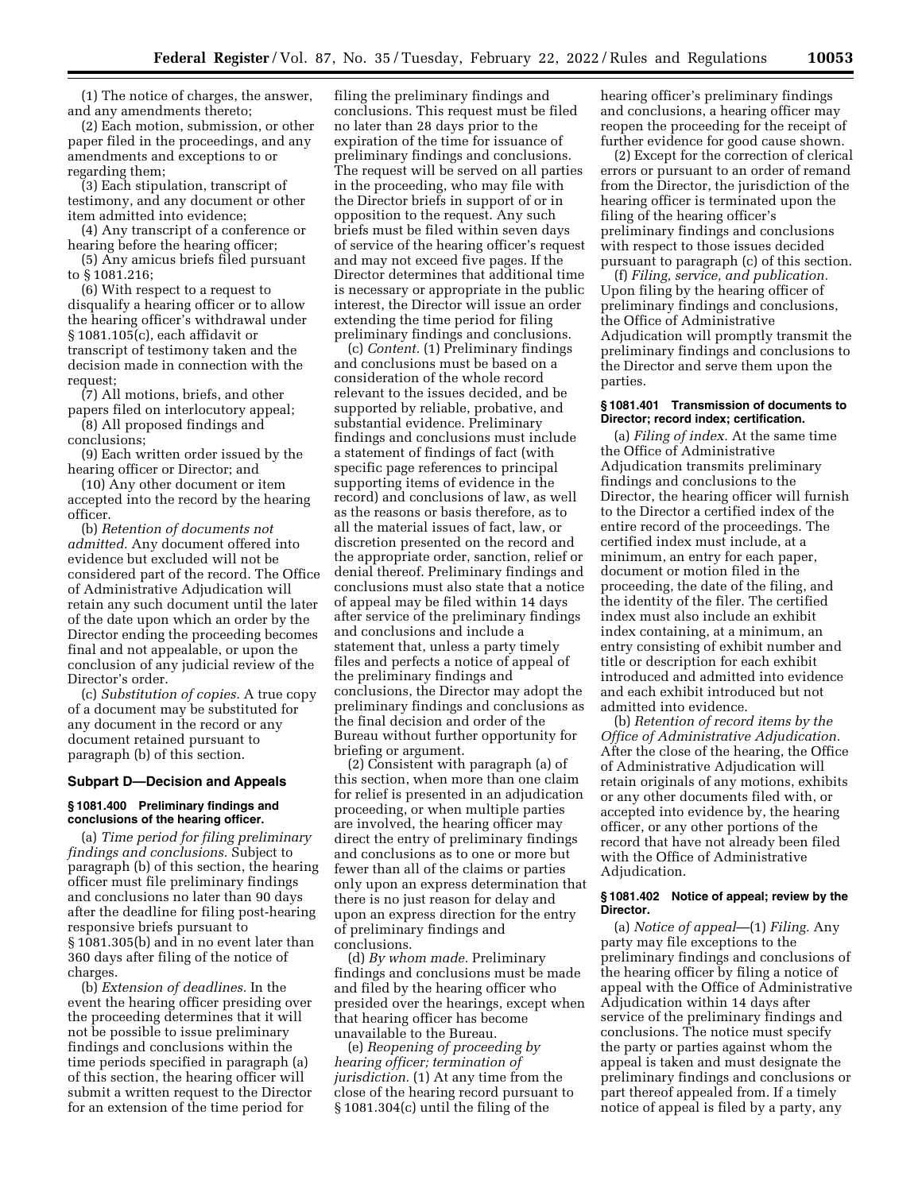(1) The notice of charges, the answer, and any amendments thereto;

(2) Each motion, submission, or other paper filed in the proceedings, and any amendments and exceptions to or regarding them;

(3) Each stipulation, transcript of testimony, and any document or other item admitted into evidence;

(4) Any transcript of a conference or hearing before the hearing officer;

(5) Any amicus briefs filed pursuant to § 1081.216;

(6) With respect to a request to disqualify a hearing officer or to allow the hearing officer's withdrawal under § 1081.105(c), each affidavit or transcript of testimony taken and the decision made in connection with the request;

(7) All motions, briefs, and other papers filed on interlocutory appeal;

(8) All proposed findings and conclusions;

(9) Each written order issued by the hearing officer or Director; and

(10) Any other document or item accepted into the record by the hearing officer.

(b) *Retention of documents not admitted.* Any document offered into evidence but excluded will not be considered part of the record. The Office of Administrative Adjudication will retain any such document until the later of the date upon which an order by the Director ending the proceeding becomes final and not appealable, or upon the conclusion of any judicial review of the Director's order.

(c) *Substitution of copies.* A true copy of a document may be substituted for any document in the record or any document retained pursuant to paragraph (b) of this section.

## Subpart D—Decision and Appeals

### § 1081.400 Preliminary findings and conclusions of the hearing officer.

(a) *Time period for filing preliminary findings and conclusions.* Subject to paragraph (b) of this section, the hearing officer must file preliminary findings and conclusions no later than 90 days after the deadline for filing post-hearing responsive briefs pursuant to § 1081.305(b) and in no event later than 360 days after filing of the notice of charges.

(b) *Extension of deadlines.* In the event the hearing officer presiding over the proceeding determines that it will not be possible to issue preliminary findings and conclusions within the time periods specified in paragraph (a) of this section, the hearing officer will submit a written request to the Director for an extension of the time period for filing the preliminary findings and conclusions. This request must be filed no later than 28 days prior to the expiration of the time for issuance of preliminary findings and conclusions. The request will be served on all parties in the proceeding, who may file with the Director briefs in support of or in opposition to the request. Any such briefs must be filed within seven days of service of the hearing officer's request and may not exceed five pages. If the Director determines that additional time is necessary or appropriate in the public interest, the Director will issue an order extending the time period for filing preliminary findings and conclusions.

(c) *Content.* (1) Preliminary findings and conclusions must be based on a consideration of the whole record relevant to the issues decided, and be supported by reliable, probative, and substantial evidence. Preliminary findings and conclusions must include a statement of findings of fact (with specific page references to principal supporting items of evidence in the record) and conclusions of law, as well as the reasons or basis therefore, as to all the material issues of fact, law, or discretion presented on the record and the appropriate order, sanction, relief or denial thereof. Preliminary findings and conclusions must also state that a notice of appeal may be filed within 14 days after service of the preliminary findings and conclusions and include a statement that, unless a party timely files and perfects a notice of appeal of the preliminary findings and conclusions, the Director may adopt the preliminary findings and conclusions as the final decision and order of the Bureau without further opportunity for briefing or argument.

(2) Consistent with paragraph (a) of this section, when more than one claim for relief is presented in an adjudication proceeding, or when multiple parties are involved, the hearing officer may direct the entry of preliminary findings and conclusions as to one or more but fewer than all of the claims or parties only upon an express determination that there is no just reason for delay and upon an express direction for the entry of preliminary findings and conclusions.

(d) *By whom made.* Preliminary findings and conclusions must be made and filed by the hearing officer who presided over the hearings, except when that hearing officer has become unavailable to the Bureau.

(e) *Reopening of proceeding by hearing officer; termination of jurisdiction.* (1) At any time from the close of the hearing record pursuant to § 1081.304(c) until the filing of the hearing officer's preliminary findings and conclusions, a hearing officer may reopen the proceeding for the receipt of further evidence for good cause shown.

(2) Except for the correction of clerical errors or pursuant to an order of remand from the Director, the jurisdiction of the hearing officer is terminated upon the filing of the hearing officer's preliminary findings and conclusions with respect to those issues decided pursuant to paragraph (c) of this section.

(f) *Filing, service, and publication.* Upon filing by the hearing officer of preliminary findings and conclusions, the Office of Administrative Adjudication will promptly transmit the preliminary findings and conclusions to the Director and serve them upon the parties.

### § 1081.401 Transmission of documents to Director; record index; certification.

(a) *Filing of index.* At the same time the Office of Administrative Adjudication transmits preliminary findings and conclusions to the Director, the hearing officer will furnish to the Director a certified index of the entire record of the proceedings. The certified index must include, at a minimum, an entry for each paper, document or motion filed in the proceeding, the date of the filing, and the identity of the filer. The certified index must also include an exhibit index containing, at a minimum, an entry consisting of exhibit number and title or description for each exhibit introduced and admitted into evidence and each exhibit introduced but not admitted into evidence.

(b) *Retention of record items by the Office of Administrative Adjudication.* After the close of the hearing, the Office of Administrative Adjudication will retain originals of any motions, exhibits or any other documents filed with, or accepted into evidence by, the hearing officer, or any other portions of the record that have not already been filed with the Office of Administrative Adjudication.

### § 1081.402 Notice of appeal; review by the Director.

(a) *Notice of appeal*—(1) *Filing.* Any party may file exceptions to the preliminary findings and conclusions of the hearing officer by filing a notice of appeal with the Office of Administrative Adjudication within 14 days after service of the preliminary findings and conclusions. The notice must specify the party or parties against whom the appeal is taken and must designate the preliminary findings and conclusions or part thereof appealed from. If a timely notice of appeal is filed by a party, any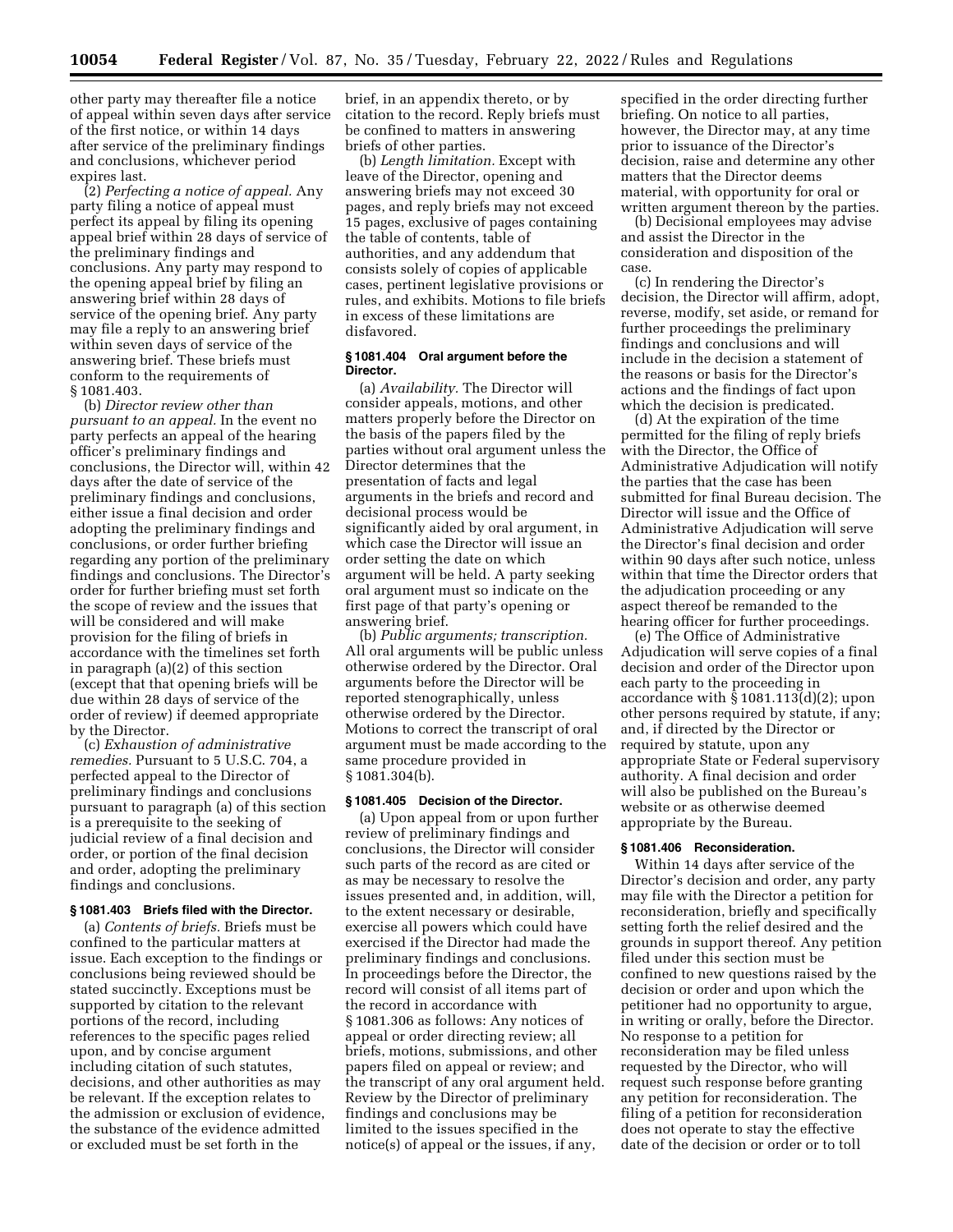other party may thereafter file a notice of appeal within seven days after service of the first notice, or within 14 days after service of the preliminary findings and conclusions, whichever period expires last.

(2) *Perfecting a notice of appeal.* Any party filing a notice of appeal must perfect its appeal by filing its opening appeal brief within 28 days of service of the preliminary findings and conclusions. Any party may respond to the opening appeal brief by filing an answering brief within 28 days of service of the opening brief. Any party may file a reply to an answering brief within seven days of service of the answering brief. These briefs must conform to the requirements of § 1081.403.

(b) *Director review other than pursuant to an appeal.* In the event no party perfects an appeal of the hearing officer's preliminary findings and conclusions, the Director will, within 42 days after the date of service of the preliminary findings and conclusions, either issue a final decision and order adopting the preliminary findings and conclusions, or order further briefing regarding any portion of the preliminary findings and conclusions. The Director's order for further briefing must set forth the scope of review and the issues that will be considered and will make provision for the filing of briefs in accordance with the timelines set forth in paragraph (a)(2) of this section (except that that opening briefs will be due within 28 days of service of the order of review) if deemed appropriate by the Director.

(c) *Exhaustion of administrative remedies.* Pursuant to 5 U.S.C. 704, a perfected appeal to the Director of preliminary findings and conclusions pursuant to paragraph (a) of this section is a prerequisite to the seeking of judicial review of a final decision and order, or portion of the final decision and order, adopting the preliminary findings and conclusions.

### § 1081.403 Briefs filed with the Director.

(a) *Contents of briefs.* Briefs must be confined to the particular matters at issue. Each exception to the findings or conclusions being reviewed should be stated succinctly. Exceptions must be supported by citation to the relevant portions of the record, including references to the specific pages relied upon, and by concise argument including citation of such statutes, decisions, and other authorities as may be relevant. If the exception relates to the admission or exclusion of evidence, the substance of the evidence admitted or excluded must be set forth in the brief, in an appendix thereto, or by citation to the record. Reply briefs must be confined to matters in answering briefs of other parties.

(b) *Length limitation.* Except with leave of the Director, opening and answering briefs may not exceed 30 pages, and reply briefs may not exceed 15 pages, exclusive of pages containing the table of contents, table of authorities, and any addendum that consists solely of copies of applicable cases, pertinent legislative provisions or rules, and exhibits. Motions to file briefs in excess of these limitations are disfavored.

### § 1081.404 Oral argument before the Director.

(a) *Availability.* The Director will consider appeals, motions, and other matters properly before the Director on the basis of the papers filed by the parties without oral argument unless the Director determines that the presentation of facts and legal arguments in the briefs and record and decisional process would be significantly aided by oral argument, in which case the Director will issue an order setting the date on which argument will be held. A party seeking oral argument must so indicate on the first page of that party's opening or answering brief.

(b) *Public arguments; transcription.* All oral arguments will be public unless otherwise ordered by the Director. Oral arguments before the Director will be reported stenographically, unless otherwise ordered by the Director. Motions to correct the transcript of oral argument must be made according to the same procedure provided in § 1081.304(b).

### § 1081.405 Decision of the Director.

(a) Upon appeal from or upon further review of preliminary findings and conclusions, the Director will consider such parts of the record as are cited or as may be necessary to resolve the issues presented and, in addition, will, to the extent necessary or desirable, exercise all powers which could have exercised if the Director had made the preliminary findings and conclusions. In proceedings before the Director, the record will consist of all items part of the record in accordance with § 1081.306 as follows: Any notices of appeal or order directing review; all briefs, motions, submissions, and other papers filed on appeal or review; and the transcript of any oral argument held. Review by the Director of preliminary findings and conclusions may be limited to the issues specified in the notice(s) of appeal or the issues, if any, specified in the order directing further briefing. On notice to all parties, however, the Director may, at any time prior to issuance of the Director's decision, raise and determine any other matters that the Director deems material, with opportunity for oral or written argument thereon by the parties.

(b) Decisional employees may advise and assist the Director in the consideration and disposition of the case.

(c) In rendering the Director's decision, the Director will affirm, adopt, reverse, modify, set aside, or remand for further proceedings the preliminary findings and conclusions and will include in the decision a statement of the reasons or basis for the Director's actions and the findings of fact upon which the decision is predicated.

(d) At the expiration of the time permitted for the filing of reply briefs with the Director, the Office of Administrative Adjudication will notify the parties that the case has been submitted for final Bureau decision. The Director will issue and the Office of Administrative Adjudication will serve the Director's final decision and order within 90 days after such notice, unless within that time the Director orders that the adjudication proceeding or any aspect thereof be remanded to the hearing officer for further proceedings.

(e) The Office of Administrative Adjudication will serve copies of a final decision and order of the Director upon each party to the proceeding in accordance with § 1081.113(d)(2); upon other persons required by statute, if any; and, if directed by the Director or required by statute, upon any appropriate State or Federal supervisory authority. A final decision and order will also be published on the Bureau's website or as otherwise deemed appropriate by the Bureau.

### § 1081.406 Reconsideration.

Within 14 days after service of the Director's decision and order, any party may file with the Director a petition for reconsideration, briefly and specifically setting forth the relief desired and the grounds in support thereof. Any petition filed under this section must be confined to new questions raised by the decision or order and upon which the petitioner had no opportunity to argue, in writing or orally, before the Director. No response to a petition for reconsideration may be filed unless requested by the Director, who will request such response before granting any petition for reconsideration. The filing of a petition for reconsideration does not operate to stay the effective date of the decision or order or to toll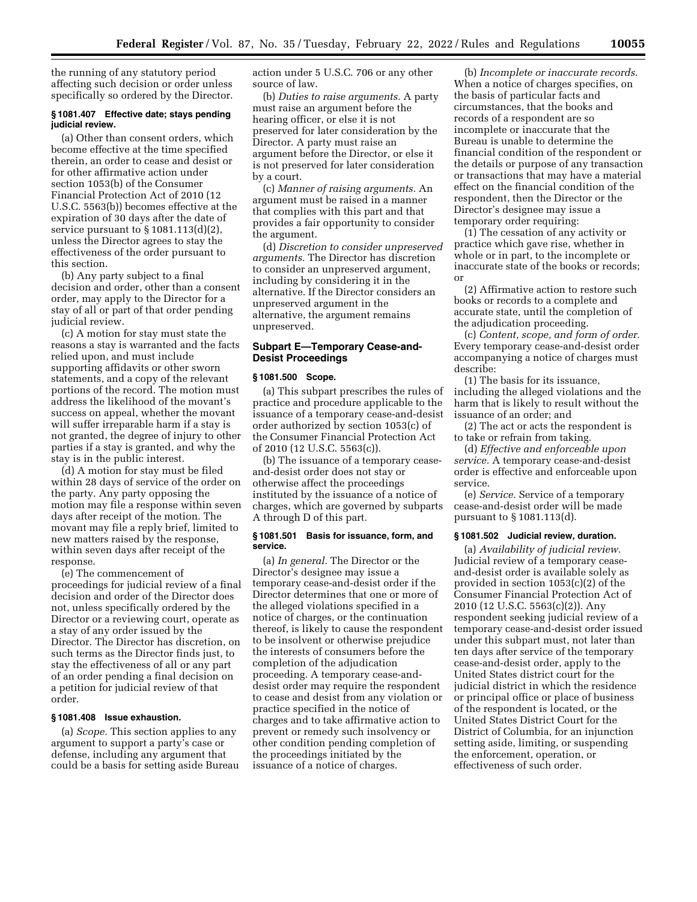the running of any statutory period affecting such decision or order unless specifically so ordered by the Director.

#### § 1081.407 Effective date; stays pending judicial review.

(a) Other than consent orders, which become effective at the time specified therein, an order to cease and desist or for other affirmative action under section 1053(b) of the Consumer Financial Protection Act of 2010 (12 U.S.C. 5563(b)) becomes effective at the expiration of 30 days after the date of service pursuant to § 1081.113(d)(2), unless the Director agrees to stay the effectiveness of the order pursuant to this section.

(b) Any party subject to a final decision and order, other than a consent order, may apply to the Director for a stay of all or part of that order pending judicial review.

(c) A motion for stay must state the reasons a stay is warranted and the facts relied upon, and must include supporting affidavits or other sworn statements, and a copy of the relevant portions of the record. The motion must address the likelihood of the movant's success on appeal, whether the movant will suffer irreparable harm if a stay is not granted, the degree of injury to other parties if a stay is granted, and why the stay is in the public interest.

(d) A motion for stay must be filed within 28 days of service of the order on the party. Any party opposing the motion may file a response within seven days after receipt of the motion. The movant may file a reply brief, limited to new matters raised by the response, within seven days after receipt of the response.

(e) The commencement of proceedings for judicial review of a final decision and order of the Director does not, unless specifically ordered by the Director or a reviewing court, operate as a stay of any order issued by the Director. The Director has discretion, on such terms as the Director finds just, to stay the effectiveness of all or any part of an order pending a final decision on a petition for judicial review of that order.

#### § 1081.408 Issue exhaustion.

(a) *Scope.* This section applies to any argument to support a party's case or defense, including any argument that could be a basis for setting aside Bureau action under 5 U.S.C. 706 or any other source of law.

(b) *Duties to raise arguments.* A party must raise an argument before the hearing officer, or else it is not preserved for later consideration by the Director. A party must raise an argument before the Director, or else it is not preserved for later consideration by a court.

(c) *Manner of raising arguments.* An argument must be raised in a manner that complies with this part and that provides a fair opportunity to consider the argument.

(d) *Discretion to consider unpreserved arguments.* The Director has discretion to consider an unpreserved argument, including by considering it in the alternative. If the Director considers an unpreserved argument in the alternative, the argument remains unpreserved.

### Subpart E—Temporary Cease-and-Desist Proceedings

#### § 1081.500 Scope.

(a) This subpart prescribes the rules of practice and procedure applicable to the issuance of a temporary cease-and-desist order authorized by section 1053(c) of the Consumer Financial Protection Act of 2010 (12 U.S.C. 5563(c)).

(b) The issuance of a temporary cease-and-desist order does not stay or otherwise affect the proceedings instituted by the issuance of a notice of charges, which are governed by subparts A through D of this part.

#### § 1081.501 Basis for issuance, form, and service.

(a) *In general.* The Director or the Director's designee may issue a temporary cease-and-desist order if the Director determines that one or more of the alleged violations specified in a notice of charges, or the continuation thereof, is likely to cause the respondent to be insolvent or otherwise prejudice the interests of consumers before the completion of the adjudication proceeding. A temporary cease-and-desist order may require the respondent to cease and desist from any violation or practice specified in the notice of charges and to take affirmative action to prevent or remedy such insolvency or other condition pending completion of the proceedings initiated by the issuance of a notice of charges.

(b) *Incomplete or inaccurate records.* When a notice of charges specifies, on the basis of particular facts and circumstances, that the books and records of a respondent are so incomplete or inaccurate that the Bureau is unable to determine the financial condition of the respondent or the details or purpose of any transaction or transactions that may have a material effect on the financial condition of the respondent, then the Director or the Director's designee may issue a temporary order requiring:

(1) The cessation of any activity or practice which gave rise, whether in whole or in part, to the incomplete or inaccurate state of the books or records; or

(2) Affirmative action to restore such books or records to a complete and accurate state, until the completion of the adjudication proceeding.

(c) *Content, scope, and form of order.* Every temporary cease-and-desist order accompanying a notice of charges must describe:

(1) The basis for its issuance, including the alleged violations and the harm that is likely to result without the issuance of an order; and

(2) The act or acts the respondent is to take or refrain from taking.

(d) *Effective and enforceable upon service.* A temporary cease-and-desist order is effective and enforceable upon service.

(e) *Service.* Service of a temporary cease-and-desist order will be made pursuant to § 1081.113(d).

#### § 1081.502 Judicial review, duration.

(a) *Availability of judicial review.* Judicial review of a temporary cease-and-desist order is available solely as provided in section 1053(c)(2) of the Consumer Financial Protection Act of 2010 (12 U.S.C. 5563(c)(2)). Any respondent seeking judicial review of a temporary cease-and-desist order issued under this subpart must, not later than ten days after service of the temporary cease-and-desist order, apply to the United States district court for the judicial district in which the residence or principal office or place of business of the respondent is located, or the United States District Court for the District of Columbia, for an injunction setting aside, limiting, or suspending the enforcement, operation, or effectiveness of such order.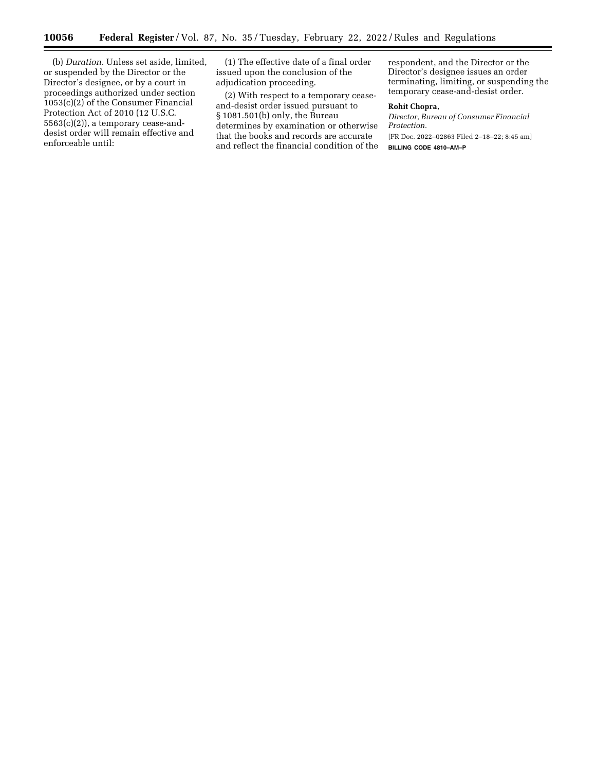(b) *Duration*. Unless set aside, limited, or suspended by the Director or the Director's designee, or by a court in proceedings authorized under section 1053(c)(2) of the Consumer Financial Protection Act of 2010 (12 U.S.C. 5563(c)(2)), a temporary cease-and-desist order will remain effective and enforceable until:

(1) The effective date of a final order issued upon the conclusion of the adjudication proceeding.

(2) With respect to a temporary cease-and-desist order issued pursuant to § 1081.501(b) only, the Bureau determines by examination or otherwise that the books and records are accurate and reflect the financial condition of the respondent, and the Director or the Director's designee issues an order terminating, limiting, or suspending the temporary cease-and-desist order.

**Rohit Chopra,**

*Director, Bureau of Consumer Financial Protection.*

[FR Doc. 2022–02863 Filed 2–18–22; 8:45 am]

**BILLING CODE 4810–AM–P**